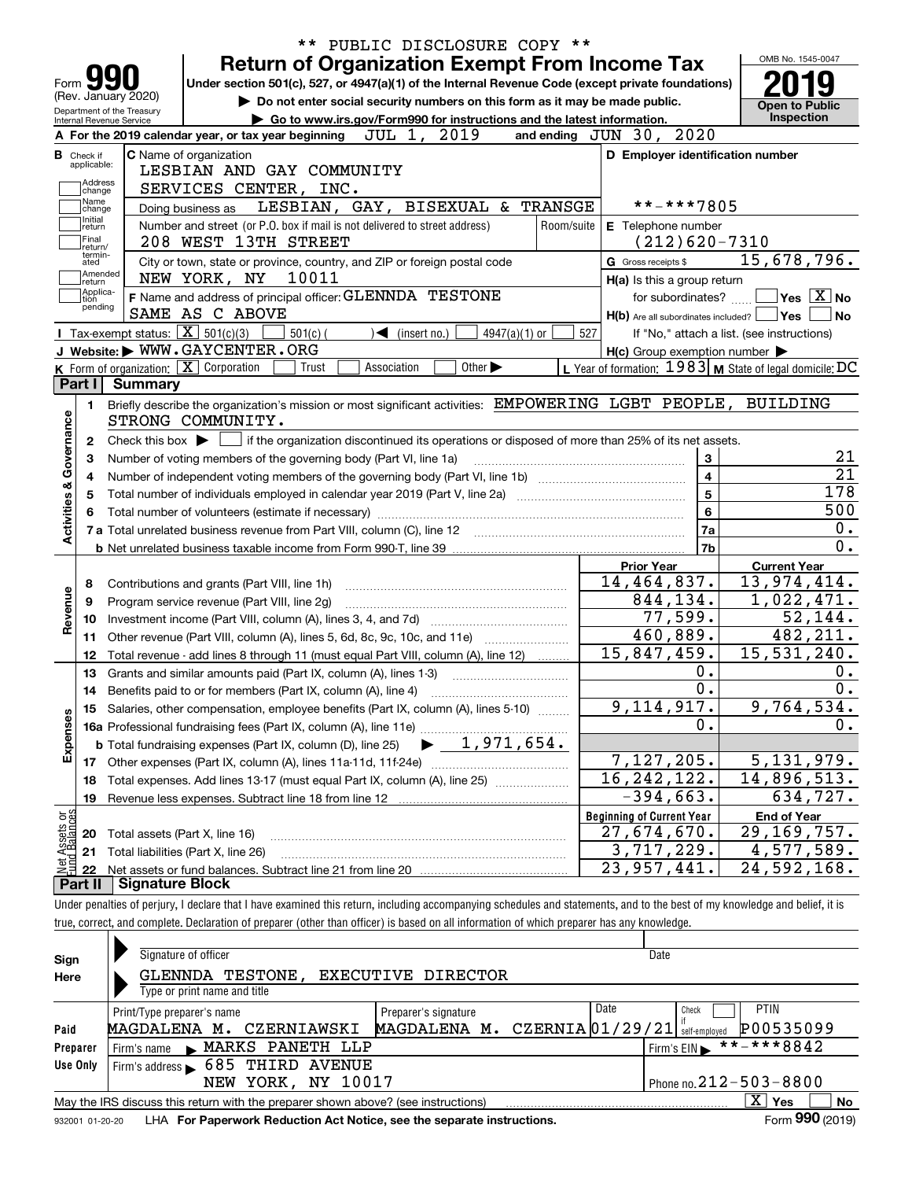** PUBLIC DISCLOSURE COPY **

# Form 990 — Return of Organization Exempt From Income Tax — 2019

(Rev. January 2020)
Department of the Treasury
Internal Revenue Service

Under section 501(c), 527, or 4947(a)(1) of the Internal Revenue Code (except private foundations)

▶ Do not enter social security numbers on this form as it may be made public.

▶ Go to www.irs.gov/Form990 for instructions and the latest information.

OMB No. 1545-0047

**Open to Public Inspection**

**A** For the 2019 calendar year, or tax year beginning JUL 1, 2019 and ending JUN 30, 2020

**B** Check if applicable: Address change; Name change; Initial return; Final return/terminated; Amended return; Application pending

**C** Name of organization: LESBIAN AND GAY COMMUNITY SERVICES CENTER, INC.

Doing business as: LESBIAN, GAY, BISEXUAL & TRANSGE

Number and street (or P.O. box if mail is not delivered to street address): 208 WEST 13TH STREET — Room/suite

City or town, state or province, country, and ZIP or foreign postal code: NEW YORK, NY 10011

**F** Name and address of principal officer: GLENNDA TESTONE, SAME AS C ABOVE

**D** Employer identification number: **-***7805

**E** Telephone number: (212)620-7310

**G** Gross receipts $ 15,678,796.

**H(a)** Is this a group return for subordinates? ☐ Yes ☒ No

**H(b)** Are all subordinates included? ☐ Yes ☐ No — If "No," attach a list. (see instructions)

**H(c)** Group exemption number ▶

**I** Tax-exempt status: ☒ 501(c)(3) ☐ 501(c) ( ) ◀ (insert no.) ☐ 4947(a)(1) or ☐ 527

**J** Website: ▶ WWW.GAYCENTER.ORG

**K** Form of organization: ☒ Corporation ☐ Trust ☐ Association ☐ Other ▶

**L** Year of formation: 1983 **M** State of legal domicile: DC

## Part I Summary

**Activities & Governance**

1. Briefly describe the organization's mission or most significant activities: EMPOWERING LGBT PEOPLE, BUILDING STRONG COMMUNITY.
2. Check this box ▶ ☐ if the organization discontinued its operations or disposed of more than 25% of its net assets.

| Line | Description | | Value |
|---|---|---|---|
| 3 | Number of voting members of the governing body (Part VI, line 1a) | 3 | 21 |
| 4 | Number of independent voting members of the governing body (Part VI, line 1b) | 4 | 21 |
| 5 | Total number of individuals employed in calendar year 2019 (Part V, line 2a) | 5 | 178 |
| 6 | Total number of volunteers (estimate if necessary) | 6 | 500 |
| 7a | Total unrelated business revenue from Part VIII, column (C), line 12 | 7a | 0. |
| 7b | Net unrelated business taxable income from Form 990-T, line 39 | 7b | 0. |

| Line | Description | Prior Year | Current Year |
|---|---|---|---|
| **Revenue** | | | |
| 8 | Contributions and grants (Part VIII, line 1h) | 14,464,837. | 13,974,414. |
| 9 | Program service revenue (Part VIII, line 2g) | 844,134. | 1,022,471. |
| 10 | Investment income (Part VIII, column (A), lines 3, 4, and 7d) | 77,599. | 52,144. |
| 11 | Other revenue (Part VIII, column (A), lines 5, 6d, 8c, 9c, 10c, and 11e) | 460,889. | 482,211. |
| 12 | Total revenue - add lines 8 through 11 (must equal Part VIII, column (A), line 12) | 15,847,459. | 15,531,240. |
| **Expenses** | | | |
| 13 | Grants and similar amounts paid (Part IX, column (A), lines 1-3) | 0. | 0. |
| 14 | Benefits paid to or for members (Part IX, column (A), line 4) | 0. | 0. |
| 15 | Salaries, other compensation, employee benefits (Part IX, column (A), lines 5-10) | 9,114,917. | 9,764,534. |
| 16a | Professional fundraising fees (Part IX, column (A), line 11e) | 0. | 0. |
| b | Total fundraising expenses (Part IX, column (D), line 25) ▶ 1,971,654. | | |
| 17 | Other expenses (Part IX, column (A), lines 11a-11d, 11f-24e) | 7,127,205. | 5,131,979. |
| 18 | Total expenses. Add lines 13-17 (must equal Part IX, column (A), line 25) | 16,242,122. | 14,896,513. |
| 19 | Revenue less expenses. Subtract line 18 from line 12 | -394,663. | 634,727. |
| **Net Assets or Fund Balances** | | **Beginning of Current Year** | **End of Year** |
| 20 | Total assets (Part X, line 16) | 27,674,670. | 29,169,757. |
| 21 | Total liabilities (Part X, line 26) | 3,717,229. | 4,577,589. |
| 22 | Net assets or fund balances. Subtract line 21 from line 20 | 23,957,441. | 24,592,168. |

## Part II Signature Block

Under penalties of perjury, I declare that I have examined this return, including accompanying schedules and statements, and to the best of my knowledge and belief, it is true, correct, and complete. Declaration of preparer (other than officer) is based on all information of which preparer has any knowledge.

**Sign Here**

Signature of officer — Date

GLENNDA TESTONE, EXECUTIVE DIRECTOR
Type or print name and title

**Paid Preparer Use Only**

| Print/Type preparer's name | Preparer's signature | Date | Check if self-employed | PTIN |
|---|---|---|---|---|
| MAGDALENA M. CZERNIAWSKI | MAGDALENA M. CZERNIA | 01/29/21 | ☐ | P00535099 |

Firm's name ▶ MARKS PANETH LLP — Firm's EIN ▶ **-***8842

Firm's address ▶ 685 THIRD AVENUE, NEW YORK, NY 10017 — Phone no. 212-503-8800

May the IRS discuss this return with the preparer shown above? (see instructions) ☒ Yes ☐ No

932001 01-20-20 LHA For Paperwork Reduction Act Notice, see the separate instructions. Form **990** (2019)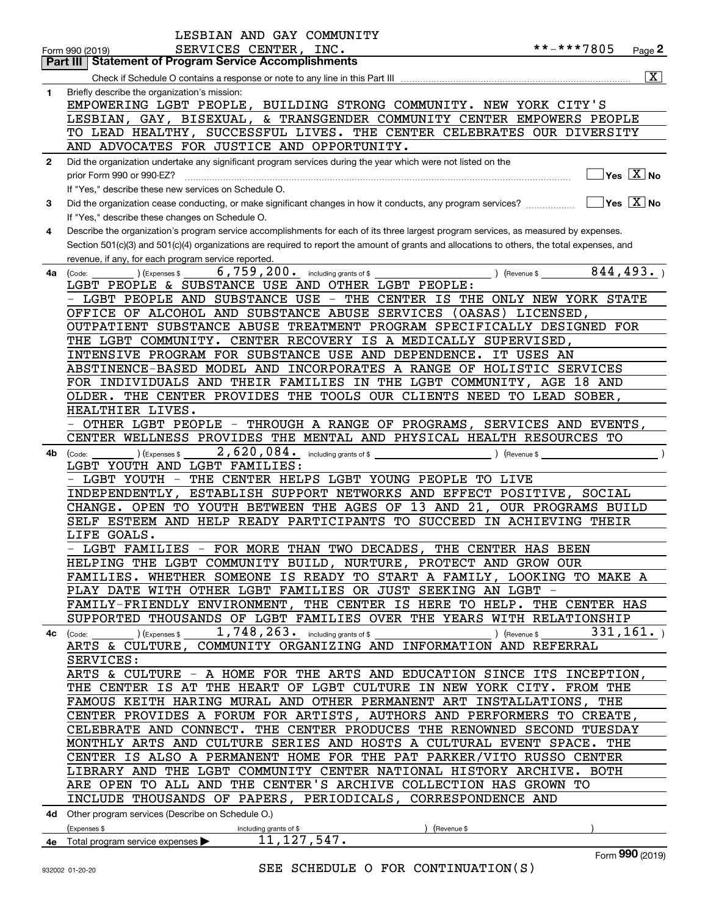LESBIAN AND GAY COMMUNITY

Form 990 (2019) SERVICES CENTER, INC. **-***7805 Page 2

## Part III Statement of Program Service Accomplishments

Check if Schedule O contains a response or note to any line in this Part III [X]

**1** Briefly describe the organization's mission:

EMPOWERING LGBT PEOPLE, BUILDING STRONG COMMUNITY. NEW YORK CITY'S LESBIAN, GAY, BISEXUAL, & TRANSGENDER COMMUNITY CENTER EMPOWERS PEOPLE TO LEAD HEALTHY, SUCCESSFUL LIVES. THE CENTER CELEBRATES OUR DIVERSITY AND ADVOCATES FOR JUSTICE AND OPPORTUNITY.

**2** Did the organization undertake any significant program services during the year which were not listed on the prior Form 990 or 990-EZ? Yes [ ] No [X]

If "Yes," describe these new services on Schedule O.

**3** Did the organization cease conducting, or make significant changes in how it conducts, any program services? Yes [ ] No [X]

If "Yes," describe these changes on Schedule O.

**4** Describe the organization's program service accomplishments for each of its three largest program services, as measured by expenses. Section 501(c)(3) and 501(c)(4) organizations are required to report the amount of grants and allocations to others, the total expenses, and revenue, if any, for each program service reported.

**4a** (Code: ) (Expenses $ 6,759,200. including grants of $ ) (Revenue $ 844,493. )

LGBT PEOPLE & SUBSTANCE USE AND OTHER LGBT PEOPLE:
- LGBT PEOPLE AND SUBSTANCE USE - THE CENTER IS THE ONLY NEW YORK STATE OFFICE OF ALCOHOL AND SUBSTANCE ABUSE SERVICES (OASAS) LICENSED, OUTPATIENT SUBSTANCE ABUSE TREATMENT PROGRAM SPECIFICALLY DESIGNED FOR THE LGBT COMMUNITY. CENTER RECOVERY IS A MEDICALLY SUPERVISED, INTENSIVE PROGRAM FOR SUBSTANCE USE AND DEPENDENCE. IT USES AN ABSTINENCE-BASED MODEL AND INCORPORATES A RANGE OF HOLISTIC SERVICES FOR INDIVIDUALS AND THEIR FAMILIES IN THE LGBT COMMUNITY, AGE 18 AND OLDER. THE CENTER PROVIDES THE TOOLS OUR CLIENTS NEED TO LEAD SOBER, HEALTHIER LIVES.
- OTHER LGBT PEOPLE - THROUGH A RANGE OF PROGRAMS, SERVICES AND EVENTS, CENTER WELLNESS PROVIDES THE MENTAL AND PHYSICAL HEALTH RESOURCES TO

**4b** (Code: ) (Expenses $ 2,620,084. including grants of $ ) (Revenue $ )

LGBT YOUTH AND LGBT FAMILIES:
- LGBT YOUTH - THE CENTER HELPS LGBT YOUNG PEOPLE TO LIVE INDEPENDENTLY, ESTABLISH SUPPORT NETWORKS AND EFFECT POSITIVE, SOCIAL CHANGE. OPEN TO YOUTH BETWEEN THE AGES OF 13 AND 21, OUR PROGRAMS BUILD SELF ESTEEM AND HELP READY PARTICIPANTS TO SUCCEED IN ACHIEVING THEIR LIFE GOALS.
- LGBT FAMILIES - FOR MORE THAN TWO DECADES, THE CENTER HAS BEEN HELPING THE LGBT COMMUNITY BUILD, NURTURE, PROTECT AND GROW OUR FAMILIES. WHETHER SOMEONE IS READY TO START A FAMILY, LOOKING TO MAKE A PLAY DATE WITH OTHER LGBT FAMILIES OR JUST SEEKING AN LGBT - FAMILY-FRIENDLY ENVIRONMENT, THE CENTER IS HERE TO HELP. THE CENTER HAS SUPPORTED THOUSANDS OF LGBT FAMILIES OVER THE YEARS WITH RELATIONSHIP

**4c** (Code: ) (Expenses $ 1,748,263. including grants of $ ) (Revenue $ 331,161. )

ARTS & CULTURE, COMMUNITY ORGANIZING AND INFORMATION AND REFERRAL SERVICES:
ARTS & CULTURE - A HOME FOR THE ARTS AND EDUCATION SINCE ITS INCEPTION, THE CENTER IS AT THE HEART OF LGBT CULTURE IN NEW YORK CITY. FROM THE FAMOUS KEITH HARING MURAL AND OTHER PERMANENT ART INSTALLATIONS, THE CENTER PROVIDES A FORUM FOR ARTISTS, AUTHORS AND PERFORMERS TO CREATE, CELEBRATE AND CONNECT. THE CENTER PRODUCES THE RENOWNED SECOND TUESDAY MONTHLY ARTS AND CULTURE SERIES AND HOSTS A CULTURAL EVENT SPACE. THE CENTER IS ALSO A PERMANENT HOME FOR THE PAT PARKER/VITO RUSSO CENTER LIBRARY AND THE LGBT COMMUNITY CENTER NATIONAL HISTORY ARCHIVE. BOTH ARE OPEN TO ALL AND THE CENTER'S ARCHIVE COLLECTION HAS GROWN TO INCLUDE THOUSANDS OF PAPERS, PERIODICALS, CORRESPONDENCE AND

**4d** Other program services (Describe on Schedule O.)

(Expenses $ including grants of $ ) (Revenue $ )

**4e** Total program service expenses ▶ 11,127,547.

SEE SCHEDULE O FOR CONTINUATION(S)

Form 990 (2019)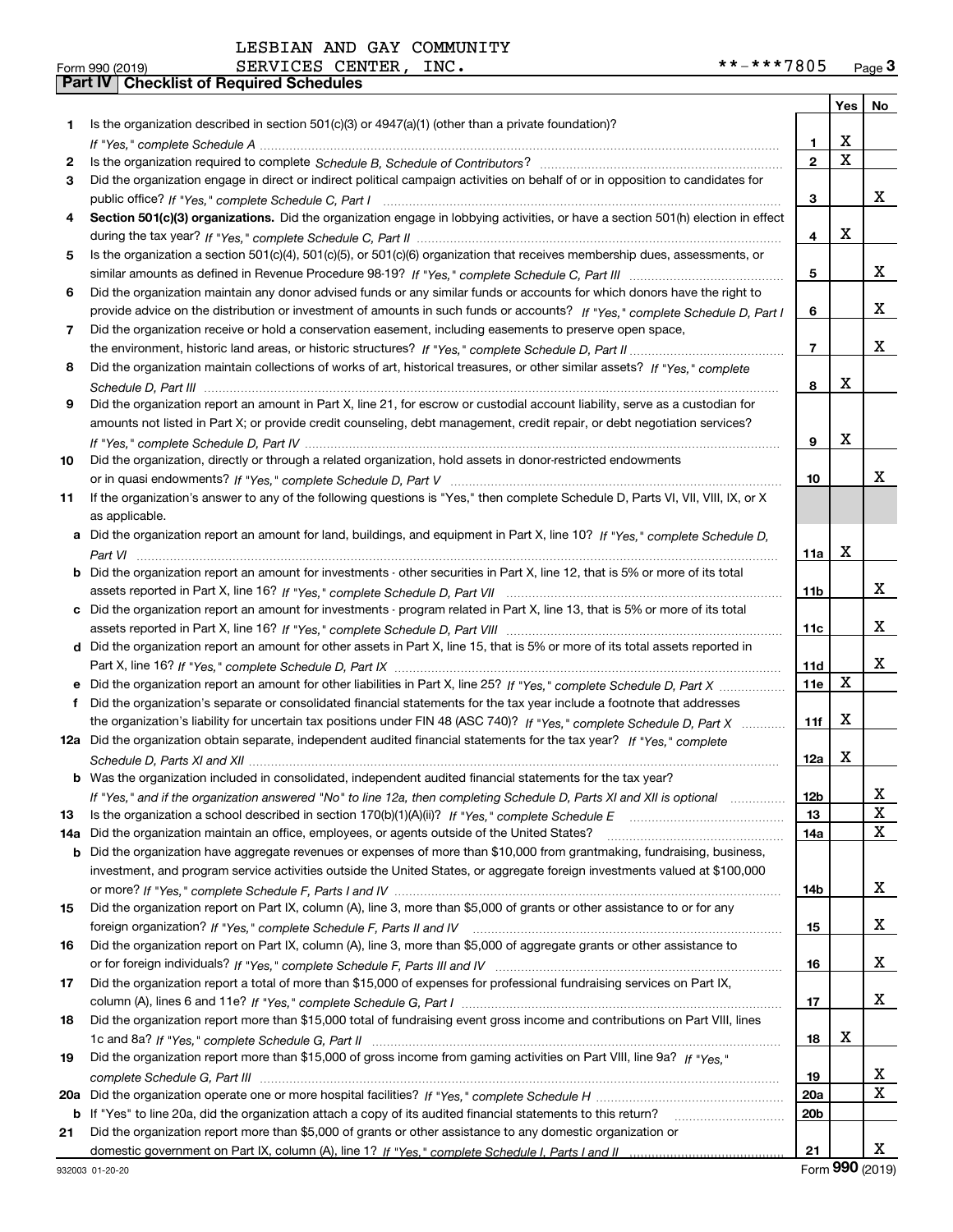LESBIAN AND GAY COMMUNITY

Form 990 (2019) SERVICES CENTER, INC. **-***7805 Page 3

**Part IV | Checklist of Required Schedules**

| | | | Yes | No |
|---|---|---|---|---|
| 1 | Is the organization described in section 501(c)(3) or 4947(a)(1) (other than a private foundation)? *If "Yes," complete Schedule A* | 1 | X | |
| 2 | Is the organization required to complete *Schedule B, Schedule of Contributors*? | 2 | X | |
| 3 | Did the organization engage in direct or indirect political campaign activities on behalf of or in opposition to candidates for public office? *If "Yes," complete Schedule C, Part I* | 3 | | X |
| 4 | **Section 501(c)(3) organizations.** Did the organization engage in lobbying activities, or have a section 501(h) election in effect during the tax year? *If "Yes," complete Schedule C, Part II* | 4 | X | |
| 5 | Is the organization a section 501(c)(4), 501(c)(5), or 501(c)(6) organization that receives membership dues, assessments, or similar amounts as defined in Revenue Procedure 98-19? *If "Yes," complete Schedule C, Part III* | 5 | | X |
| 6 | Did the organization maintain any donor advised funds or any similar funds or accounts for which donors have the right to provide advice on the distribution or investment of amounts in such funds or accounts? *If "Yes," complete Schedule D, Part I* | 6 | | X |
| 7 | Did the organization receive or hold a conservation easement, including easements to preserve open space, the environment, historic land areas, or historic structures? *If "Yes," complete Schedule D, Part II* | 7 | | X |
| 8 | Did the organization maintain collections of works of art, historical treasures, or other similar assets? *If "Yes," complete Schedule D, Part III* | 8 | X | |
| 9 | Did the organization report an amount in Part X, line 21, for escrow or custodial account liability, serve as a custodian for amounts not listed in Part X; or provide credit counseling, debt management, credit repair, or debt negotiation services? *If "Yes," complete Schedule D, Part IV* | 9 | X | |
| 10 | Did the organization, directly or through a related organization, hold assets in donor-restricted endowments or in quasi endowments? *If "Yes," complete Schedule D, Part V* | 10 | | X |
| 11 | If the organization's answer to any of the following questions is "Yes," then complete Schedule D, Parts VI, VII, VIII, IX, or X as applicable. | | | |
| a | Did the organization report an amount for land, buildings, and equipment in Part X, line 10? *If "Yes," complete Schedule D, Part VI* | 11a | X | |
| b | Did the organization report an amount for investments - other securities in Part X, line 12, that is 5% or more of its total assets reported in Part X, line 16? *If "Yes," complete Schedule D, Part VII* | 11b | | X |
| c | Did the organization report an amount for investments - program related in Part X, line 13, that is 5% or more of its total assets reported in Part X, line 16? *If "Yes," complete Schedule D, Part VIII* | 11c | | X |
| d | Did the organization report an amount for other assets in Part X, line 15, that is 5% or more of its total assets reported in Part X, line 16? *If "Yes," complete Schedule D, Part IX* | 11d | | X |
| e | Did the organization report an amount for other liabilities in Part X, line 25? *If "Yes," complete Schedule D, Part X* | 11e | X | |
| f | Did the organization's separate or consolidated financial statements for the tax year include a footnote that addresses the organization's liability for uncertain tax positions under FIN 48 (ASC 740)? *If "Yes," complete Schedule D, Part X* | 11f | X | |
| 12a | Did the organization obtain separate, independent audited financial statements for the tax year? *If "Yes," complete Schedule D, Parts XI and XII* | 12a | X | |
| b | Was the organization included in consolidated, independent audited financial statements for the tax year? *If "Yes," and if the organization answered "No" to line 12a, then completing Schedule D, Parts XI and XII is optional* | 12b | | X |
| 13 | Is the organization a school described in section 170(b)(1)(A)(ii)? *If "Yes," complete Schedule E* | 13 | | X |
| 14a | Did the organization maintain an office, employees, or agents outside of the United States? | 14a | | X |
| b | Did the organization have aggregate revenues or expenses of more than $10,000 from grantmaking, fundraising, business, investment, and program service activities outside the United States, or aggregate foreign investments valued at $100,000 or more? *If "Yes," complete Schedule F, Parts I and IV* | 14b | | X |
| 15 | Did the organization report on Part IX, column (A), line 3, more than $5,000 of grants or other assistance to or for any foreign organization? *If "Yes," complete Schedule F, Parts II and IV* | 15 | | X |
| 16 | Did the organization report on Part IX, column (A), line 3, more than $5,000 of aggregate grants or other assistance to or for foreign individuals? *If "Yes," complete Schedule F, Parts III and IV* | 16 | | X |
| 17 | Did the organization report a total of more than $15,000 of expenses for professional fundraising services on Part IX, column (A), lines 6 and 11e? *If "Yes," complete Schedule G, Part I* | 17 | | X |
| 18 | Did the organization report more than $15,000 total of fundraising event gross income and contributions on Part VIII, lines 1c and 8a? *If "Yes," complete Schedule G, Part II* | 18 | X | |
| 19 | Did the organization report more than $15,000 of gross income from gaming activities on Part VIII, line 9a? *If "Yes," complete Schedule G, Part III* | 19 | | X |
| 20a | Did the organization operate one or more hospital facilities? *If "Yes," complete Schedule H* | 20a | | X |
| b | If "Yes" to line 20a, did the organization attach a copy of its audited financial statements to this return? | 20b | | |
| 21 | Did the organization report more than $5,000 of grants or other assistance to any domestic organization or domestic government on Part IX, column (A), line 1? *If "Yes," complete Schedule I, Parts I and II* | 21 | | X |

932003 01-20-20 Form **990** (2019)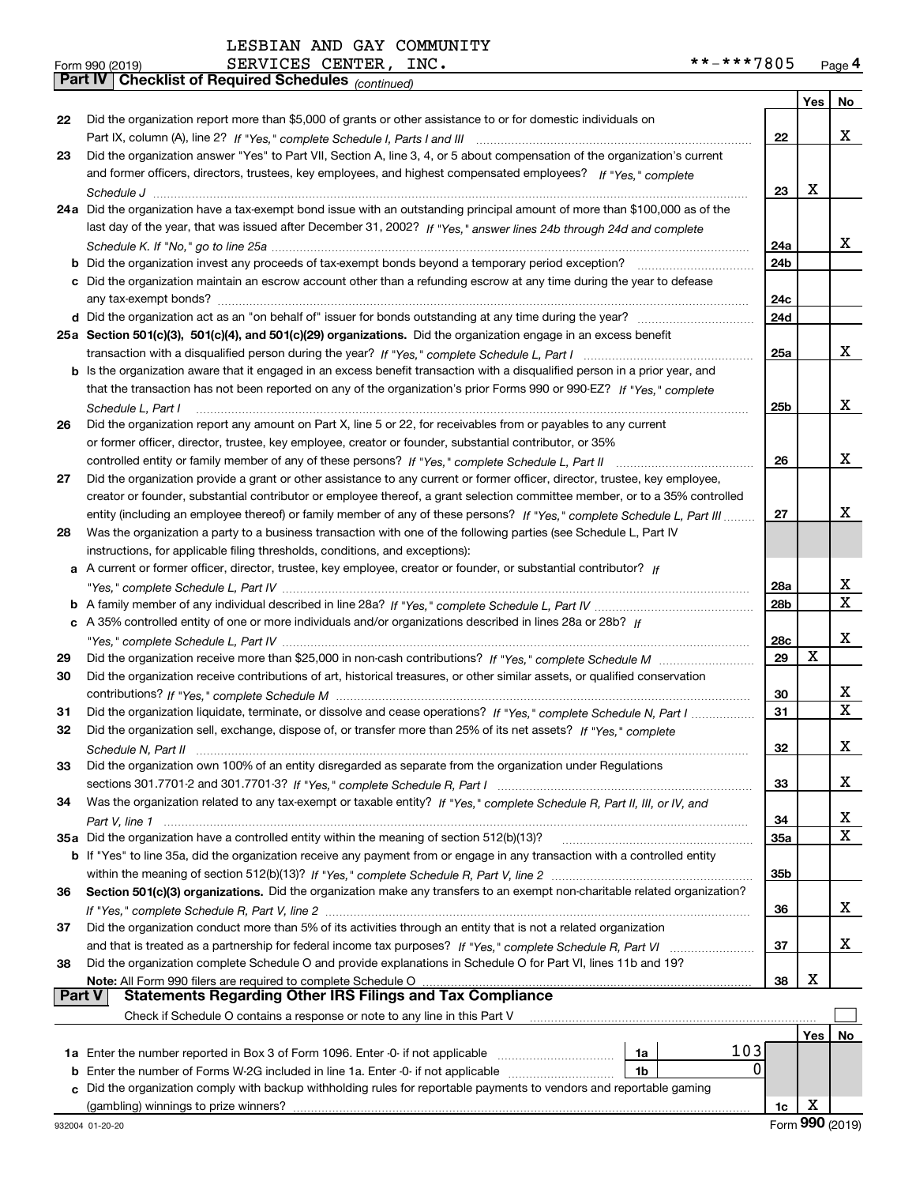LESBIAN AND GAY COMMUNITY
SERVICES CENTER, INC.

Form 990 (2019) **-***7805 Page 4

## Part IV Checklist of Required Schedules *(continued)*

| | | | Yes | No |
|---|---|---|---|---|
| 22 | Did the organization report more than $5,000 of grants or other assistance to or for domestic individuals on Part IX, column (A), line 2? *If "Yes," complete Schedule I, Parts I and III* | 22 | | X |
| 23 | Did the organization answer "Yes" to Part VII, Section A, line 3, 4, or 5 about compensation of the organization's current and former officers, directors, trustees, key employees, and highest compensated employees? *If "Yes," complete Schedule J* | 23 | X | |
| 24a | Did the organization have a tax-exempt bond issue with an outstanding principal amount of more than $100,000 as of the last day of the year, that was issued after December 31, 2002? *If "Yes," answer lines 24b through 24d and complete Schedule K. If "No," go to line 25a* | 24a | | X |
| b | Did the organization invest any proceeds of tax-exempt bonds beyond a temporary period exception? | 24b | | |
| c | Did the organization maintain an escrow account other than a refunding escrow at any time during the year to defease any tax-exempt bonds? | 24c | | |
| d | Did the organization act as an "on behalf of" issuer for bonds outstanding at any time during the year? | 24d | | |
| 25a | **Section 501(c)(3), 501(c)(4), and 501(c)(29) organizations.** Did the organization engage in an excess benefit transaction with a disqualified person during the year? *If "Yes," complete Schedule L, Part I* | 25a | | X |
| b | Is the organization aware that it engaged in an excess benefit transaction with a disqualified person in a prior year, and that the transaction has not been reported on any of the organization's prior Forms 990 or 990-EZ? *If "Yes," complete Schedule L, Part I* | 25b | | X |
| 26 | Did the organization report any amount on Part X, line 5 or 22, for receivables from or payables to any current or former officer, director, trustee, key employee, creator or founder, substantial contributor, or 35% controlled entity or family member of any of these persons? *If "Yes," complete Schedule L, Part II* | 26 | | X |
| 27 | Did the organization provide a grant or other assistance to any current or former officer, director, trustee, key employee, creator or founder, substantial contributor or employee thereof, a grant selection committee member, or to a 35% controlled entity (including an employee thereof) or family member of any of these persons? *If "Yes," complete Schedule L, Part III* | 27 | | X |
| 28 | Was the organization a party to a business transaction with one of the following parties (see Schedule L, Part IV instructions, for applicable filing thresholds, conditions, and exceptions): | | | |
| a | A current or former officer, director, trustee, key employee, creator or founder, or substantial contributor? *If "Yes," complete Schedule L, Part IV* | 28a | | X |
| b | A family member of any individual described in line 28a? *If "Yes," complete Schedule L, Part IV* | 28b | | X |
| c | A 35% controlled entity of one or more individuals and/or organizations described in lines 28a or 28b? *If "Yes," complete Schedule L, Part IV* | 28c | | X |
| 29 | Did the organization receive more than $25,000 in non-cash contributions? *If "Yes," complete Schedule M* | 29 | X | |
| 30 | Did the organization receive contributions of art, historical treasures, or other similar assets, or qualified conservation contributions? *If "Yes," complete Schedule M* | 30 | | X |
| 31 | Did the organization liquidate, terminate, or dissolve and cease operations? *If "Yes," complete Schedule N, Part I* | 31 | | X |
| 32 | Did the organization sell, exchange, dispose of, or transfer more than 25% of its net assets? *If "Yes," complete Schedule N, Part II* | 32 | | X |
| 33 | Did the organization own 100% of an entity disregarded as separate from the organization under Regulations sections 301.7701-2 and 301.7701-3? *If "Yes," complete Schedule R, Part I* | 33 | | X |
| 34 | Was the organization related to any tax-exempt or taxable entity? *If "Yes," complete Schedule R, Part II, III, or IV, and Part V, line 1* | 34 | | X |
| 35a | Did the organization have a controlled entity within the meaning of section 512(b)(13)? | 35a | | X |
| b | If "Yes" to line 35a, did the organization receive any payment from or engage in any transaction with a controlled entity within the meaning of section 512(b)(13)? *If "Yes," complete Schedule R, Part V, line 2* | 35b | | |
| 36 | **Section 501(c)(3) organizations.** Did the organization make any transfers to an exempt non-charitable related organization? *If "Yes," complete Schedule R, Part V, line 2* | 36 | | X |
| 37 | Did the organization conduct more than 5% of its activities through an entity that is not a related organization and that is treated as a partnership for federal income tax purposes? *If "Yes," complete Schedule R, Part VI* | 37 | | X |
| 38 | Did the organization complete Schedule O and provide explanations in Schedule O for Part VI, lines 11b and 19? **Note:** All Form 990 filers are required to complete Schedule O | 38 | X | |

## Part V Statements Regarding Other IRS Filings and Tax Compliance

Check if Schedule O contains a response or note to any line in this Part V ☐

| | | | | | Yes | No |
|---|---|---|---|---|---|---|
| 1a | Enter the number reported in Box 3 of Form 1096. Enter -0- if not applicable | 1a | 103 | | | |
| b | Enter the number of Forms W-2G included in line 1a. Enter -0- if not applicable | 1b | 0 | | | |
| c | Did the organization comply with backup withholding rules for reportable payments to vendors and reportable gaming (gambling) winnings to prize winners? | | | 1c | X | |

932004 01-20-20 Form **990** (2019)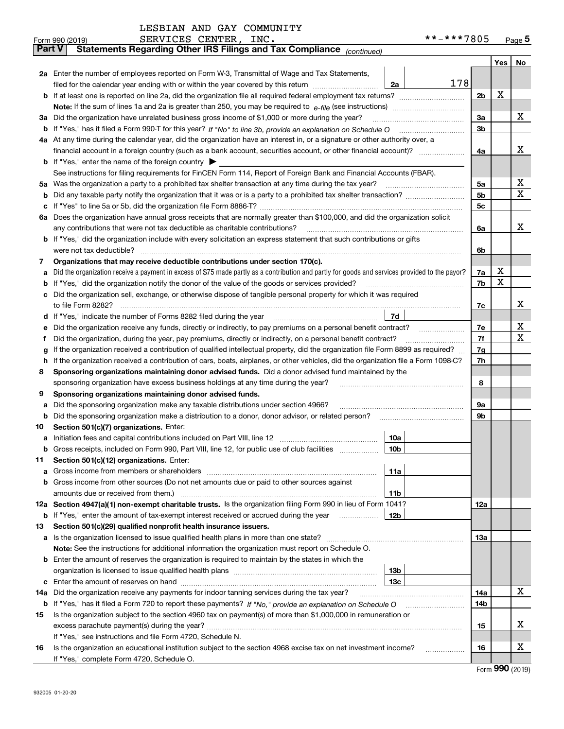LESBIAN AND GAY COMMUNITY SERVICES CENTER, INC. **-***7805

Form 990 (2019)

## Part V Statements Regarding Other IRS Filings and Tax Compliance *(continued)*

| | | | | | Yes | No |
|---|---|---|---|---|---|---|
| **2a** | Enter the number of employees reported on Form W-3, Transmittal of Wage and Tax Statements, filed for the calendar year ending with or within the year covered by this return | 2a | 178 | | | |
| **b** | If at least one is reported on line 2a, did the organization file all required federal employment tax returns? | | | 2b | X | |
| | **Note:** If the sum of lines 1a and 2a is greater than 250, you may be required to *e-file* (see instructions) | | | | | |
| **3a** | Did the organization have unrelated business gross income of $1,000 or more during the year? | | | 3a | | X |
| **b** | If "Yes," has it filed a Form 990-T for this year? *If "No" to line 3b, provide an explanation on Schedule O* | | | 3b | | |
| **4a** | At any time during the calendar year, did the organization have an interest in, or a signature or other authority over, a financial account in a foreign country (such as a bank account, securities account, or other financial account)? | | | 4a | | X |
| **b** | If "Yes," enter the name of the foreign country ▶ | | | | | |
| | See instructions for filing requirements for FinCEN Form 114, Report of Foreign Bank and Financial Accounts (FBAR). | | | | | |
| **5a** | Was the organization a party to a prohibited tax shelter transaction at any time during the tax year? | | | 5a | | X |
| **b** | Did any taxable party notify the organization that it was or is a party to a prohibited tax shelter transaction? | | | 5b | | X |
| **c** | If "Yes" to line 5a or 5b, did the organization file Form 8886-T? | | | 5c | | |
| **6a** | Does the organization have annual gross receipts that are normally greater than $100,000, and did the organization solicit any contributions that were not tax deductible as charitable contributions? | | | 6a | | X |
| **b** | If "Yes," did the organization include with every solicitation an express statement that such contributions or gifts were not tax deductible? | | | 6b | | |
| **7** | **Organizations that may receive deductible contributions under section 170(c).** | | | | | |
| **a** | Did the organization receive a payment in excess of $75 made partly as a contribution and partly for goods and services provided to the payor? | | | 7a | X | |
| **b** | If "Yes," did the organization notify the donor of the value of the goods or services provided? | | | 7b | X | |
| **c** | Did the organization sell, exchange, or otherwise dispose of tangible personal property for which it was required to file Form 8282? | | | 7c | | X |
| **d** | If "Yes," indicate the number of Forms 8282 filed during the year | 7d | | | | |
| **e** | Did the organization receive any funds, directly or indirectly, to pay premiums on a personal benefit contract? | | | 7e | | X |
| **f** | Did the organization, during the year, pay premiums, directly or indirectly, on a personal benefit contract? | | | 7f | | X |
| **g** | If the organization received a contribution of qualified intellectual property, did the organization file Form 8899 as required? | | | 7g | | |
| **h** | If the organization received a contribution of cars, boats, airplanes, or other vehicles, did the organization file a Form 1098-C? | | | 7h | | |
| **8** | **Sponsoring organizations maintaining donor advised funds.** Did a donor advised fund maintained by the sponsoring organization have excess business holdings at any time during the year? | | | 8 | | |
| **9** | **Sponsoring organizations maintaining donor advised funds.** | | | | | |
| **a** | Did the sponsoring organization make any taxable distributions under section 4966? | | | 9a | | |
| **b** | Did the sponsoring organization make a distribution to a donor, donor advisor, or related person? | | | 9b | | |
| **10** | **Section 501(c)(7) organizations.** Enter: | | | | | |
| **a** | Initiation fees and capital contributions included on Part VIII, line 12 | 10a | | | | |
| **b** | Gross receipts, included on Form 990, Part VIII, line 12, for public use of club facilities | 10b | | | | |
| **11** | **Section 501(c)(12) organizations.** Enter: | | | | | |
| **a** | Gross income from members or shareholders | 11a | | | | |
| **b** | Gross income from other sources (Do not net amounts due or paid to other sources against amounts due or received from them.) | 11b | | | | |
| **12a** | **Section 4947(a)(1) non-exempt charitable trusts.** Is the organization filing Form 990 in lieu of Form 1041? | | | 12a | | |
| **b** | If "Yes," enter the amount of tax-exempt interest received or accrued during the year | 12b | | | | |
| **13** | **Section 501(c)(29) qualified nonprofit health insurance issuers.** | | | | | |
| **a** | Is the organization licensed to issue qualified health plans in more than one state? | | | 13a | | |
| | **Note:** See the instructions for additional information the organization must report on Schedule O. | | | | | |
| **b** | Enter the amount of reserves the organization is required to maintain by the states in which the organization is licensed to issue qualified health plans | 13b | | | | |
| **c** | Enter the amount of reserves on hand | 13c | | | | |
| **14a** | Did the organization receive any payments for indoor tanning services during the tax year? | | | 14a | | X |
| **b** | If "Yes," has it filed a Form 720 to report these payments? *If "No," provide an explanation on Schedule O* | | | 14b | | |
| **15** | Is the organization subject to the section 4960 tax on payment(s) of more than $1,000,000 in remuneration or excess parachute payment(s) during the year? | | | 15 | | X |
| | If "Yes," see instructions and file Form 4720, Schedule N. | | | | | |
| **16** | Is the organization an educational institution subject to the section 4968 excise tax on net investment income? | | | 16 | | X |
| | If "Yes," complete Form 4720, Schedule O. | | | | | |

Form **990** (2019)

932005 01-20-20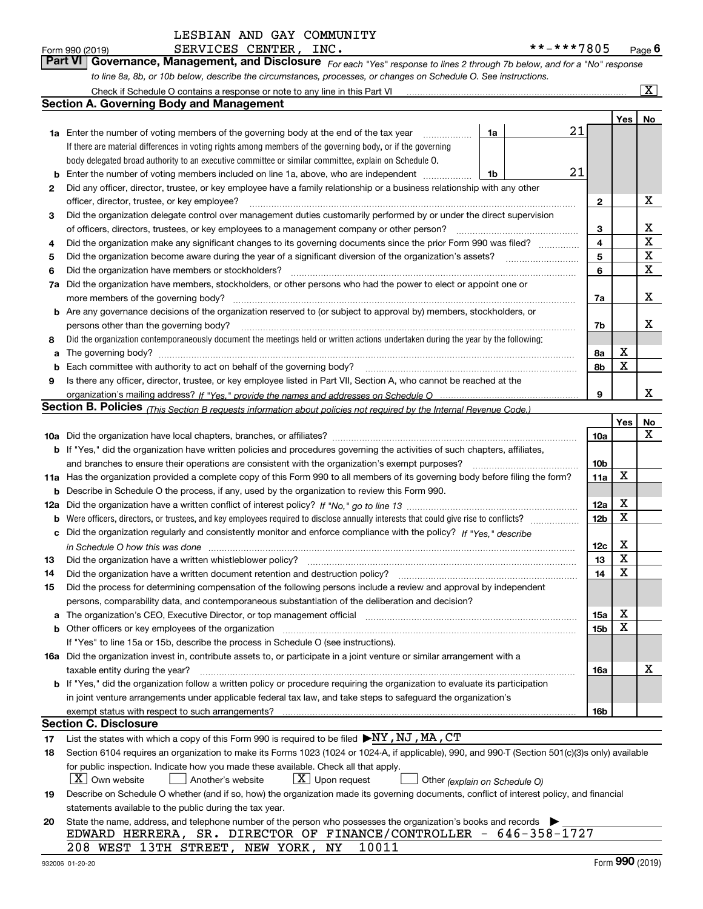LESBIAN AND GAY COMMUNITY SERVICES CENTER, INC. **-***7805

Form 990 (2019)

## Part VI Governance, Management, and Disclosure

*For each "Yes" response to lines 2 through 7b below, and for a "No" response to line 8a, 8b, or 10b below, describe the circumstances, processes, or changes on Schedule O. See instructions.*

Check if Schedule O contains a response or note to any line in this Part VI [X]

### Section A. Governing Body and Management

| | | | | Yes | No |
|---|---|---|---|---|---|
| **1a** | Enter the number of voting members of the governing body at the end of the tax year (1a) If there are material differences in voting rights among members of the governing body, or if the governing body delegated broad authority to an executive committee or similar committee, explain on Schedule O. | 21 | | | |
| **b** | Enter the number of voting members included on line 1a, above, who are independent (1b) | 21 | | | |
| **2** | Did any officer, director, trustee, or key employee have a family relationship or a business relationship with any other officer, director, trustee, or key employee? | | 2 | | X |
| **3** | Did the organization delegate control over management duties customarily performed by or under the direct supervision of officers, directors, trustees, or key employees to a management company or other person? | | 3 | | X |
| **4** | Did the organization make any significant changes to its governing documents since the prior Form 990 was filed? | | 4 | | X |
| **5** | Did the organization become aware during the year of a significant diversion of the organization's assets? | | 5 | | X |
| **6** | Did the organization have members or stockholders? | | 6 | | X |
| **7a** | Did the organization have members, stockholders, or other persons who had the power to elect or appoint one or more members of the governing body? | | 7a | | X |
| **b** | Are any governance decisions of the organization reserved to (or subject to approval by) members, stockholders, or persons other than the governing body? | | 7b | | X |
| **8** | Did the organization contemporaneously document the meetings held or written actions undertaken during the year by the following: | | | | |
| **a** | The governing body? | | 8a | X | |
| **b** | Each committee with authority to act on behalf of the governing body? | | 8b | X | |
| **9** | Is there any officer, director, trustee, or key employee listed in Part VII, Section A, who cannot be reached at the organization's mailing address? *If "Yes," provide the names and addresses on Schedule O* | | 9 | | X |

### Section B. Policies *(This Section B requests information about policies not required by the Internal Revenue Code.)*

| | | | Yes | No |
|---|---|---|---|---|
| **10a** | Did the organization have local chapters, branches, or affiliates? | 10a | | X |
| **b** | If "Yes," did the organization have written policies and procedures governing the activities of such chapters, affiliates, and branches to ensure their operations are consistent with the organization's exempt purposes? | 10b | | |
| **11a** | Has the organization provided a complete copy of this Form 990 to all members of its governing body before filing the form? | 11a | X | |
| **b** | Describe in Schedule O the process, if any, used by the organization to review this Form 990. | | | |
| **12a** | Did the organization have a written conflict of interest policy? *If "No," go to line 13* | 12a | X | |
| **b** | Were officers, directors, or trustees, and key employees required to disclose annually interests that could give rise to conflicts? | 12b | X | |
| **c** | Did the organization regularly and consistently monitor and enforce compliance with the policy? *If "Yes," describe in Schedule O how this was done* | 12c | X | |
| **13** | Did the organization have a written whistleblower policy? | 13 | X | |
| **14** | Did the organization have a written document retention and destruction policy? | 14 | X | |
| **15** | Did the process for determining compensation of the following persons include a review and approval by independent persons, comparability data, and contemporaneous substantiation of the deliberation and decision? | | | |
| **a** | The organization's CEO, Executive Director, or top management official | 15a | X | |
| **b** | Other officers or key employees of the organization | 15b | X | |
| | If "Yes" to line 15a or 15b, describe the process in Schedule O (see instructions). | | | |
| **16a** | Did the organization invest in, contribute assets to, or participate in a joint venture or similar arrangement with a taxable entity during the year? | 16a | | X |
| **b** | If "Yes," did the organization follow a written policy or procedure requiring the organization to evaluate its participation in joint venture arrangements under applicable federal tax law, and take steps to safeguard the organization's exempt status with respect to such arrangements? | 16b | | |

### Section C. Disclosure

**17** List the states with which a copy of this Form 990 is required to be filed ▶NY,NJ,MA,CT

**18** Section 6104 requires an organization to make its Forms 1023 (1024 or 1024-A, if applicable), 990, and 990-T (Section 501(c)(3)s only) available for public inspection. Indicate how you made these available. Check all that apply.

[X] Own website [ ] Another's website [X] Upon request [ ] Other *(explain on Schedule O)*

**19** Describe on Schedule O whether (and if so, how) the organization made its governing documents, conflict of interest policy, and financial statements available to the public during the tax year.

**20** State the name, address, and telephone number of the person who possesses the organization's books and records ▶

EDWARD HERRERA, SR. DIRECTOR OF FINANCE/CONTROLLER - 646-358-1727
208 WEST 13TH STREET, NEW YORK, NY 10011

932006 01-20-20 Form **990** (2019)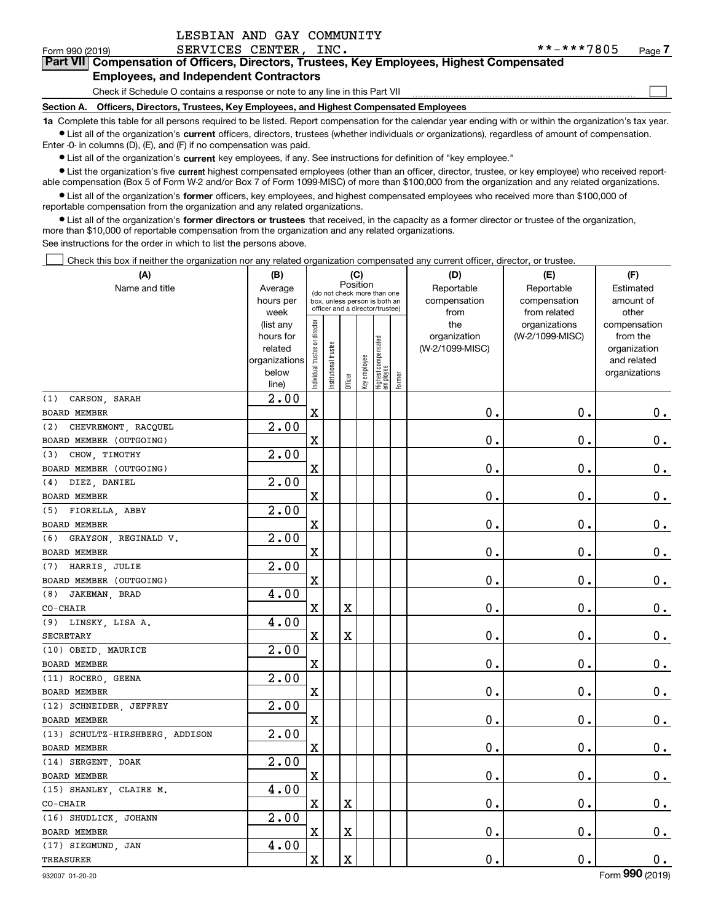LESBIAN AND GAY COMMUNITY SERVICES CENTER, INC.

Form 990 (2019) **-***7805

## Part VII Compensation of Officers, Directors, Trustees, Key Employees, Highest Compensated Employees, and Independent Contractors

Check if Schedule O contains a response or note to any line in this Part VII

### Section A. Officers, Directors, Trustees, Key Employees, and Highest Compensated Employees

**1a** Complete this table for all persons required to be listed. Report compensation for the calendar year ending with or within the organization's tax year.

- List all of the organization's **current** officers, directors, trustees (whether individuals or organizations), regardless of amount of compensation. Enter -0- in columns (D), (E), and (F) if no compensation was paid.
- List all of the organization's **current** key employees, if any. See instructions for definition of "key employee."
- List the organization's five **current** highest compensated employees (other than an officer, director, trustee, or key employee) who received reportable compensation (Box 5 of Form W-2 and/or Box 7 of Form 1099-MISC) of more than $100,000 from the organization and any related organizations.
- List all of the organization's **former** officers, key employees, and highest compensated employees who received more than $100,000 of reportable compensation from the organization and any related organizations.
- List all of the organization's **former directors or trustees** that received, in the capacity as a former director or trustee of the organization, more than $10,000 of reportable compensation from the organization and any related organizations.

See instructions for the order in which to list the persons above.

Check this box if neither the organization nor any related organization compensated any current officer, director, or trustee.

| (A) Name and title | (B) Average hours per week (list any hours for related organizations below line) | (C) Position: Individual trustee or director | Institutional trustee | Officer | Key employee | Highest compensated employee | Former | (D) Reportable compensation from the organization (W-2/1099-MISC) | (E) Reportable compensation from related organizations (W-2/1099-MISC) | (F) Estimated amount of other compensation from the organization and related organizations |
|---|---|---|---|---|---|---|---|---|---|---|
| (1) CARSON, SARAH<br>BOARD MEMBER | 2.00 | X | | | | | | 0. | 0. | 0. |
| (2) CHEVREMONT, RACQUEL<br>BOARD MEMBER (OUTGOING) | 2.00 | X | | | | | | 0. | 0. | 0. |
| (3) CHOW, TIMOTHY<br>BOARD MEMBER (OUTGOING) | 2.00 | X | | | | | | 0. | 0. | 0. |
| (4) DIEZ, DANIEL<br>BOARD MEMBER | 2.00 | X | | | | | | 0. | 0. | 0. |
| (5) FIORELLA, ABBY<br>BOARD MEMBER | 2.00 | X | | | | | | 0. | 0. | 0. |
| (6) GRAYSON, REGINALD V.<br>BOARD MEMBER | 2.00 | X | | | | | | 0. | 0. | 0. |
| (7) HARRIS, JULIE<br>BOARD MEMBER (OUTGOING) | 2.00 | X | | | | | | 0. | 0. | 0. |
| (8) JAKEMAN, BRAD<br>CO-CHAIR | 4.00 | X | | X | | | | 0. | 0. | 0. |
| (9) LINSKY, LISA A.<br>SECRETARY | 4.00 | X | | X | | | | 0. | 0. | 0. |
| (10) OBEID, MAURICE<br>BOARD MEMBER | 2.00 | X | | | | | | 0. | 0. | 0. |
| (11) ROCERO, GEENA<br>BOARD MEMBER | 2.00 | X | | | | | | 0. | 0. | 0. |
| (12) SCHNEIDER, JEFFREY<br>BOARD MEMBER | 2.00 | X | | | | | | 0. | 0. | 0. |
| (13) SCHULTZ-HIRSHBERG, ADDISON<br>BOARD MEMBER | 2.00 | X | | | | | | 0. | 0. | 0. |
| (14) SERGENT, DOAK<br>BOARD MEMBER | 2.00 | X | | | | | | 0. | 0. | 0. |
| (15) SHANLEY, CLAIRE M.<br>CO-CHAIR | 4.00 | X | | X | | | | 0. | 0. | 0. |
| (16) SHUDLICK, JOHANN<br>BOARD MEMBER | 2.00 | X | | X | | | | 0. | 0. | 0. |
| (17) SIEGMUND, JAN<br>TREASURER | 4.00 | X | | X | | | | 0. | 0. | 0. |

932007 01-20-20 Form 990 (2019)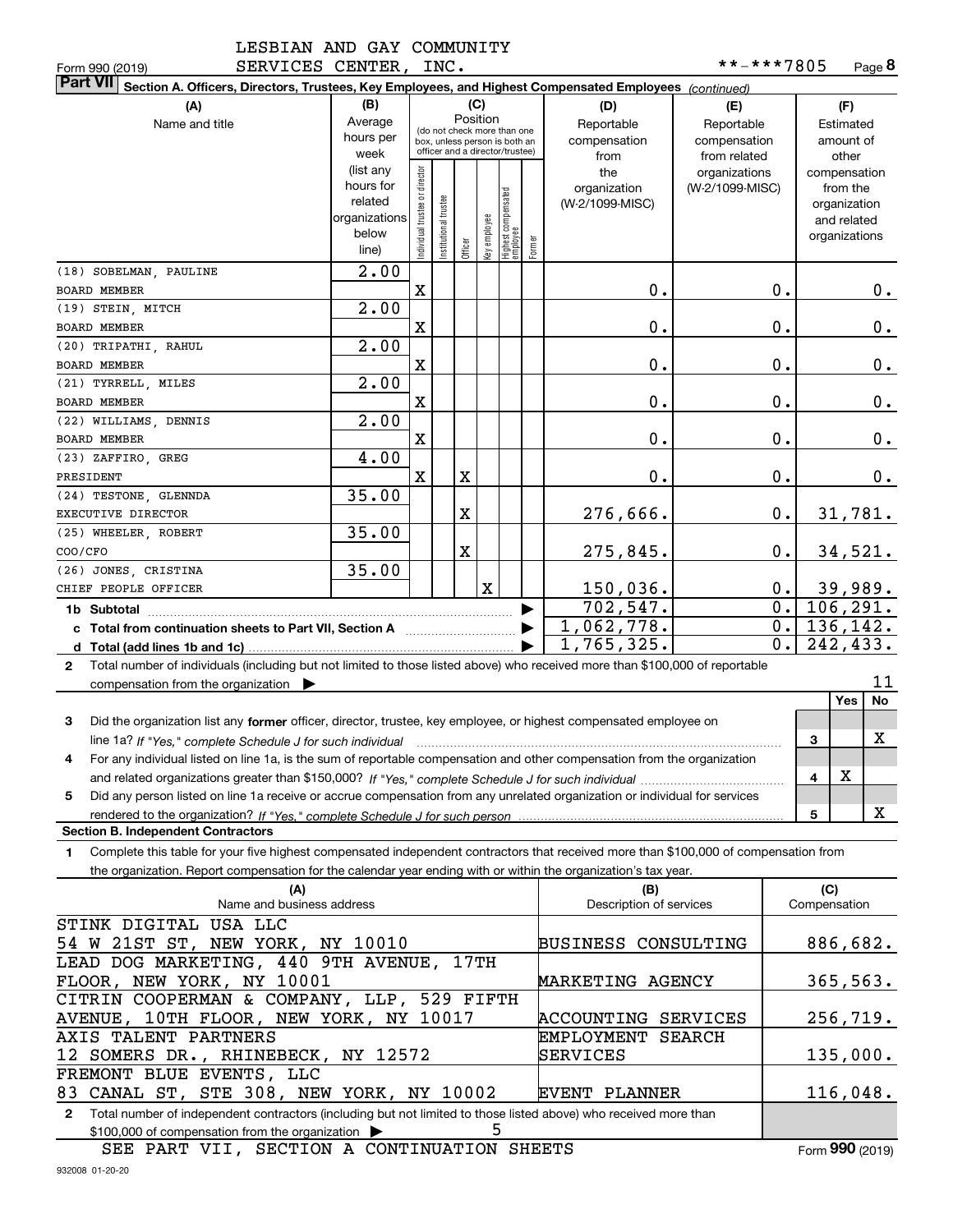LESBIAN AND GAY COMMUNITY SERVICES CENTER, INC.

Form 990 (2019) **-***7805 Page 8

**Part VII Section A. Officers, Directors, Trustees, Key Employees, and Highest Compensated Employees** *(continued)*

| (A) Name and title | (B) Average hours per week (list any hours for related organizations below line) | (C) Position: Individual trustee or director | Institutional trustee | Officer | Key employee | Highest compensated employee | Former | (D) Reportable compensation from the organization (W-2/1099-MISC) | (E) Reportable compensation from related organizations (W-2/1099-MISC) | (F) Estimated amount of other compensation from the organization and related organizations |
|---|---|---|---|---|---|---|---|---|---|---|
| (18) SOBELMAN, PAULINE<br>BOARD MEMBER | 2.00 | X | | | | | | 0. | 0. | 0. |
| (19) STEIN, MITCH<br>BOARD MEMBER | 2.00 | X | | | | | | 0. | 0. | 0. |
| (20) TRIPATHI, RAHUL<br>BOARD MEMBER | 2.00 | X | | | | | | 0. | 0. | 0. |
| (21) TYRRELL, MILES<br>BOARD MEMBER | 2.00 | X | | | | | | 0. | 0. | 0. |
| (22) WILLIAMS, DENNIS<br>BOARD MEMBER | 2.00 | X | | | | | | 0. | 0. | 0. |
| (23) ZAFFIRO, GREG<br>PRESIDENT | 4.00 | X | | X | | | | 0. | 0. | 0. |
| (24) TESTONE, GLENNDA<br>EXECUTIVE DIRECTOR | 35.00 | | | X | | | | 276,666. | 0. | 31,781. |
| (25) WHEELER, ROBERT<br>COO/CFO | 35.00 | | | X | | | | 275,845. | 0. | 34,521. |
| (26) JONES, CRISTINA<br>CHIEF PEOPLE OFFICER | 35.00 | | | | X | | | 150,036. | 0. | 39,989. |
| **1b Subtotal** | | | | | | | | 702,547. | 0. | 106,291. |
| **c Total from continuation sheets to Part VII, Section A** | | | | | | | | 1,062,778. | 0. | 136,142. |
| **d Total (add lines 1b and 1c)** | | | | | | | | 1,765,325. | 0. | 242,433. |

2 Total number of individuals (including but not limited to those listed above) who received more than $100,000 of reportable compensation from the organization ▶ 11

| | | Yes | No |
|---|---|---|---|
| 3 Did the organization list any **former** officer, director, trustee, key employee, or highest compensated employee on line 1a? *If "Yes," complete Schedule J for such individual* | 3 | | X |
| 4 For any individual listed on line 1a, is the sum of reportable compensation and other compensation from the organization and related organizations greater than $150,000? *If "Yes," complete Schedule J for such individual* | 4 | X | |
| 5 Did any person listed on line 1a receive or accrue compensation from any unrelated organization or individual for services rendered to the organization? *If "Yes," complete Schedule J for such person* | 5 | | X |

**Section B. Independent Contractors**

1 Complete this table for your five highest compensated independent contractors that received more than $100,000 of compensation from the organization. Report compensation for the calendar year ending with or within the organization's tax year.

| (A) Name and business address | (B) Description of services | (C) Compensation |
|---|---|---|
| STINK DIGITAL USA LLC<br>54 W 21ST ST, NEW YORK, NY 10010 | BUSINESS CONSULTING | 886,682. |
| LEAD DOG MARKETING, 440 9TH AVENUE, 17TH FLOOR, NEW YORK, NY 10001 | MARKETING AGENCY | 365,563. |
| CITRIN COOPERMAN & COMPANY, LLP, 529 FIFTH AVENUE, 10TH FLOOR, NEW YORK, NY 10017 | ACCOUNTING SERVICES | 256,719. |
| AXIS TALENT PARTNERS<br>12 SOMERS DR., RHINEBECK, NY 12572 | EMPLOYMENT SEARCH SERVICES | 135,000. |
| FREMONT BLUE EVENTS, LLC<br>83 CANAL ST, STE 308, NEW YORK, NY 10002 | EVENT PLANNER | 116,048. |

2 Total number of independent contractors (including but not limited to those listed above) who received more than $100,000 of compensation from the organization ▶ 5

SEE PART VII, SECTION A CONTINUATION SHEETS

Form 990 (2019)

932008 01-20-20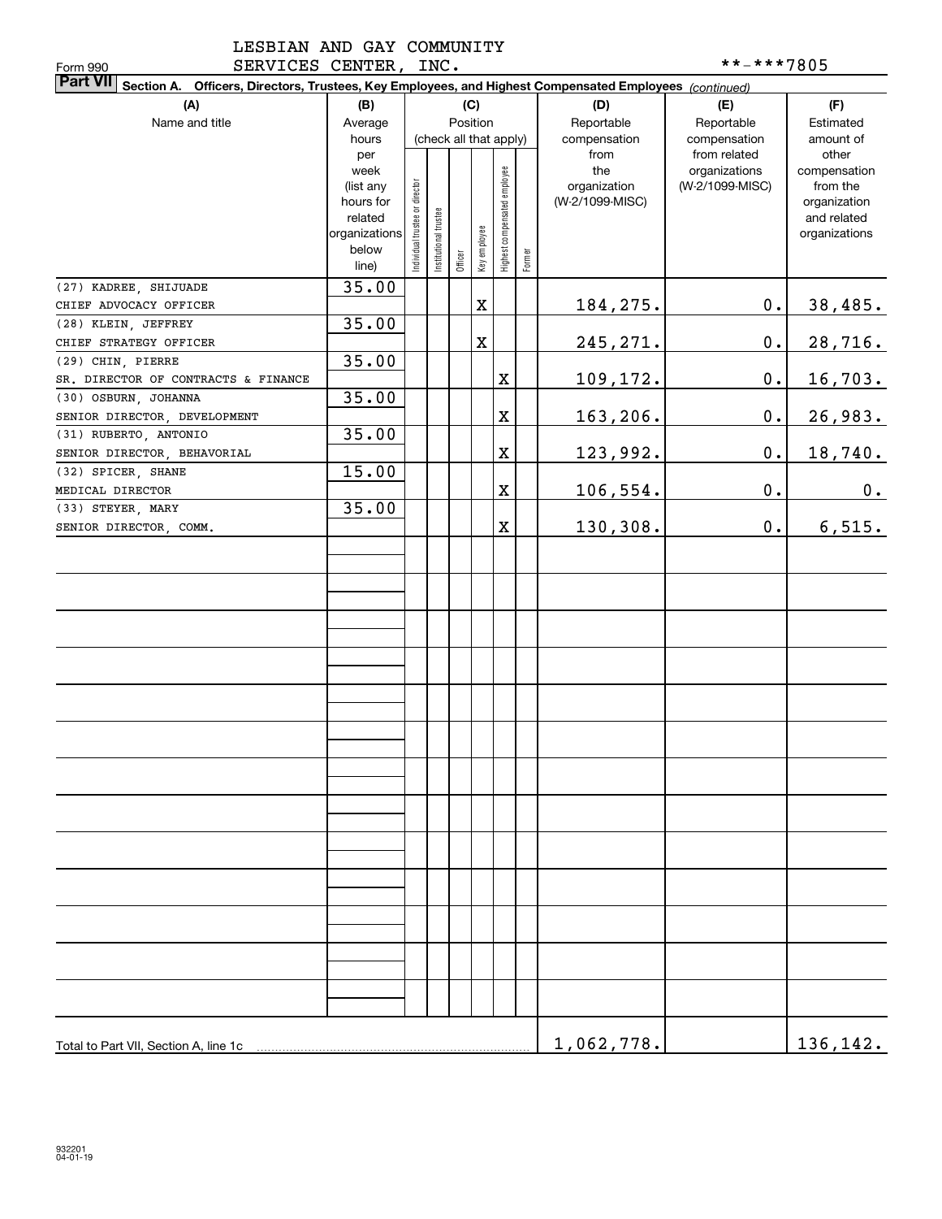LESBIAN AND GAY COMMUNITY SERVICES CENTER, INC.

Form 990 **-***7805

**Part VII** **Section A. Officers, Directors, Trustees, Key Employees, and Highest Compensated Employees** *(continued)*

| (A) Name and title | (B) Average hours per week (list any hours for related organizations below line) | (C) Position (check all that apply): Individual trustee or director | Institutional trustee | Officer | Key employee | Highest compensated employee | Former | (D) Reportable compensation from the organization (W-2/1099-MISC) | (E) Reportable compensation from related organizations (W-2/1099-MISC) | (F) Estimated amount of other compensation from the organization and related organizations |
|---|---|---|---|---|---|---|---|---|---|---|
| (27) KADREE, SHIJUADE<br>CHIEF ADVOCACY OFFICER | 35.00 | | | | X | | | 184,275. | 0. | 38,485. |
| (28) KLEIN, JEFFREY<br>CHIEF STRATEGY OFFICER | 35.00 | | | | X | | | 245,271. | 0. | 28,716. |
| (29) CHIN, PIERRE<br>SR. DIRECTOR OF CONTRACTS & FINANCE | 35.00 | | | | | X | | 109,172. | 0. | 16,703. |
| (30) OSBURN, JOHANNA<br>SENIOR DIRECTOR, DEVELOPMENT | 35.00 | | | | | X | | 163,206. | 0. | 26,983. |
| (31) RUBERTO, ANTONIO<br>SENIOR DIRECTOR, BEHAVORIAL | 35.00 | | | | | X | | 123,992. | 0. | 18,740. |
| (32) SPICER, SHANE<br>MEDICAL DIRECTOR | 15.00 | | | | | X | | 106,554. | 0. | 0. |
| (33) STEYER, MARY<br>SENIOR DIRECTOR, COMM. | 35.00 | | | | | X | | 130,308. | 0. | 6,515. |
| Total to Part VII, Section A, line 1c | | | | | | | | 1,062,778. | | 136,142. |

932201 04-01-19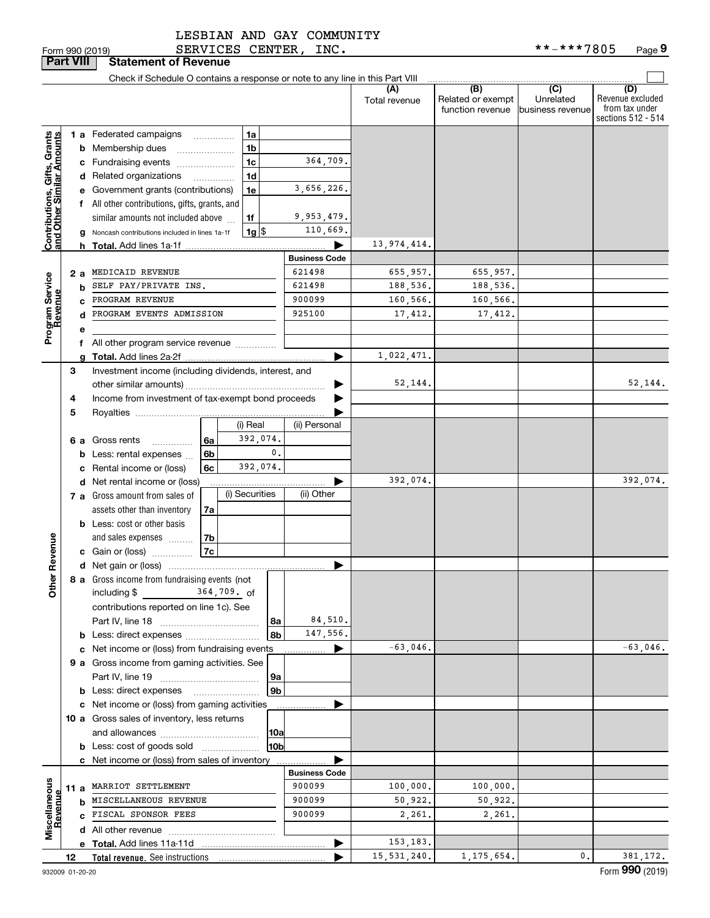LESBIAN AND GAY COMMUNITY SERVICES CENTER, INC.

Form 990 (2019) **-***7805 Page 9

**Part VIII Statement of Revenue**

Check if Schedule O contains a response or note to any line in this Part VIII

| | | | (A) Total revenue | (B) Related or exempt function revenue | (C) Unrelated business revenue | (D) Revenue excluded from tax under sections 512 - 514 |
|---|---|---|---|---|---|---|
| **Contributions, Gifts, Grants and Other Similar Amounts** | 1 a Federated campaigns 1a | | | | | |
| | b Membership dues 1b | | | | | |
| | c Fundraising events 1c | 364,709. | | | | |
| | d Related organizations 1d | | | | | |
| | e Government grants (contributions) 1e | 3,656,226. | | | | |
| | f All other contributions, gifts, grants, and similar amounts not included above 1f | 9,953,479. | | | | |
| | g Noncash contributions included in lines 1a-1f 1g $ | 110,669. | | | | |
| | h **Total.** Add lines 1a-1f | | 13,974,414. | | | |
| **Program Service Revenue** | | **Business Code** | | | | |
| | 2 a MEDICAID REVENUE | 621498 | 655,957. | 655,957. | | |
| | b SELF PAY/PRIVATE INS. | 621498 | 188,536. | 188,536. | | |
| | c PROGRAM REVENUE | 900099 | 160,566. | 160,566. | | |
| | d PROGRAM EVENTS ADMISSION | 925100 | 17,412. | 17,412. | | |
| | e | | | | | |
| | f All other program service revenue | | | | | |
| | g **Total.** Add lines 2a-2f | | 1,022,471. | | | |
| **Other Revenue** | 3 Investment income (including dividends, interest, and other similar amounts) | | 52,144. | | | 52,144. |
| | 4 Income from investment of tax-exempt bond proceeds | | | | | |
| | 5 Royalties | | | | | |
| | | (i) Real / (ii) Personal | | | | |
| | 6 a Gross rents 6a | 392,074. | | | | |
| | b Less: rental expenses 6b | 0. | | | | |
| | c Rental income or (loss) 6c | 392,074. | | | | |
| | d Net rental income or (loss) | | 392,074. | | | 392,074. |
| | 7 a Gross amount from sales of assets other than inventory 7a | (i) Securities / (ii) Other | | | | |
| | b Less: cost or other basis and sales expenses 7b | | | | | |
| | c Gain or (loss) 7c | | | | | |
| | d Net gain or (loss) | | | | | |
| | 8 a Gross income from fundraising events (not including $ 364,709. of contributions reported on line 1c). See Part IV, line 18 8a | 84,510. | | | | |
| | b Less: direct expenses 8b | 147,556. | | | | |
| | c Net income or (loss) from fundraising events | | -63,046. | | | -63,046. |
| | 9 a Gross income from gaming activities. See Part IV, line 19 9a | | | | | |
| | b Less: direct expenses 9b | | | | | |
| | c Net income or (loss) from gaming activities | | | | | |
| | 10 a Gross sales of inventory, less returns and allowances 10a | | | | | |
| | b Less: cost of goods sold 10b | | | | | |
| | c Net income or (loss) from sales of inventory | | | | | |
| **Miscellaneous Revenue** | | **Business Code** | | | | |
| | 11 a MARRIOT SETTLEMENT | 900099 | 100,000. | 100,000. | | |
| | b MISCELLANEOUS REVENUE | 900099 | 50,922. | 50,922. | | |
| | c FISCAL SPONSOR FEES | 900099 | 2,261. | 2,261. | | |
| | d All other revenue | | | | | |
| | e **Total.** Add lines 11a-11d | | 153,183. | | | |
| | 12 **Total revenue.** See instructions | | 15,531,240. | 1,175,654. | 0. | 381,172. |

932009 01-20-20 Form **990** (2019)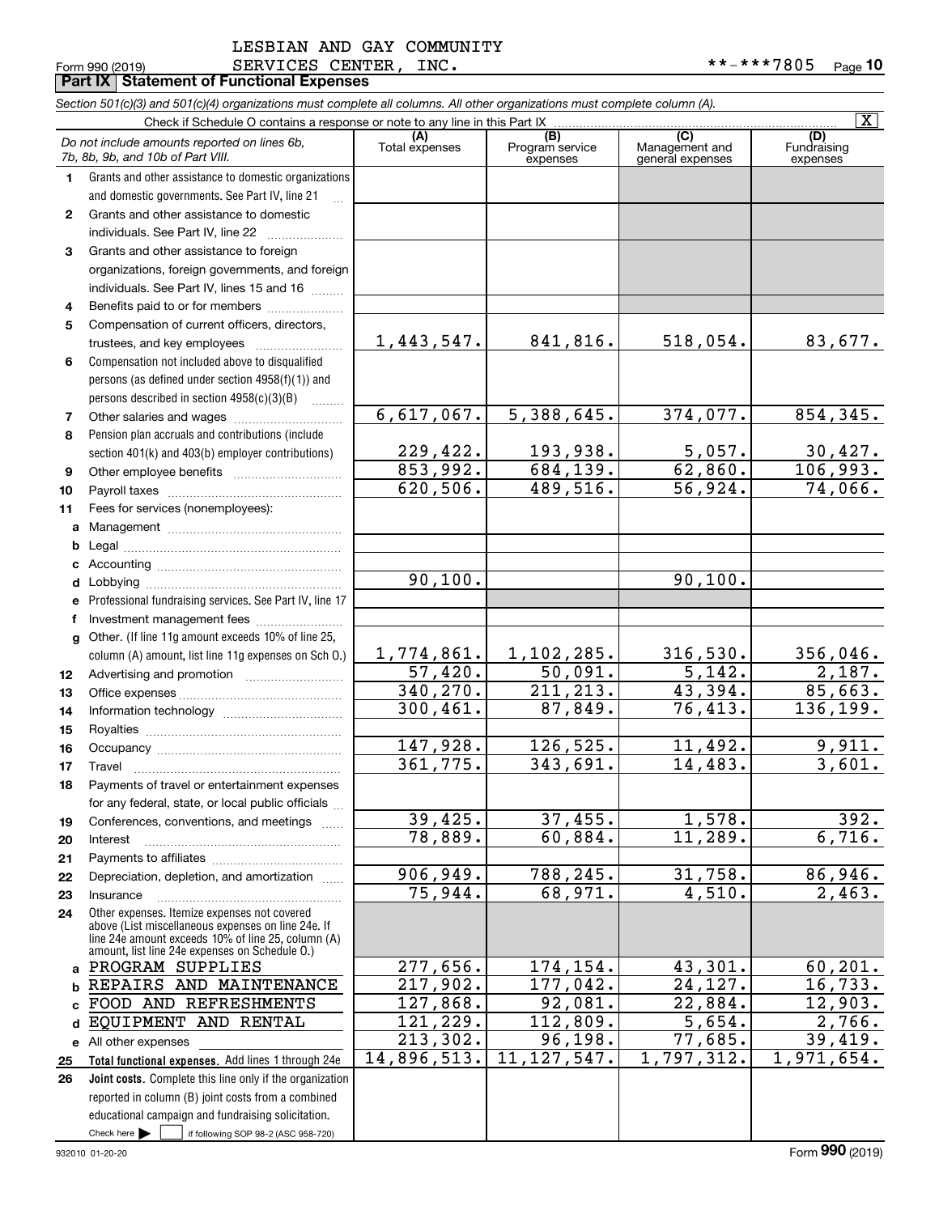LESBIAN AND GAY COMMUNITY SERVICES CENTER, INC.

Form 990 (2019) **-***7805

## Part IX Statement of Functional Expenses

*Section 501(c)(3) and 501(c)(4) organizations must complete all columns. All other organizations must complete column (A).*

Check if Schedule O contains a response or note to any line in this Part IX [X]

| | *Do not include amounts reported on lines 6b, 7b, 8b, 9b, and 10b of Part VIII.* | (A) Total expenses | (B) Program service expenses | (C) Management and general expenses | (D) Fundraising expenses |
|---|---|---|---|---|---|
| 1 | Grants and other assistance to domestic organizations and domestic governments. See Part IV, line 21 | | | | |
| 2 | Grants and other assistance to domestic individuals. See Part IV, line 22 | | | | |
| 3 | Grants and other assistance to foreign organizations, foreign governments, and foreign individuals. See Part IV, lines 15 and 16 | | | | |
| 4 | Benefits paid to or for members | | | | |
| 5 | Compensation of current officers, directors, trustees, and key employees | 1,443,547. | 841,816. | 518,054. | 83,677. |
| 6 | Compensation not included above to disqualified persons (as defined under section 4958(f)(1)) and persons described in section 4958(c)(3)(B) | | | | |
| 7 | Other salaries and wages | 6,617,067. | 5,388,645. | 374,077. | 854,345. |
| 8 | Pension plan accruals and contributions (include section 401(k) and 403(b) employer contributions) | 229,422. | 193,938. | 5,057. | 30,427. |
| 9 | Other employee benefits | 853,992. | 684,139. | 62,860. | 106,993. |
| 10 | Payroll taxes | 620,506. | 489,516. | 56,924. | 74,066. |
| 11 | Fees for services (nonemployees): | | | | |
| a | Management | | | | |
| b | Legal | | | | |
| c | Accounting | | | | |
| d | Lobbying | 90,100. | | 90,100. | |
| e | Professional fundraising services. See Part IV, line 17 | | | | |
| f | Investment management fees | | | | |
| g | Other. (If line 11g amount exceeds 10% of line 25, column (A) amount, list line 11g expenses on Sch O.) | 1,774,861. | 1,102,285. | 316,530. | 356,046. |
| 12 | Advertising and promotion | 57,420. | 50,091. | 5,142. | 2,187. |
| 13 | Office expenses | 340,270. | 211,213. | 43,394. | 85,663. |
| 14 | Information technology | 300,461. | 87,849. | 76,413. | 136,199. |
| 15 | Royalties | | | | |
| 16 | Occupancy | 147,928. | 126,525. | 11,492. | 9,911. |
| 17 | Travel | 361,775. | 343,691. | 14,483. | 3,601. |
| 18 | Payments of travel or entertainment expenses for any federal, state, or local public officials | | | | |
| 19 | Conferences, conventions, and meetings | 39,425. | 37,455. | 1,578. | 392. |
| 20 | Interest | 78,889. | 60,884. | 11,289. | 6,716. |
| 21 | Payments to affiliates | | | | |
| 22 | Depreciation, depletion, and amortization | 906,949. | 788,245. | 31,758. | 86,946. |
| 23 | Insurance | 75,944. | 68,971. | 4,510. | 2,463. |
| 24 | Other expenses. Itemize expenses not covered above (List miscellaneous expenses on line 24e. If line 24e amount exceeds 10% of line 25, column (A) amount, list line 24e expenses on Schedule O.) | | | | |
| a | PROGRAM SUPPLIES | 277,656. | 174,154. | 43,301. | 60,201. |
| b | REPAIRS AND MAINTENANCE | 217,902. | 177,042. | 24,127. | 16,733. |
| c | FOOD AND REFRESHMENTS | 127,868. | 92,081. | 22,884. | 12,903. |
| d | EQUIPMENT AND RENTAL | 121,229. | 112,809. | 5,654. | 2,766. |
| e | All other expenses | 213,302. | 96,198. | 77,685. | 39,419. |
| 25 | **Total functional expenses.** Add lines 1 through 24e | 14,896,513. | 11,127,547. | 1,797,312. | 1,971,654. |
| 26 | **Joint costs.** Complete this line only if the organization reported in column (B) joint costs from a combined educational campaign and fundraising solicitation. Check here [ ] if following SOP 98-2 (ASC 958-720) | | | | |

932010 01-20-20 Form **990** (2019)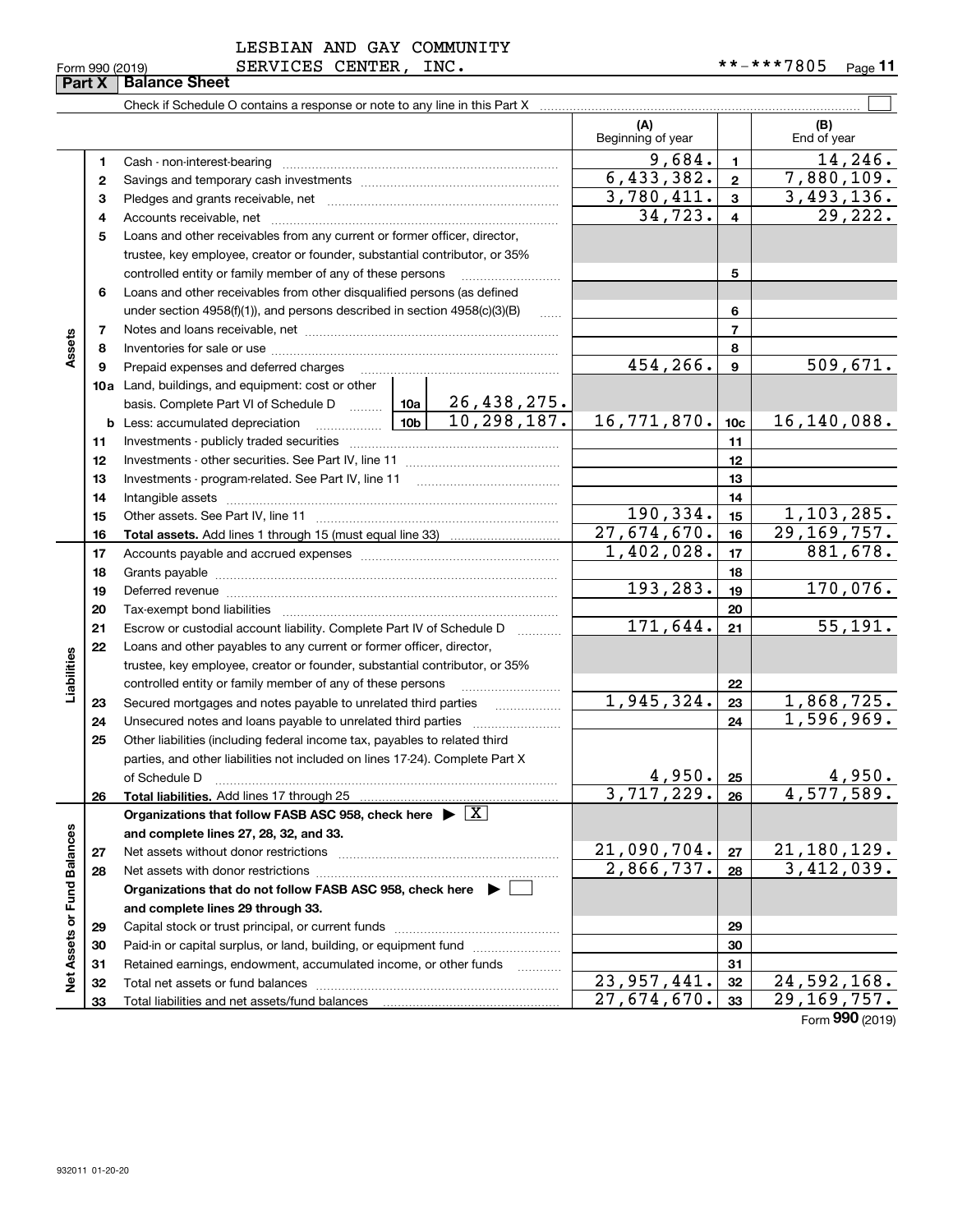LESBIAN AND GAY COMMUNITY SERVICES CENTER, INC. **-***7805

Form 990 (2019)

## Part X Balance Sheet

Check if Schedule O contains a response or note to any line in this Part X

| | | | | (A) Beginning of year | | (B) End of year |
|---|---|---|---|---|---|---|
| **Assets** | 1 | Cash - non-interest-bearing | | 9,684. | 1 | 14,246. |
| | 2 | Savings and temporary cash investments | | 6,433,382. | 2 | 7,880,109. |
| | 3 | Pledges and grants receivable, net | | 3,780,411. | 3 | 3,493,136. |
| | 4 | Accounts receivable, net | | 34,723. | 4 | 29,222. |
| | 5 | Loans and other receivables from any current or former officer, director, trustee, key employee, creator or founder, substantial contributor, or 35% controlled entity or family member of any of these persons | | | 5 | |
| | 6 | Loans and other receivables from other disqualified persons (as defined under section 4958(f)(1)), and persons described in section 4958(c)(3)(B) | | | 6 | |
| | 7 | Notes and loans receivable, net | | | 7 | |
| | 8 | Inventories for sale or use | | | 8 | |
| | 9 | Prepaid expenses and deferred charges | | 454,266. | 9 | 509,671. |
| | 10a | Land, buildings, and equipment: cost or other basis. Complete Part VI of Schedule D | 10a 26,438,275. | | | |
| | b | Less: accumulated depreciation | 10b 10,298,187. | 16,771,870. | 10c | 16,140,088. |
| | 11 | Investments - publicly traded securities | | | 11 | |
| | 12 | Investments - other securities. See Part IV, line 11 | | | 12 | |
| | 13 | Investments - program-related. See Part IV, line 11 | | | 13 | |
| | 14 | Intangible assets | | | 14 | |
| | 15 | Other assets. See Part IV, line 11 | | 190,334. | 15 | 1,103,285. |
| | 16 | **Total assets.** Add lines 1 through 15 (must equal line 33) | | 27,674,670. | 16 | 29,169,757. |
| **Liabilities** | 17 | Accounts payable and accrued expenses | | 1,402,028. | 17 | 881,678. |
| | 18 | Grants payable | | | 18 | |
| | 19 | Deferred revenue | | 193,283. | 19 | 170,076. |
| | 20 | Tax-exempt bond liabilities | | | 20 | |
| | 21 | Escrow or custodial account liability. Complete Part IV of Schedule D | | 171,644. | 21 | 55,191. |
| | 22 | Loans and other payables to any current or former officer, director, trustee, key employee, creator or founder, substantial contributor, or 35% controlled entity or family member of any of these persons | | | 22 | |
| | 23 | Secured mortgages and notes payable to unrelated third parties | | 1,945,324. | 23 | 1,868,725. |
| | 24 | Unsecured notes and loans payable to unrelated third parties | | | 24 | 1,596,969. |
| | 25 | Other liabilities (including federal income tax, payables to related third parties, and other liabilities not included on lines 17-24). Complete Part X of Schedule D | | 4,950. | 25 | 4,950. |
| | 26 | **Total liabilities.** Add lines 17 through 25 | | 3,717,229. | 26 | 4,577,589. |
| **Net Assets or Fund Balances** | | **Organizations that follow FASB ASC 958, check here ▶ [X] and complete lines 27, 28, 32, and 33.** | | | | |
| | 27 | Net assets without donor restrictions | | 21,090,704. | 27 | 21,180,129. |
| | 28 | Net assets with donor restrictions | | 2,866,737. | 28 | 3,412,039. |
| | | **Organizations that do not follow FASB ASC 958, check here ▶ [ ] and complete lines 29 through 33.** | | | | |
| | 29 | Capital stock or trust principal, or current funds | | | 29 | |
| | 30 | Paid-in or capital surplus, or land, building, or equipment fund | | | 30 | |
| | 31 | Retained earnings, endowment, accumulated income, or other funds | | | 31 | |
| | 32 | Total net assets or fund balances | | 23,957,441. | 32 | 24,592,168. |
| | 33 | Total liabilities and net assets/fund balances | | 27,674,670. | 33 | 29,169,757. |

Form **990** (2019)

932011 01-20-20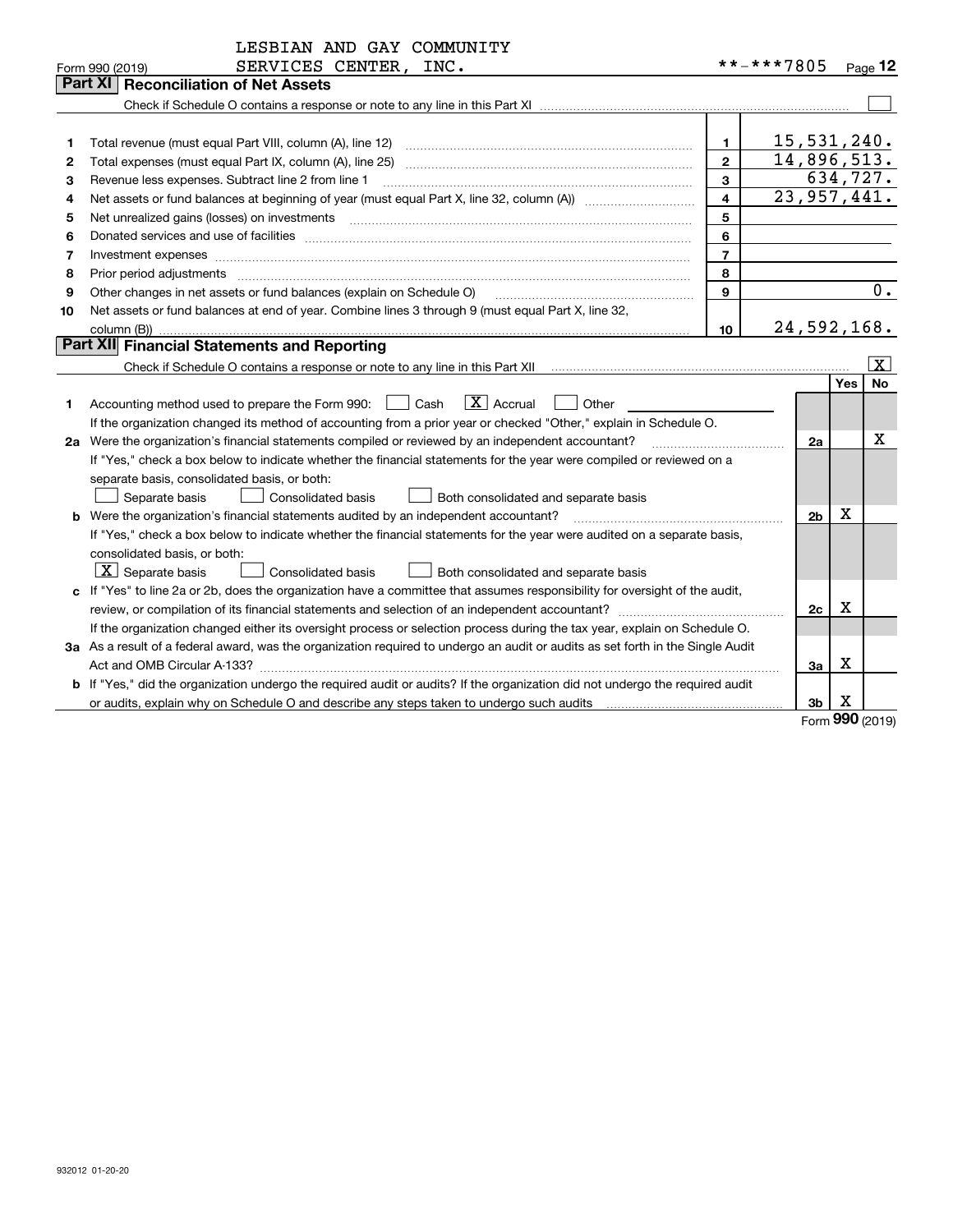LESBIAN AND GAY COMMUNITY SERVICES CENTER, INC.

Form 990 (2019) **-***7805

## Part XI Reconciliation of Net Assets

Check if Schedule O contains a response or note to any line in this Part XI ☐

| | | | |
|---|---|---|---|
| 1 | Total revenue (must equal Part VIII, column (A), line 12) | 1 | 15,531,240. |
| 2 | Total expenses (must equal Part IX, column (A), line 25) | 2 | 14,896,513. |
| 3 | Revenue less expenses. Subtract line 2 from line 1 | 3 | 634,727. |
| 4 | Net assets or fund balances at beginning of year (must equal Part X, line 32, column (A)) | 4 | 23,957,441. |
| 5 | Net unrealized gains (losses) on investments | 5 | |
| 6 | Donated services and use of facilities | 6 | |
| 7 | Investment expenses | 7 | |
| 8 | Prior period adjustments | 8 | |
| 9 | Other changes in net assets or fund balances (explain on Schedule O) | 9 | 0. |
| 10 | Net assets or fund balances at end of year. Combine lines 3 through 9 (must equal Part X, line 32, column (B)) | 10 | 24,592,168. |

## Part XII Financial Statements and Reporting

Check if Schedule O contains a response or note to any line in this Part XII ☒

| | | | Yes | No |
|---|---|---|---|---|
| 1 | Accounting method used to prepare the Form 990: ☐ Cash ☒ Accrual ☐ Other<br>If the organization changed its method of accounting from a prior year or checked "Other," explain in Schedule O. | | | |
| 2a | Were the organization's financial statements compiled or reviewed by an independent accountant?<br>If "Yes," check a box below to indicate whether the financial statements for the year were compiled or reviewed on a separate basis, consolidated basis, or both:<br>☐ Separate basis ☐ Consolidated basis ☐ Both consolidated and separate basis | 2a | | X |
| b | Were the organization's financial statements audited by an independent accountant?<br>If "Yes," check a box below to indicate whether the financial statements for the year were audited on a separate basis, consolidated basis, or both:<br>☒ Separate basis ☐ Consolidated basis ☐ Both consolidated and separate basis | 2b | X | |
| c | If "Yes" to line 2a or 2b, does the organization have a committee that assumes responsibility for oversight of the audit, review, or compilation of its financial statements and selection of an independent accountant?<br>If the organization changed either its oversight process or selection process during the tax year, explain on Schedule O. | 2c | X | |
| 3a | As a result of a federal award, was the organization required to undergo an audit or audits as set forth in the Single Audit Act and OMB Circular A-133? | 3a | X | |
| b | If "Yes," did the organization undergo the required audit or audits? If the organization did not undergo the required audit or audits, explain why on Schedule O and describe any steps taken to undergo such audits | 3b | X | |

Form **990** (2019)

932012 01-20-20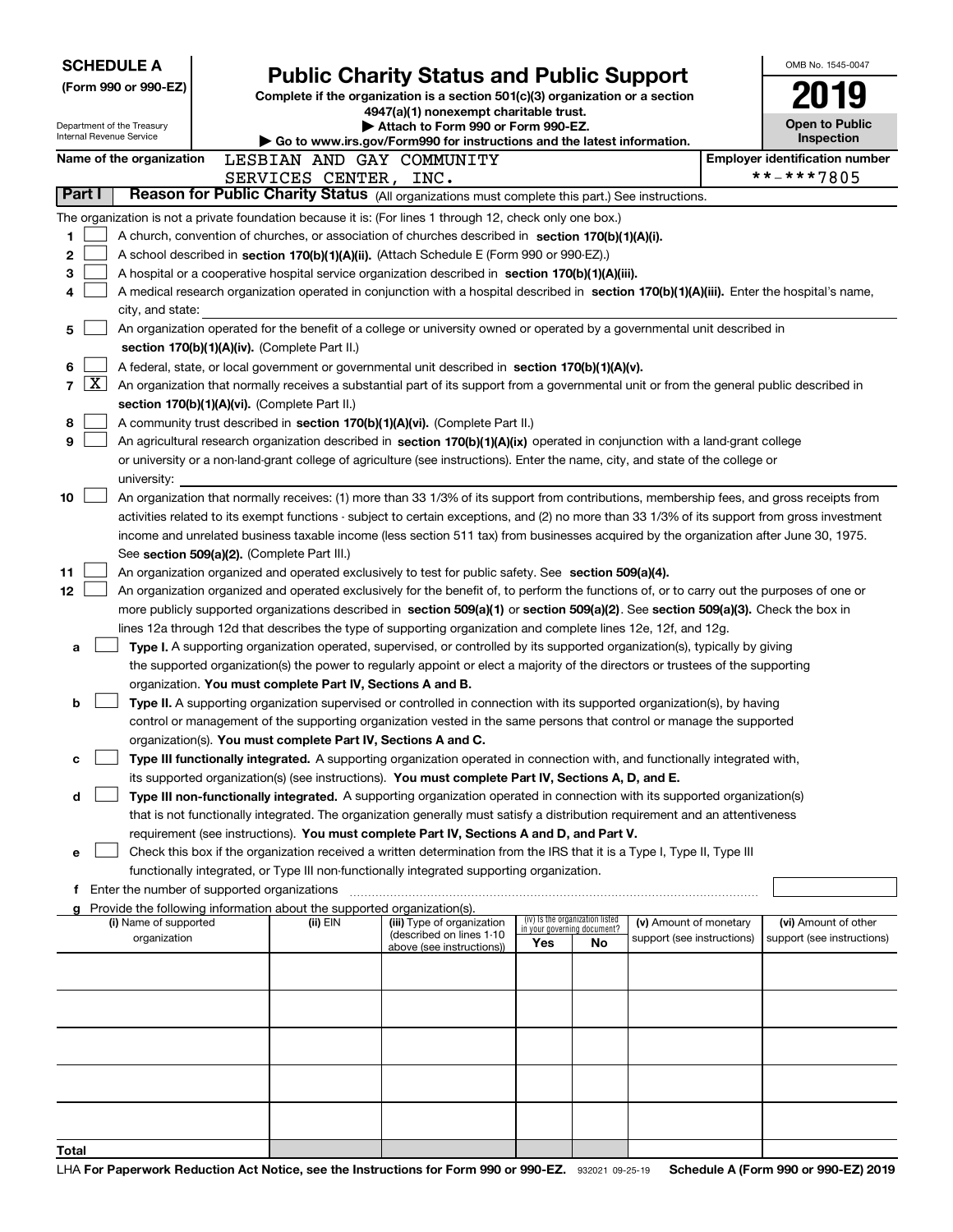**SCHEDULE A**
**(Form 990 or 990-EZ)**

Department of the Treasury
Internal Revenue Service

# Public Charity Status and Public Support

**Complete if the organization is a section 501(c)(3) organization or a section 4947(a)(1) nonexempt charitable trust.**
**▶ Attach to Form 990 or Form 990-EZ.**
**▶ Go to www.irs.gov/Form990 for instructions and the latest information.**

OMB No. 1545-0047

**2019**

**Open to Public Inspection**

**Name of the organization** LESBIAN AND GAY COMMUNITY SERVICES CENTER, INC.

**Employer identification number** **-***7805

**Part I** **Reason for Public Charity Status** (All organizations must complete this part.) See instructions.

The organization is not a private foundation because it is: (For lines 1 through 12, check only one box.)

1 [ ] A church, convention of churches, or association of churches described in **section 170(b)(1)(A)(i).**

2 [ ] A school described in **section 170(b)(1)(A)(ii).** (Attach Schedule E (Form 990 or 990-EZ).)

3 [ ] A hospital or a cooperative hospital service organization described in **section 170(b)(1)(A)(iii).**

4 [ ] A medical research organization operated in conjunction with a hospital described in **section 170(b)(1)(A)(iii).** Enter the hospital's name, city, and state:

5 [ ] An organization operated for the benefit of a college or university owned or operated by a governmental unit described in **section 170(b)(1)(A)(iv).** (Complete Part II.)

6 [ ] A federal, state, or local government or governmental unit described in **section 170(b)(1)(A)(v).**

7 [X] An organization that normally receives a substantial part of its support from a governmental unit or from the general public described in **section 170(b)(1)(A)(vi).** (Complete Part II.)

8 [ ] A community trust described in **section 170(b)(1)(A)(vi).** (Complete Part II.)

9 [ ] An agricultural research organization described in **section 170(b)(1)(A)(ix)** operated in conjunction with a land-grant college or university or a non-land-grant college of agriculture (see instructions). Enter the name, city, and state of the college or university:

10 [ ] An organization that normally receives: (1) more than 33 1/3% of its support from contributions, membership fees, and gross receipts from activities related to its exempt functions - subject to certain exceptions, and (2) no more than 33 1/3% of its support from gross investment income and unrelated business taxable income (less section 511 tax) from businesses acquired by the organization after June 30, 1975. See **section 509(a)(2).** (Complete Part III.)

11 [ ] An organization organized and operated exclusively to test for public safety. See **section 509(a)(4).**

12 [ ] An organization organized and operated exclusively for the benefit of, to perform the functions of, or to carry out the purposes of one or more publicly supported organizations described in **section 509(a)(1)** or **section 509(a)(2)**. See **section 509(a)(3).** Check the box in lines 12a through 12d that describes the type of supporting organization and complete lines 12e, 12f, and 12g.

a [ ] **Type I.** A supporting organization operated, supervised, or controlled by its supported organization(s), typically by giving the supported organization(s) the power to regularly appoint or elect a majority of the directors or trustees of the supporting organization. **You must complete Part IV, Sections A and B.**

b [ ] **Type II.** A supporting organization supervised or controlled in connection with its supported organization(s), by having control or management of the supporting organization vested in the same persons that control or manage the supported organization(s). **You must complete Part IV, Sections A and C.**

c [ ] **Type III functionally integrated.** A supporting organization operated in connection with, and functionally integrated with, its supported organization(s) (see instructions). **You must complete Part IV, Sections A, D, and E.**

d [ ] **Type III non-functionally integrated.** A supporting organization operated in connection with its supported organization(s) that is not functionally integrated. The organization generally must satisfy a distribution requirement and an attentiveness requirement (see instructions). **You must complete Part IV, Sections A and D, and Part V.**

e [ ] Check this box if the organization received a written determination from the IRS that it is a Type I, Type II, Type III functionally integrated, or Type III non-functionally integrated supporting organization.

f Enter the number of supported organizations

g Provide the following information about the supported organization(s).

| (i) Name of supported organization | (ii) EIN | (iii) Type of organization (described on lines 1-10 above (see instructions)) | (iv) Is the organization listed in your governing document? Yes | No | (v) Amount of monetary support (see instructions) | (vi) Amount of other support (see instructions) |
|---|---|---|---|---|---|---|
| | | | | | | |
| | | | | | | |
| | | | | | | |
| | | | | | | |
| | | | | | | |
| **Total** | | | | | | |

LHA **For Paperwork Reduction Act Notice, see the Instructions for Form 990 or 990-EZ.** 932021 09-25-19 **Schedule A (Form 990 or 990-EZ) 2019**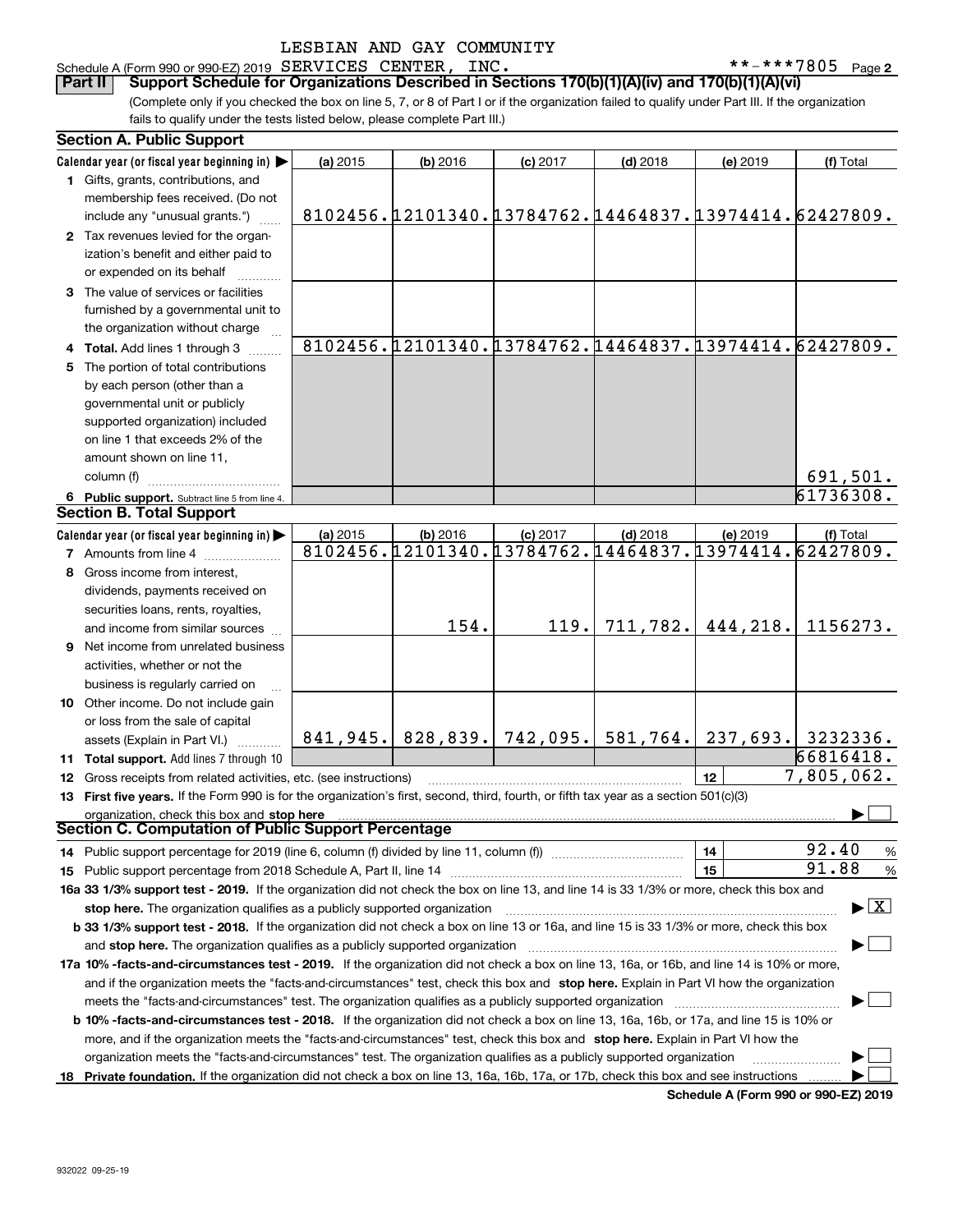Schedule A (Form 990 or 990-EZ) 2019 LESBIAN AND GAY COMMUNITY SERVICES CENTER, INC. **-***7805 Page 2

**Part II** **Support Schedule for Organizations Described in Sections 170(b)(1)(A)(iv) and 170(b)(1)(A)(vi)**

(Complete only if you checked the box on line 5, 7, or 8 of Part I or if the organization failed to qualify under Part III. If the organization fails to qualify under the tests listed below, please complete Part III.)

**Section A. Public Support**

| Calendar year (or fiscal year beginning in) ▶ | (a) 2015 | (b) 2016 | (c) 2017 | (d) 2018 | (e) 2019 | (f) Total |
|---|---|---|---|---|---|---|
| **1** Gifts, grants, contributions, and membership fees received. (Do not include any "unusual grants.") | 8102456. | 12101340. | 13784762. | 14464837. | 13974414. | 62427809. |
| **2** Tax revenues levied for the organization's benefit and either paid to or expended on its behalf | | | | | | |
| **3** The value of services or facilities furnished by a governmental unit to the organization without charge | | | | | | |
| **4 Total.** Add lines 1 through 3 | 8102456. | 12101340. | 13784762. | 14464837. | 13974414. | 62427809. |
| **5** The portion of total contributions by each person (other than a governmental unit or publicly supported organization) included on line 1 that exceeds 2% of the amount shown on line 11, column (f) | | | | | | 691,501. |
| **6 Public support.** Subtract line 5 from line 4. | | | | | | 61736308. |

**Section B. Total Support**

| Calendar year (or fiscal year beginning in) ▶ | (a) 2015 | (b) 2016 | (c) 2017 | (d) 2018 | (e) 2019 | (f) Total |
|---|---|---|---|---|---|---|
| **7** Amounts from line 4 | 8102456. | 12101340. | 13784762. | 14464837. | 13974414. | 62427809. |
| **8** Gross income from interest, dividends, payments received on securities loans, rents, royalties, and income from similar sources | | 154. | 119. | 711,782. | 444,218. | 1156273. |
| **9** Net income from unrelated business activities, whether or not the business is regularly carried on | | | | | | |
| **10** Other income. Do not include gain or loss from the sale of capital assets (Explain in Part VI.) | 841,945. | 828,839. | 742,095. | 581,764. | 237,693. | 3232336. |
| **11 Total support.** Add lines 7 through 10 | | | | | | 66816418. |
| **12** Gross receipts from related activities, etc. (see instructions) | | | | | 12 | 7,805,062. |

**13 First five years.** If the Form 990 is for the organization's first, second, third, fourth, or fifth tax year as a section 501(c)(3) organization, check this box and **stop here** ▶ ☐

**Section C. Computation of Public Support Percentage**

| | | |
|---|---|---|
| **14** Public support percentage for 2019 (line 6, column (f) divided by line 11, column (f)) | 14 | 92.40 % |
| **15** Public support percentage from 2018 Schedule A, Part II, line 14 | 15 | 91.88 % |

**16a 33 1/3% support test - 2019.** If the organization did not check the box on line 13, and line 14 is 33 1/3% or more, check this box and **stop here.** The organization qualifies as a publicly supported organization ▶ ☒

**b 33 1/3% support test - 2018.** If the organization did not check a box on line 13 or 16a, and line 15 is 33 1/3% or more, check this box and **stop here.** The organization qualifies as a publicly supported organization ▶ ☐

**17a 10% -facts-and-circumstances test - 2019.** If the organization did not check a box on line 13, 16a, or 16b, and line 14 is 10% or more, and if the organization meets the "facts-and-circumstances" test, check this box and **stop here.** Explain in Part VI how the organization meets the "facts-and-circumstances" test. The organization qualifies as a publicly supported organization ▶ ☐

**b 10% -facts-and-circumstances test - 2018.** If the organization did not check a box on line 13, 16a, 16b, or 17a, and line 15 is 10% or more, and if the organization meets the "facts-and-circumstances" test, check this box and **stop here.** Explain in Part VI how the organization meets the "facts-and-circumstances" test. The organization qualifies as a publicly supported organization ▶ ☐

**18 Private foundation.** If the organization did not check a box on line 13, 16a, 16b, 17a, or 17b, check this box and see instructions ▶ ☐

**Schedule A (Form 990 or 990-EZ) 2019**

932022 09-25-19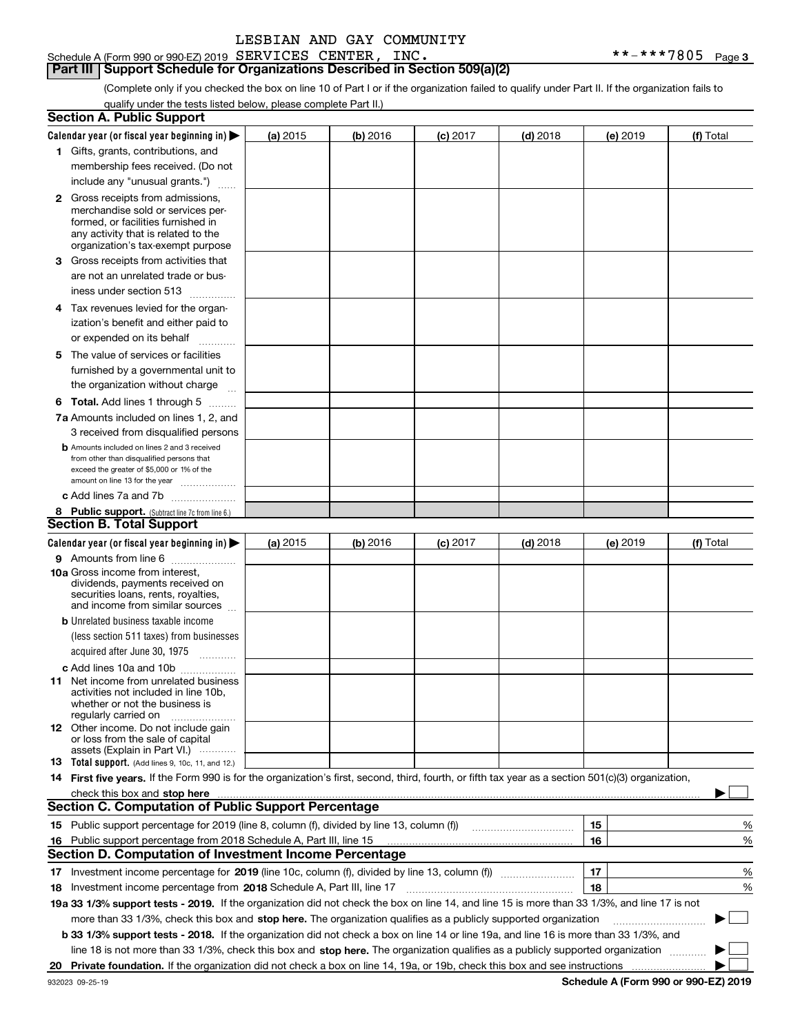LESBIAN AND GAY COMMUNITY

Schedule A (Form 990 or 990-EZ) 2019 SERVICES CENTER, INC. **-***7805 Page 3

## Part III Support Schedule for Organizations Described in Section 509(a)(2)

(Complete only if you checked the box on line 10 of Part I or if the organization failed to qualify under Part II. If the organization fails to qualify under the tests listed below, please complete Part II.)

### Section A. Public Support

| Calendar year (or fiscal year beginning in) ▶ | (a) 2015 | (b) 2016 | (c) 2017 | (d) 2018 | (e) 2019 | (f) Total |
|---|---|---|---|---|---|---|
| 1 Gifts, grants, contributions, and membership fees received. (Do not include any "unusual grants.") | | | | | | |
| 2 Gross receipts from admissions, merchandise sold or services performed, or facilities furnished in any activity that is related to the organization's tax-exempt purpose | | | | | | |
| 3 Gross receipts from activities that are not an unrelated trade or business under section 513 | | | | | | |
| 4 Tax revenues levied for the organization's benefit and either paid to or expended on its behalf | | | | | | |
| 5 The value of services or facilities furnished by a governmental unit to the organization without charge | | | | | | |
| 6 Total. Add lines 1 through 5 | | | | | | |
| 7a Amounts included on lines 1, 2, and 3 received from disqualified persons | | | | | | |
| b Amounts included on lines 2 and 3 received from other than disqualified persons that exceed the greater of $5,000 or 1% of the amount on line 13 for the year | | | | | | |
| c Add lines 7a and 7b | | | | | | |
| 8 Public support. (Subtract line 7c from line 6.) | | | | | | |

### Section B. Total Support

| Calendar year (or fiscal year beginning in) ▶ | (a) 2015 | (b) 2016 | (c) 2017 | (d) 2018 | (e) 2019 | (f) Total |
|---|---|---|---|---|---|---|
| 9 Amounts from line 6 | | | | | | |
| 10a Gross income from interest, dividends, payments received on securities loans, rents, royalties, and income from similar sources | | | | | | |
| b Unrelated business taxable income (less section 511 taxes) from businesses acquired after June 30, 1975 | | | | | | |
| c Add lines 10a and 10b | | | | | | |
| 11 Net income from unrelated business activities not included in line 10b, whether or not the business is regularly carried on | | | | | | |
| 12 Other income. Do not include gain or loss from the sale of capital assets (Explain in Part VI.) | | | | | | |
| 13 Total support. (Add lines 9, 10c, 11, and 12.) | | | | | | |

14 **First five years.** If the Form 990 is for the organization's first, second, third, fourth, or fifth tax year as a section 501(c)(3) organization, check this box and **stop here** ▶ ☐

### Section C. Computation of Public Support Percentage

| | | | |
|---|---|---|---|
| 15 | Public support percentage for 2019 (line 8, column (f), divided by line 13, column (f)) | 15 | % |
| 16 | Public support percentage from 2018 Schedule A, Part III, line 15 | 16 | % |

### Section D. Computation of Investment Income Percentage

| | | | |
|---|---|---|---|
| 17 | Investment income percentage for **2019** (line 10c, column (f), divided by line 13, column (f)) | 17 | % |
| 18 | Investment income percentage from **2018** Schedule A, Part III, line 17 | 18 | % |

**19a 33 1/3% support tests - 2019.** If the organization did not check the box on line 14, and line 15 is more than 33 1/3%, and line 17 is not more than 33 1/3%, check this box and **stop here.** The organization qualifies as a publicly supported organization ▶ ☐

**b 33 1/3% support tests - 2018.** If the organization did not check a box on line 14 or line 19a, and line 16 is more than 33 1/3%, and line 18 is not more than 33 1/3%, check this box and **stop here.** The organization qualifies as a publicly supported organization ▶ ☐

**20 Private foundation.** If the organization did not check a box on line 14, 19a, or 19b, check this box and see instructions ▶ ☐

932023 09-25-19 **Schedule A (Form 990 or 990-EZ) 2019**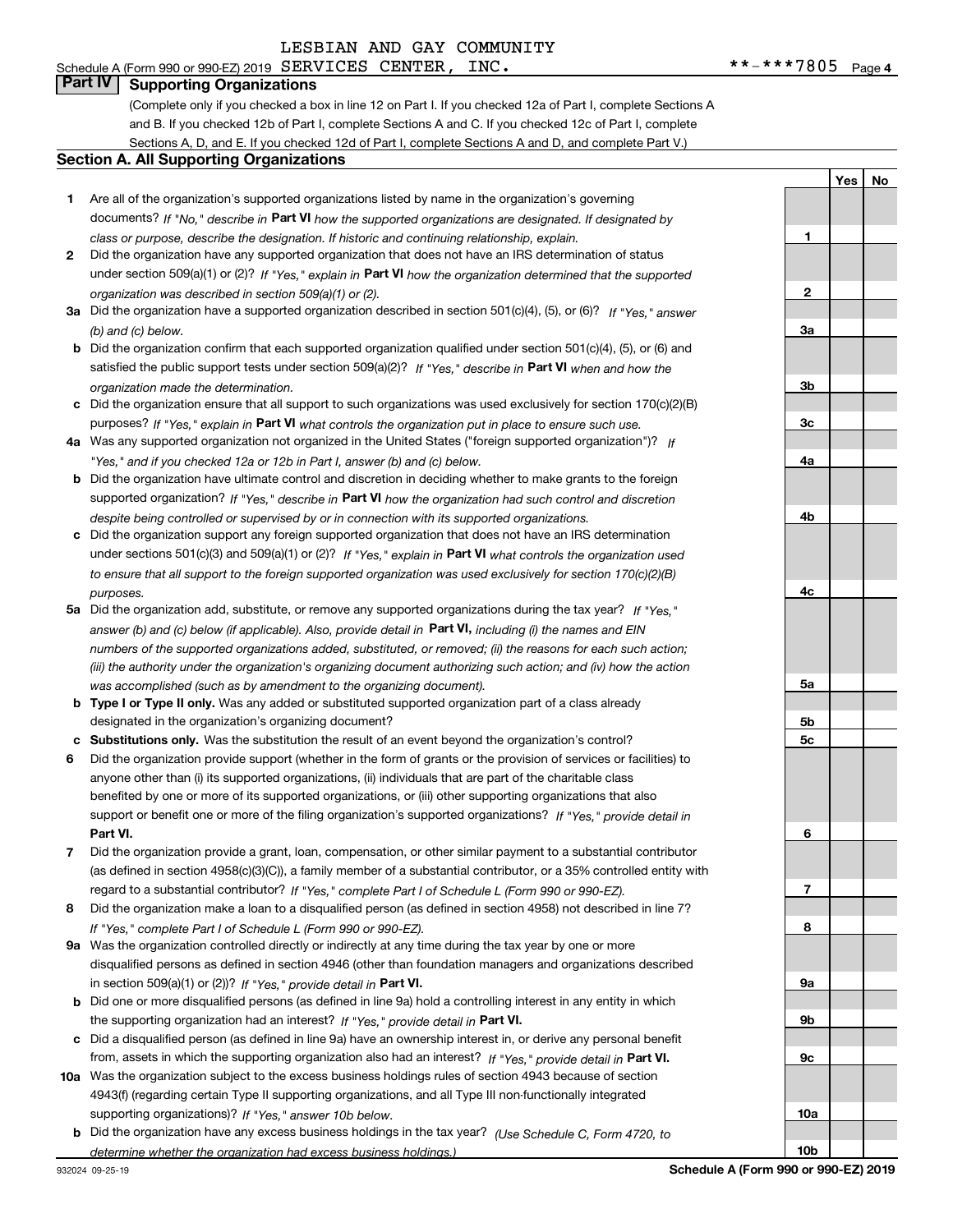LESBIAN AND GAY COMMUNITY

Schedule A (Form 990 or 990-EZ) 2019 SERVICES CENTER, INC. **-***7805 Page 4

## Part IV Supporting Organizations

(Complete only if you checked a box in line 12 on Part I. If you checked 12a of Part I, complete Sections A and B. If you checked 12b of Part I, complete Sections A and C. If you checked 12c of Part I, complete Sections A, D, and E. If you checked 12d of Part I, complete Sections A and D, and complete Part V.)

### Section A. All Supporting Organizations

| | | | Yes | No |
|---|---|---|---|---|
| **1** | Are all of the organization's supported organizations listed by name in the organization's governing documents? *If "No," describe in* **Part VI** *how the supported organizations are designated. If designated by class or purpose, describe the designation. If historic and continuing relationship, explain.* | **1** | | |
| **2** | Did the organization have any supported organization that does not have an IRS determination of status under section 509(a)(1) or (2)? *If "Yes," explain in* **Part VI** *how the organization determined that the supported organization was described in section 509(a)(1) or (2).* | **2** | | |
| **3a** | Did the organization have a supported organization described in section 501(c)(4), (5), or (6)? *If "Yes," answer (b) and (c) below.* | **3a** | | |
| **b** | Did the organization confirm that each supported organization qualified under section 501(c)(4), (5), or (6) and satisfied the public support tests under section 509(a)(2)? *If "Yes," describe in* **Part VI** *when and how the organization made the determination.* | **3b** | | |
| **c** | Did the organization ensure that all support to such organizations was used exclusively for section 170(c)(2)(B) purposes? *If "Yes," explain in* **Part VI** *what controls the organization put in place to ensure such use.* | **3c** | | |
| **4a** | Was any supported organization not organized in the United States ("foreign supported organization")? *If "Yes," and if you checked 12a or 12b in Part I, answer (b) and (c) below.* | **4a** | | |
| **b** | Did the organization have ultimate control and discretion in deciding whether to make grants to the foreign supported organization? *If "Yes," describe in* **Part VI** *how the organization had such control and discretion despite being controlled or supervised by or in connection with its supported organizations.* | **4b** | | |
| **c** | Did the organization support any foreign supported organization that does not have an IRS determination under sections 501(c)(3) and 509(a)(1) or (2)? *If "Yes," explain in* **Part VI** *what controls the organization used to ensure that all support to the foreign supported organization was used exclusively for section 170(c)(2)(B) purposes.* | **4c** | | |
| **5a** | Did the organization add, substitute, or remove any supported organizations during the tax year? *If "Yes," answer (b) and (c) below (if applicable). Also, provide detail in* **Part VI,** *including (i) the names and EIN numbers of the supported organizations added, substituted, or removed; (ii) the reasons for each such action; (iii) the authority under the organization's organizing document authorizing such action; and (iv) how the action was accomplished (such as by amendment to the organizing document).* | **5a** | | |
| **b** | **Type I or Type II only.** Was any added or substituted supported organization part of a class already designated in the organization's organizing document? | **5b** | | |
| **c** | **Substitutions only.** Was the substitution the result of an event beyond the organization's control? | **5c** | | |
| **6** | Did the organization provide support (whether in the form of grants or the provision of services or facilities) to anyone other than (i) its supported organizations, (ii) individuals that are part of the charitable class benefited by one or more of its supported organizations, or (iii) other supporting organizations that also support or benefit one or more of the filing organization's supported organizations? *If "Yes," provide detail in* **Part VI.** | **6** | | |
| **7** | Did the organization provide a grant, loan, compensation, or other similar payment to a substantial contributor (as defined in section 4958(c)(3)(C)), a family member of a substantial contributor, or a 35% controlled entity with regard to a substantial contributor? *If "Yes," complete Part I of Schedule L (Form 990 or 990-EZ).* | **7** | | |
| **8** | Did the organization make a loan to a disqualified person (as defined in section 4958) not described in line 7? *If "Yes," complete Part I of Schedule L (Form 990 or 990-EZ).* | **8** | | |
| **9a** | Was the organization controlled directly or indirectly at any time during the tax year by one or more disqualified persons as defined in section 4946 (other than foundation managers and organizations described in section 509(a)(1) or (2))? *If "Yes," provide detail in* **Part VI.** | **9a** | | |
| **b** | Did one or more disqualified persons (as defined in line 9a) hold a controlling interest in any entity in which the supporting organization had an interest? *If "Yes," provide detail in* **Part VI.** | **9b** | | |
| **c** | Did a disqualified person (as defined in line 9a) have an ownership interest in, or derive any personal benefit from, assets in which the supporting organization also had an interest? *If "Yes," provide detail in* **Part VI.** | **9c** | | |
| **10a** | Was the organization subject to the excess business holdings rules of section 4943 because of section 4943(f) (regarding certain Type II supporting organizations, and all Type III non-functionally integrated supporting organizations)? *If "Yes," answer 10b below.* | **10a** | | |
| **b** | Did the organization have any excess business holdings in the tax year? *(Use Schedule C, Form 4720, to determine whether the organization had excess business holdings.)* | **10b** | | |

932024 09-25-19 **Schedule A (Form 990 or 990-EZ) 2019**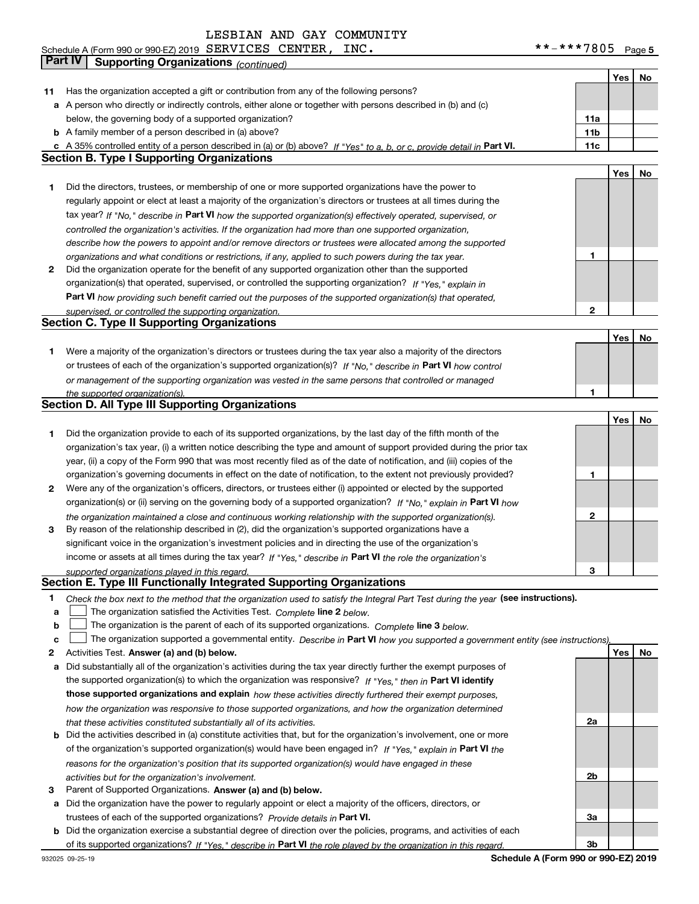LESBIAN AND GAY COMMUNITY
Schedule A (Form 990 or 990-EZ) 2019 SERVICES CENTER, INC. **-***7805

## Part IV Supporting Organizations *(continued)*

| | | | Yes | No |
|---|---|---|---|---|
| **11** | Has the organization accepted a gift or contribution from any of the following persons? | | | |
| **a** | A person who directly or indirectly controls, either alone or together with persons described in (b) and (c) below, the governing body of a supported organization? | **11a** | | |
| **b** | A family member of a person described in (a) above? | **11b** | | |
| **c** | A 35% controlled entity of a person described in (a) or (b) above? *If "Yes" to a, b, or c, provide detail in* **Part VI.** | **11c** | | |

### Section B. Type I Supporting Organizations

| | | | Yes | No |
|---|---|---|---|---|
| **1** | Did the directors, trustees, or membership of one or more supported organizations have the power to regularly appoint or elect at least a majority of the organization's directors or trustees at all times during the tax year? *If "No," describe in* **Part VI** *how the supported organization(s) effectively operated, supervised, or controlled the organization's activities. If the organization had more than one supported organization, describe how the powers to appoint and/or remove directors or trustees were allocated among the supported organizations and what conditions or restrictions, if any, applied to such powers during the tax year.* | **1** | | |
| **2** | Did the organization operate for the benefit of any supported organization other than the supported organization(s) that operated, supervised, or controlled the supporting organization? *If "Yes," explain in* **Part VI** *how providing such benefit carried out the purposes of the supported organization(s) that operated, supervised, or controlled the supporting organization.* | **2** | | |

### Section C. Type II Supporting Organizations

| | | | Yes | No |
|---|---|---|---|---|
| **1** | Were a majority of the organization's directors or trustees during the tax year also a majority of the directors or trustees of each of the organization's supported organization(s)? *If "No," describe in* **Part VI** *how control or management of the supporting organization was vested in the same persons that controlled or managed the supported organization(s).* | **1** | | |

### Section D. All Type III Supporting Organizations

| | | | Yes | No |
|---|---|---|---|---|
| **1** | Did the organization provide to each of its supported organizations, by the last day of the fifth month of the organization's tax year, (i) a written notice describing the type and amount of support provided during the prior tax year, (ii) a copy of the Form 990 that was most recently filed as of the date of notification, and (iii) copies of the organization's governing documents in effect on the date of notification, to the extent not previously provided? | **1** | | |
| **2** | Were any of the organization's officers, directors, or trustees either (i) appointed or elected by the supported organization(s) or (ii) serving on the governing body of a supported organization? *If "No," explain in* **Part VI** *how the organization maintained a close and continuous working relationship with the supported organization(s).* | **2** | | |
| **3** | By reason of the relationship described in (2), did the organization's supported organizations have a significant voice in the organization's investment policies and in directing the use of the organization's income or assets at all times during the tax year? *If "Yes," describe in* **Part VI** *the role the organization's supported organizations played in this regard.* | **3** | | |

### Section E. Type III Functionally Integrated Supporting Organizations

**1** *Check the box next to the method that the organization used to satisfy the Integral Part Test during the year* **(see instructions).**

- **a** ☐ The organization satisfied the Activities Test. *Complete* **line 2** *below.*
- **b** ☐ The organization is the parent of each of its supported organizations. *Complete* **line 3** *below.*
- **c** ☐ The organization supported a governmental entity. *Describe in* **Part VI** *how you supported a government entity (see instructions).*

| | | | Yes | No |
|---|---|---|---|---|
| **2** | Activities Test. **Answer (a) and (b) below.** | | | |
| **a** | Did substantially all of the organization's activities during the tax year directly further the exempt purposes of the supported organization(s) to which the organization was responsive? *If "Yes," then in* **Part VI identify those supported organizations and explain** *how these activities directly furthered their exempt purposes, how the organization was responsive to those supported organizations, and how the organization determined that these activities constituted substantially all of its activities.* | **2a** | | |
| **b** | Did the activities described in (a) constitute activities that, but for the organization's involvement, one or more of the organization's supported organization(s) would have been engaged in? *If "Yes," explain in* **Part VI** *the reasons for the organization's position that its supported organization(s) would have engaged in these activities but for the organization's involvement.* | **2b** | | |
| **3** | Parent of Supported Organizations. **Answer (a) and (b) below.** | | | |
| **a** | Did the organization have the power to regularly appoint or elect a majority of the officers, directors, or trustees of each of the supported organizations? *Provide details in* **Part VI.** | **3a** | | |
| **b** | Did the organization exercise a substantial degree of direction over the policies, programs, and activities of each of its supported organizations? *If "Yes," describe in* **Part VI** *the role played by the organization in this regard.* | **3b** | | |

932025 09-25-19 **Schedule A (Form 990 or 990-EZ) 2019**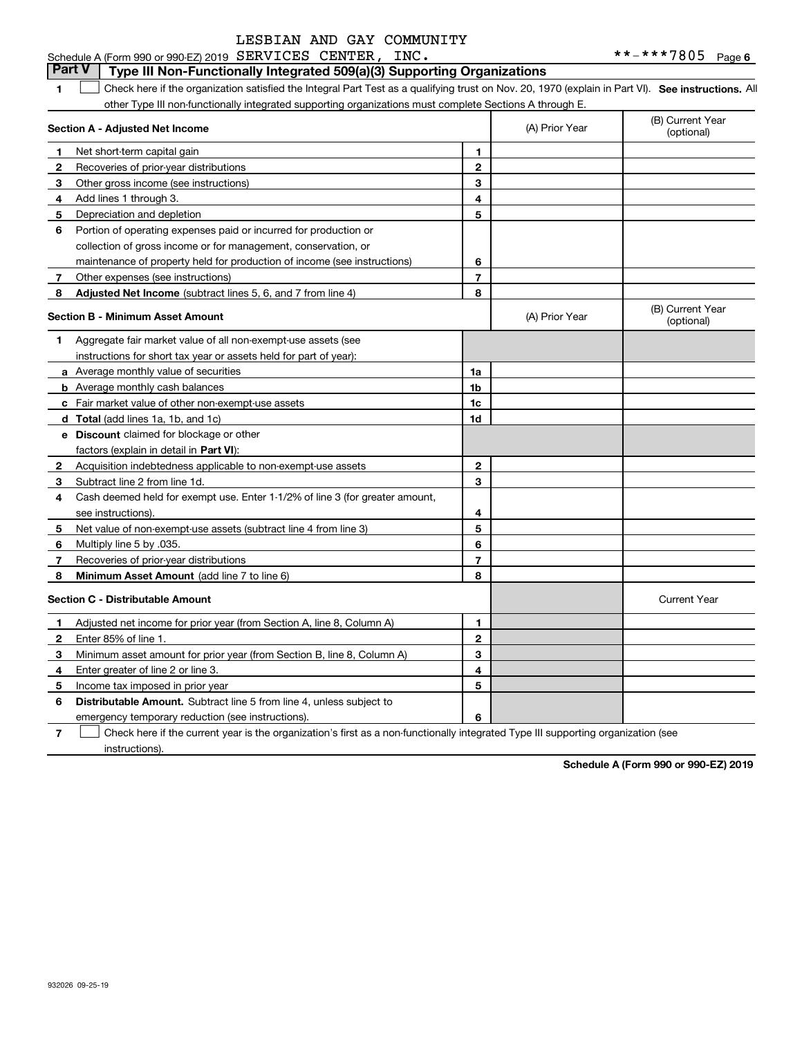Schedule A (Form 990 or 990-EZ) 2019 LESBIAN AND GAY COMMUNITY SERVICES CENTER, INC. **-***7805 Page 6

## Part V Type III Non-Functionally Integrated 509(a)(3) Supporting Organizations

1 ☐ Check here if the organization satisfied the Integral Part Test as a qualifying trust on Nov. 20, 1970 (explain in Part VI). **See instructions.** All other Type III non-functionally integrated supporting organizations must complete Sections A through E.

| **Section A - Adjusted Net Income** | | (A) Prior Year | (B) Current Year (optional) |
|---|---|---|---|
| 1 Net short-term capital gain | 1 | | |
| 2 Recoveries of prior-year distributions | 2 | | |
| 3 Other gross income (see instructions) | 3 | | |
| 4 Add lines 1 through 3. | 4 | | |
| 5 Depreciation and depletion | 5 | | |
| 6 Portion of operating expenses paid or incurred for production or collection of gross income or for management, conservation, or maintenance of property held for production of income (see instructions) | 6 | | |
| 7 Other expenses (see instructions) | 7 | | |
| 8 **Adjusted Net Income** (subtract lines 5, 6, and 7 from line 4) | 8 | | |

| **Section B - Minimum Asset Amount** | | (A) Prior Year | (B) Current Year (optional) |
|---|---|---|---|
| 1 Aggregate fair market value of all non-exempt-use assets (see instructions for short tax year or assets held for part of year): | | | |
| a Average monthly value of securities | 1a | | |
| b Average monthly cash balances | 1b | | |
| c Fair market value of other non-exempt-use assets | 1c | | |
| d **Total** (add lines 1a, 1b, and 1c) | 1d | | |
| e **Discount** claimed for blockage or other factors (explain in detail in **Part VI**): | | | |
| 2 Acquisition indebtedness applicable to non-exempt-use assets | 2 | | |
| 3 Subtract line 2 from line 1d. | 3 | | |
| 4 Cash deemed held for exempt use. Enter 1-1/2% of line 3 (for greater amount, see instructions). | 4 | | |
| 5 Net value of non-exempt-use assets (subtract line 4 from line 3) | 5 | | |
| 6 Multiply line 5 by .035. | 6 | | |
| 7 Recoveries of prior-year distributions | 7 | | |
| 8 **Minimum Asset Amount** (add line 7 to line 6) | 8 | | |

| **Section C - Distributable Amount** | | | Current Year |
|---|---|---|---|
| 1 Adjusted net income for prior year (from Section A, line 8, Column A) | 1 | | |
| 2 Enter 85% of line 1. | 2 | | |
| 3 Minimum asset amount for prior year (from Section B, line 8, Column A) | 3 | | |
| 4 Enter greater of line 2 or line 3. | 4 | | |
| 5 Income tax imposed in prior year | 5 | | |
| 6 **Distributable Amount.** Subtract line 5 from line 4, unless subject to emergency temporary reduction (see instructions). | 6 | | |

7 ☐ Check here if the current year is the organization's first as a non-functionally integrated Type III supporting organization (see instructions).

**Schedule A (Form 990 or 990-EZ) 2019**

932026 09-25-19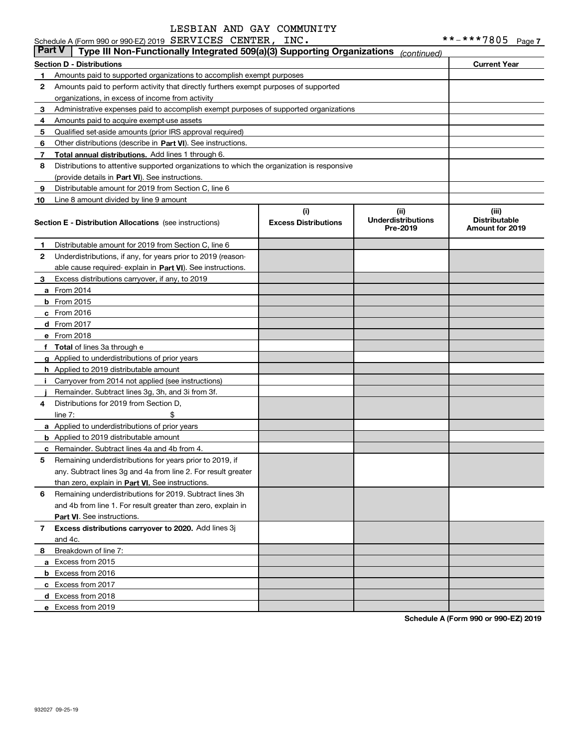LESBIAN AND GAY COMMUNITY

Schedule A (Form 990 or 990-EZ) 2019 SERVICES CENTER, INC. **-***7805 Page 7

## Part V Type III Non-Functionally Integrated 509(a)(3) Supporting Organizations *(continued)*

| Section D - Distributions | | Current Year |
|---|---|---|
| 1 | Amounts paid to supported organizations to accomplish exempt purposes | |
| 2 | Amounts paid to perform activity that directly furthers exempt purposes of supported organizations, in excess of income from activity | |
| 3 | Administrative expenses paid to accomplish exempt purposes of supported organizations | |
| 4 | Amounts paid to acquire exempt-use assets | |
| 5 | Qualified set-aside amounts (prior IRS approval required) | |
| 6 | Other distributions (describe in **Part VI**). See instructions. | |
| 7 | **Total annual distributions.** Add lines 1 through 6. | |
| 8 | Distributions to attentive supported organizations to which the organization is responsive (provide details in **Part VI**). See instructions. | |
| 9 | Distributable amount for 2019 from Section C, line 6 | |
| 10 | Line 8 amount divided by line 9 amount | |

| Section E - Distribution Allocations (see instructions) | | (i) Excess Distributions | (ii) Underdistributions Pre-2019 | (iii) Distributable Amount for 2019 |
|---|---|---|---|---|
| 1 | Distributable amount for 2019 from Section C, line 6 | | | |
| 2 | Underdistributions, if any, for years prior to 2019 (reasonable cause required- explain in **Part VI**). See instructions. | | | |
| 3 | Excess distributions carryover, if any, to 2019 | | | |
| a | From 2014 | | | |
| b | From 2015 | | | |
| c | From 2016 | | | |
| d | From 2017 | | | |
| e | From 2018 | | | |
| f | **Total** of lines 3a through e | | | |
| g | Applied to underdistributions of prior years | | | |
| h | Applied to 2019 distributable amount | | | |
| i | Carryover from 2014 not applied (see instructions) | | | |
| j | Remainder. Subtract lines 3g, 3h, and 3i from 3f. | | | |
| 4 | Distributions for 2019 from Section D, line 7: $ | | | |
| a | Applied to underdistributions of prior years | | | |
| b | Applied to 2019 distributable amount | | | |
| c | Remainder. Subtract lines 4a and 4b from 4. | | | |
| 5 | Remaining underdistributions for years prior to 2019, if any. Subtract lines 3g and 4a from line 2. For result greater than zero, explain in **Part VI.** See instructions. | | | |
| 6 | Remaining underdistributions for 2019. Subtract lines 3h and 4b from line 1. For result greater than zero, explain in **Part VI**. See instructions. | | | |
| 7 | **Excess distributions carryover to 2020.** Add lines 3j and 4c. | | | |
| 8 | Breakdown of line 7: | | | |
| a | Excess from 2015 | | | |
| b | Excess from 2016 | | | |
| c | Excess from 2017 | | | |
| d | Excess from 2018 | | | |
| e | Excess from 2019 | | | |

**Schedule A (Form 990 or 990-EZ) 2019**

932027 09-25-19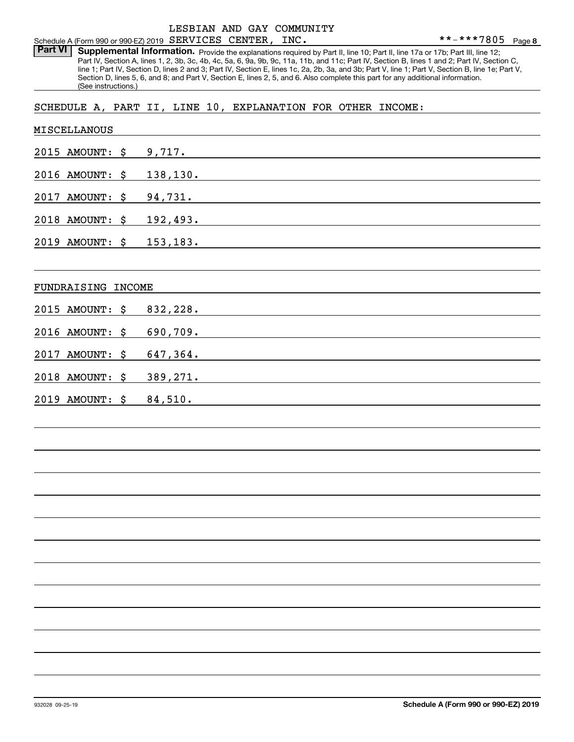Schedule A (Form 990 or 990-EZ) 2019 LESBIAN AND GAY COMMUNITY SERVICES CENTER, INC. **-***7805 Page 8

**Part VI** **Supplemental Information.** Provide the explanations required by Part II, line 10; Part II, line 17a or 17b; Part III, line 12; Part IV, Section A, lines 1, 2, 3b, 3c, 4b, 4c, 5a, 6, 9a, 9b, 9c, 11a, 11b, and 11c; Part IV, Section B, lines 1 and 2; Part IV, Section C, line 1; Part IV, Section D, lines 2 and 3; Part IV, Section E, lines 1c, 2a, 2b, 3a, and 3b; Part V, line 1; Part V, Section B, line 1e; Part V, Section D, lines 5, 6, and 8; and Part V, Section E, lines 2, 5, and 6. Also complete this part for any additional information. (See instructions.)

SCHEDULE A, PART II, LINE 10, EXPLANATION FOR OTHER INCOME:

MISCELLANOUS

2015 AMOUNT: $ 9,717.

2016 AMOUNT: $ 138,130.

2017 AMOUNT: $ 94,731.

2018 AMOUNT: $ 192,493.

2019 AMOUNT: $ 153,183.

FUNDRAISING INCOME

2015 AMOUNT: $ 832,228.

2016 AMOUNT: $ 690,709.

2017 AMOUNT: $ 647,364.

2018 AMOUNT: $ 389,271.

2019 AMOUNT: $ 84,510.

932028 09-25-19 **Schedule A (Form 990 or 990-EZ) 2019**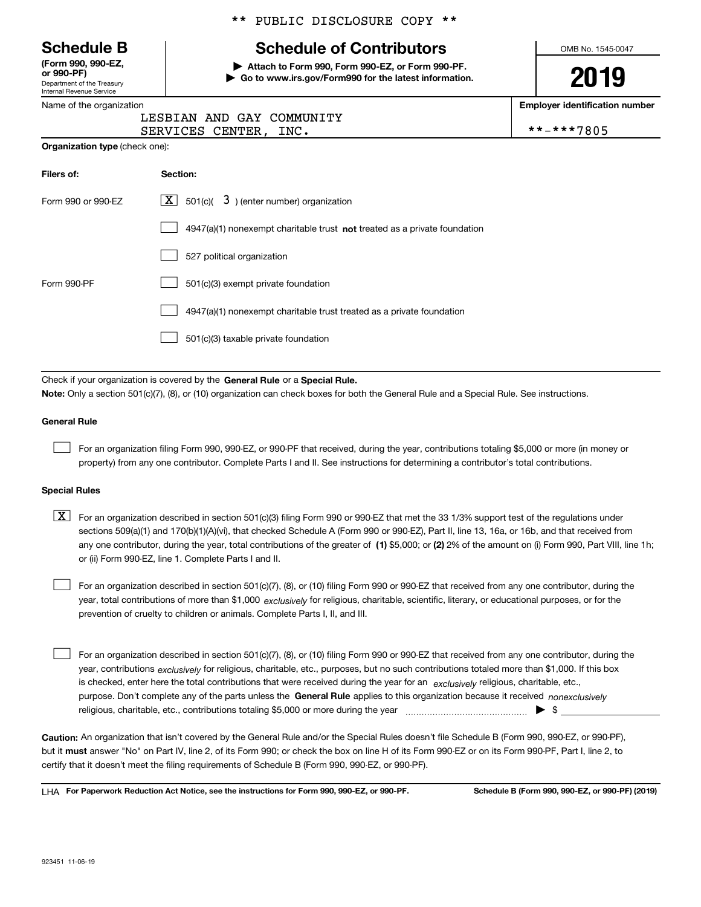\*\* PUBLIC DISCLOSURE COPY \*\*

# Schedule B

**(Form 990, 990-EZ, or 990-PF)**
Department of the Treasury
Internal Revenue Service

## Schedule of Contributors

**▶ Attach to Form 990, Form 990-EZ, or Form 990-PF.**
**▶ Go to www.irs.gov/Form990 for the latest information.**

OMB No. 1545-0047

**2019**

Name of the organization: LESBIAN AND GAY COMMUNITY SERVICES CENTER, INC.

**Employer identification number**: \*\*-\*\*\*7805

**Organization type** (check one):

| Filers of: | Section: |
|---|---|
| Form 990 or 990-EZ | [X] 501(c)( 3 ) (enter number) organization |
| | [ ] 4947(a)(1) nonexempt charitable trust **not** treated as a private foundation |
| | [ ] 527 political organization |
| Form 990-PF | [ ] 501(c)(3) exempt private foundation |
| | [ ] 4947(a)(1) nonexempt charitable trust treated as a private foundation |
| | [ ] 501(c)(3) taxable private foundation |

Check if your organization is covered by the **General Rule** or a **Special Rule.**

**Note:** Only a section 501(c)(7), (8), or (10) organization can check boxes for both the General Rule and a Special Rule. See instructions.

### General Rule

[ ] For an organization filing Form 990, 990-EZ, or 990-PF that received, during the year, contributions totaling $5,000 or more (in money or property) from any one contributor. Complete Parts I and II. See instructions for determining a contributor's total contributions.

### Special Rules

[X] For an organization described in section 501(c)(3) filing Form 990 or 990-EZ that met the 33 1/3% support test of the regulations under sections 509(a)(1) and 170(b)(1)(A)(vi), that checked Schedule A (Form 990 or 990-EZ), Part II, line 13, 16a, or 16b, and that received from any one contributor, during the year, total contributions of the greater of **(1)** $5,000; or **(2)** 2% of the amount on (i) Form 990, Part VIII, line 1h; or (ii) Form 990-EZ, line 1. Complete Parts I and II.

[ ] For an organization described in section 501(c)(7), (8), or (10) filing Form 990 or 990-EZ that received from any one contributor, during the year, total contributions of more than $1,000 *exclusively* for religious, charitable, scientific, literary, or educational purposes, or for the prevention of cruelty to children or animals. Complete Parts I, II, and III.

[ ] For an organization described in section 501(c)(7), (8), or (10) filing Form 990 or 990-EZ that received from any one contributor, during the year, contributions *exclusively* for religious, charitable, etc., purposes, but no such contributions totaled more than $1,000. If this box is checked, enter here the total contributions that were received during the year for an *exclusively* religious, charitable, etc., purpose. Don't complete any of the parts unless the **General Rule** applies to this organization because it received *nonexclusively* religious, charitable, etc., contributions totaling $5,000 or more during the year ▶ $ ______

**Caution:** An organization that isn't covered by the General Rule and/or the Special Rules doesn't file Schedule B (Form 990, 990-EZ, or 990-PF), but it **must** answer "No" on Part IV, line 2, of its Form 990; or check the box on line H of its Form 990-EZ or on its Form 990-PF, Part I, line 2, to certify that it doesn't meet the filing requirements of Schedule B (Form 990, 990-EZ, or 990-PF).

LHA **For Paperwork Reduction Act Notice, see the instructions for Form 990, 990-EZ, or 990-PF.** **Schedule B (Form 990, 990-EZ, or 990-PF) (2019)**

923451 11-06-19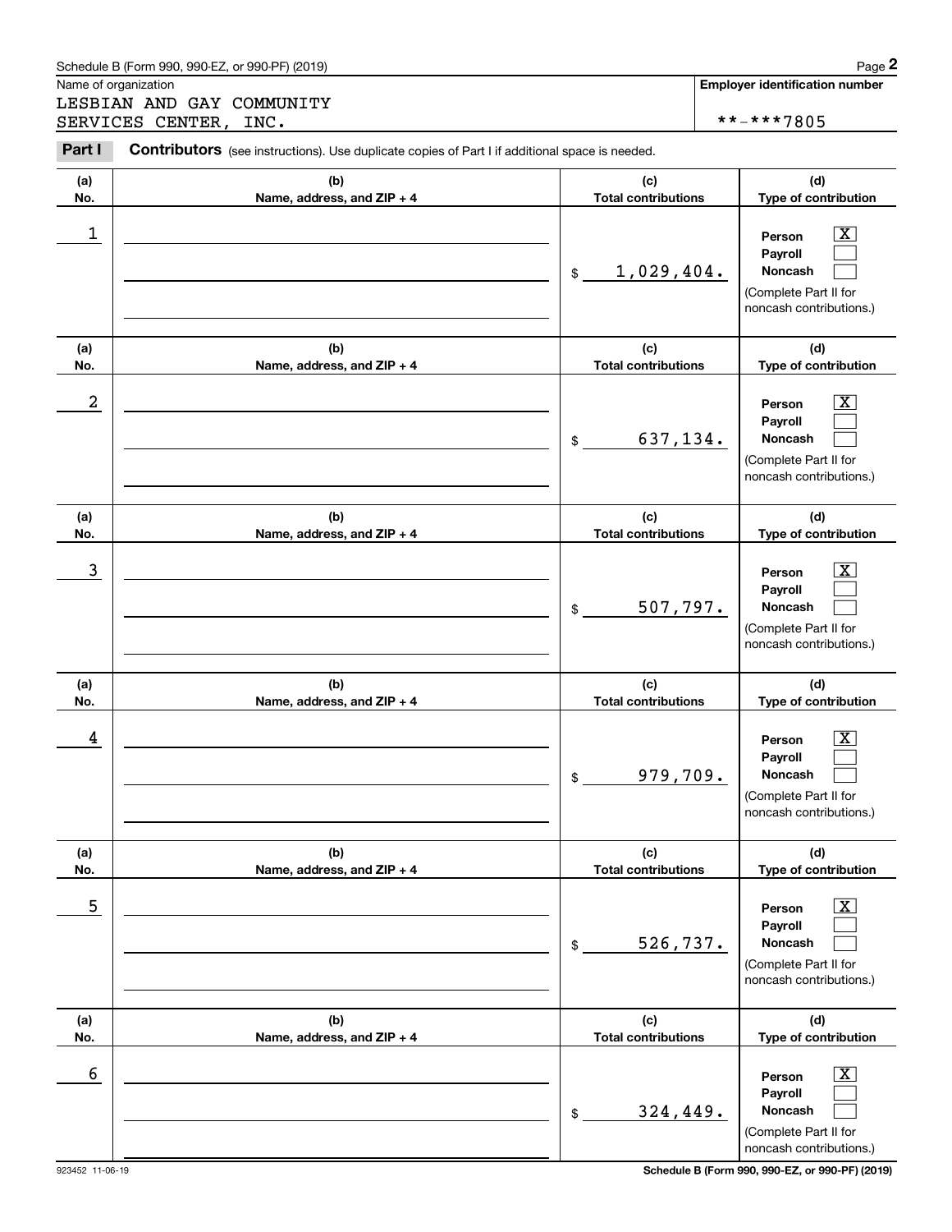Name of organization

LESBIAN AND GAY COMMUNITY SERVICES CENTER, INC.

**Employer identification number**

**-***7805

**Part I** **Contributors** (see instructions). Use duplicate copies of Part I if additional space is needed.

| (a) No. | (b) Name, address, and ZIP + 4 | (c) Total contributions | (d) Type of contribution |
|---|---|---|---|
| 1 | | $ 1,029,404. | Person [X] Payroll [ ] Noncash [ ] (Complete Part II for noncash contributions.) |
| 2 | | $ 637,134. | Person [X] Payroll [ ] Noncash [ ] (Complete Part II for noncash contributions.) |
| 3 | | $ 507,797. | Person [X] Payroll [ ] Noncash [ ] (Complete Part II for noncash contributions.) |
| 4 | | $ 979,709. | Person [X] Payroll [ ] Noncash [ ] (Complete Part II for noncash contributions.) |
| 5 | | $ 526,737. | Person [X] Payroll [ ] Noncash [ ] (Complete Part II for noncash contributions.) |
| 6 | | $ 324,449. | Person [X] Payroll [ ] Noncash [ ] (Complete Part II for noncash contributions.) |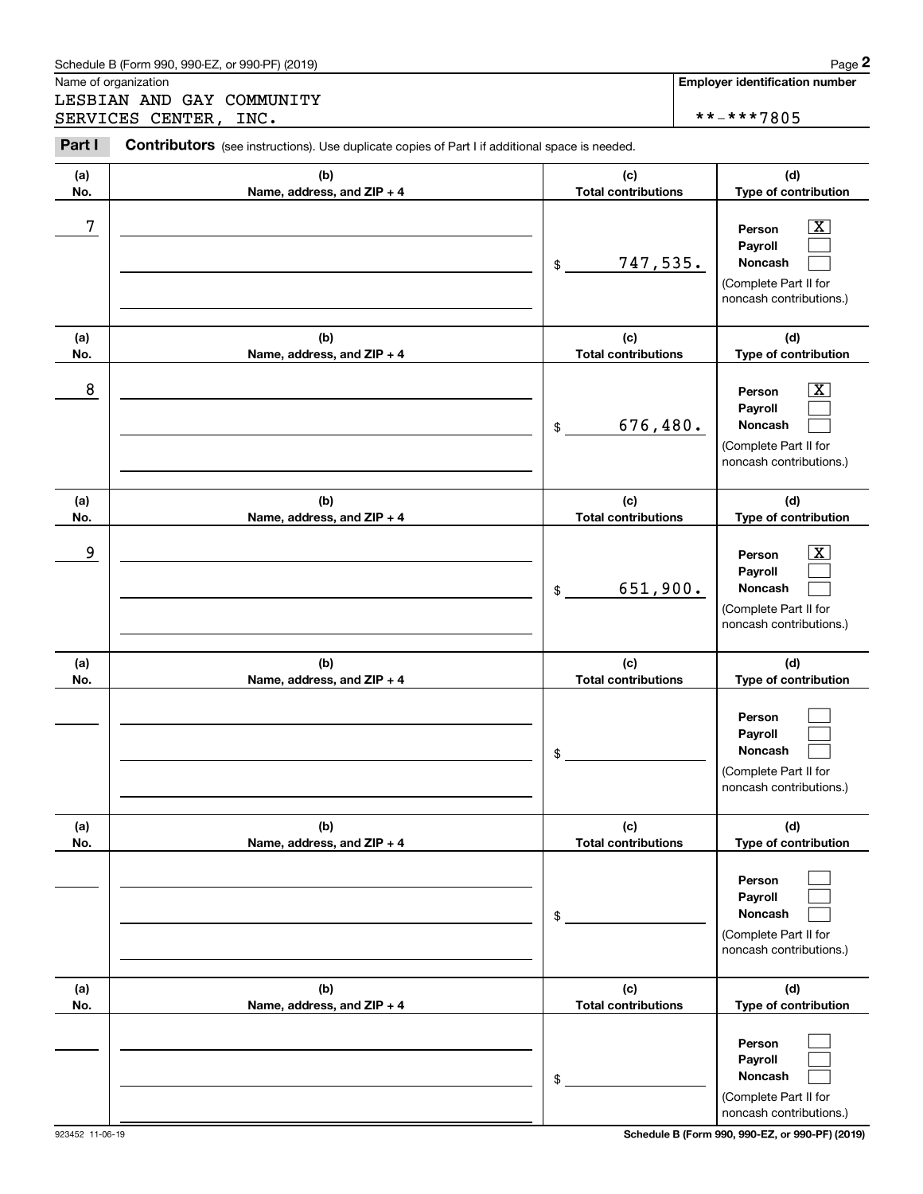Name of organization

LESBIAN AND GAY COMMUNITY SERVICES CENTER, INC.

**Employer identification number**

**-***7805

**Part I** **Contributors** (see instructions). Use duplicate copies of Part I if additional space is needed.

| (a) No. | (b) Name, address, and ZIP + 4 | (c) Total contributions | (d) Type of contribution |
|---|---|---|---|
| 7 | | $ 747,535. | Person [X] Payroll [ ] Noncash [ ] (Complete Part II for noncash contributions.) |
| 8 | | $ 676,480. | Person [X] Payroll [ ] Noncash [ ] (Complete Part II for noncash contributions.) |
| 9 | | $ 651,900. | Person [X] Payroll [ ] Noncash [ ] (Complete Part II for noncash contributions.) |
| | | $ | Person [ ] Payroll [ ] Noncash [ ] (Complete Part II for noncash contributions.) |
| | | $ | Person [ ] Payroll [ ] Noncash [ ] (Complete Part II for noncash contributions.) |
| | | $ | Person [ ] Payroll [ ] Noncash [ ] (Complete Part II for noncash contributions.) |

923452 11-06-19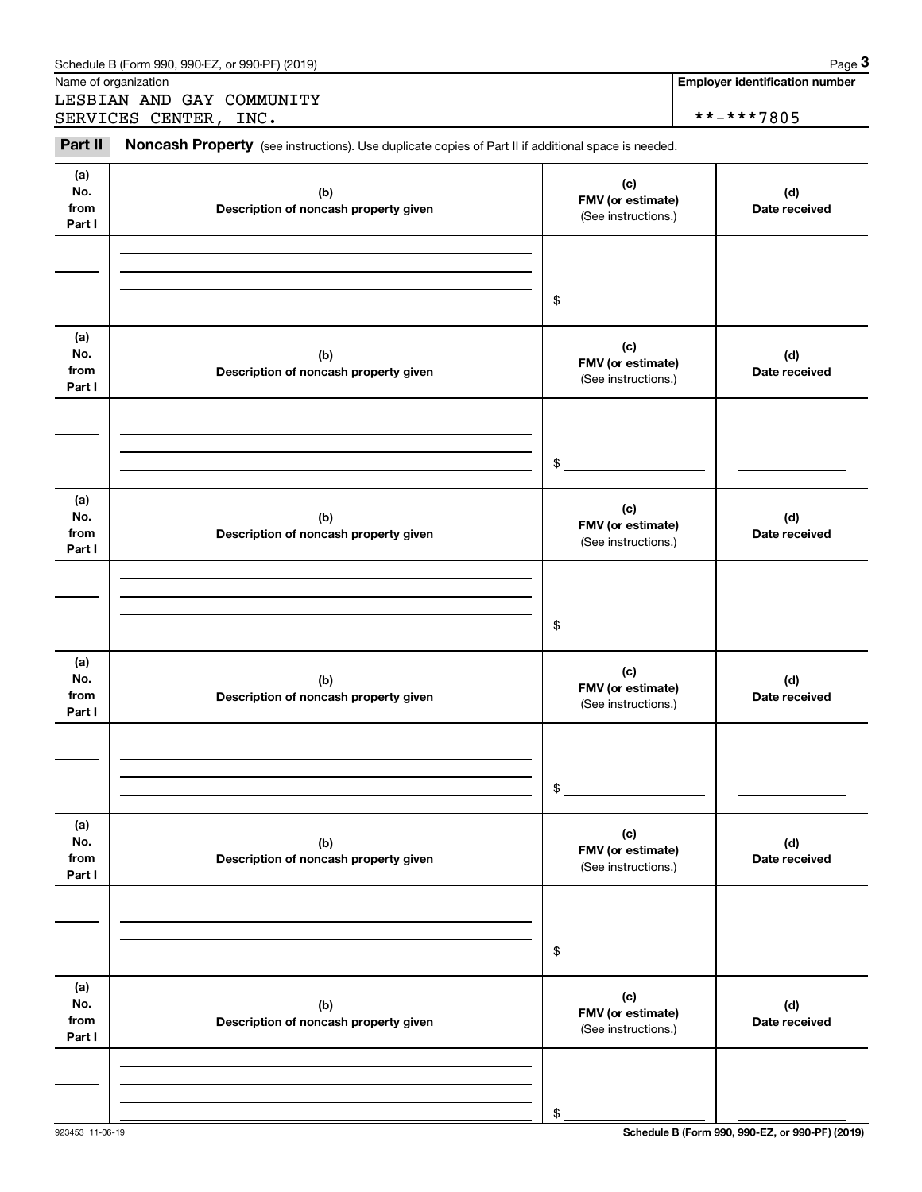Name of organization

LESBIAN AND GAY COMMUNITY SERVICES CENTER, INC.

**Employer identification number**

**-***7805

**Part II** **Noncash Property** (see instructions). Use duplicate copies of Part II if additional space is needed.

| (a) No. from Part I | (b) Description of noncash property given | (c) FMV (or estimate) (See instructions.) | (d) Date received |
|---|---|---|---|
| | | $ | |

| (a) No. from Part I | (b) Description of noncash property given | (c) FMV (or estimate) (See instructions.) | (d) Date received |
|---|---|---|---|
| | | $ | |

| (a) No. from Part I | (b) Description of noncash property given | (c) FMV (or estimate) (See instructions.) | (d) Date received |
|---|---|---|---|
| | | $ | |

| (a) No. from Part I | (b) Description of noncash property given | (c) FMV (or estimate) (See instructions.) | (d) Date received |
|---|---|---|---|
| | | $ | |

| (a) No. from Part I | (b) Description of noncash property given | (c) FMV (or estimate) (See instructions.) | (d) Date received |
|---|---|---|---|
| | | $ | |

| (a) No. from Part I | (b) Description of noncash property given | (c) FMV (or estimate) (See instructions.) | (d) Date received |
|---|---|---|---|
| | | $ | |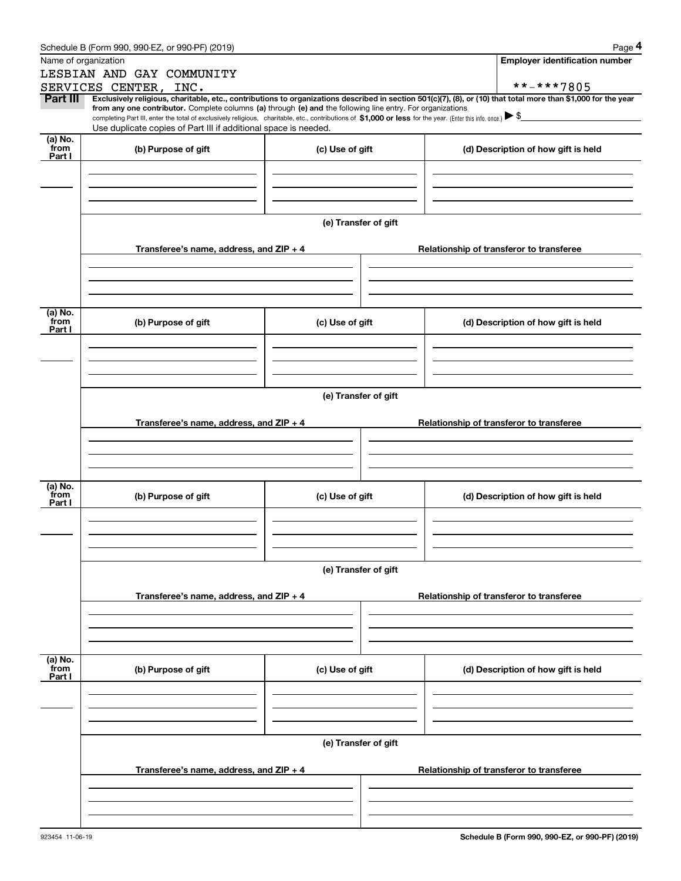Schedule B (Form 990, 990-EZ, or 990-PF) (2019)

Name of organization

LESBIAN AND GAY COMMUNITY SERVICES CENTER, INC.

**Employer identification number**

**-***7805

**Part III** **Exclusively religious, charitable, etc., contributions to organizations described in section 501(c)(7), (8), or (10) that total more than $1,000 for the year from any one contributor.** Complete columns **(a)** through **(e) and** the following line entry. For organizations completing Part III, enter the total of exclusively religious, charitable, etc., contributions of **$1,000 or less** for the year. (Enter this info. once.) ▶ $

Use duplicate copies of Part III if additional space is needed.

| (a) No. from Part I | (b) Purpose of gift | (c) Use of gift | (d) Description of how gift is held |
|---|---|---|---|
| | | | |

(e) Transfer of gift

| Transferee's name, address, and ZIP + 4 | Relationship of transferor to transferee |
|---|---|
| | |

| (a) No. from Part I | (b) Purpose of gift | (c) Use of gift | (d) Description of how gift is held |
|---|---|---|---|
| | | | |

(e) Transfer of gift

| Transferee's name, address, and ZIP + 4 | Relationship of transferor to transferee |
|---|---|
| | |

| (a) No. from Part I | (b) Purpose of gift | (c) Use of gift | (d) Description of how gift is held |
|---|---|---|---|
| | | | |

(e) Transfer of gift

| Transferee's name, address, and ZIP + 4 | Relationship of transferor to transferee |
|---|---|
| | |

| (a) No. from Part I | (b) Purpose of gift | (c) Use of gift | (d) Description of how gift is held |
|---|---|---|---|
| | | | |

(e) Transfer of gift

| Transferee's name, address, and ZIP + 4 | Relationship of transferor to transferee |
|---|---|
| | |

923454 11-06-19

**Schedule B (Form 990, 990-EZ, or 990-PF) (2019)**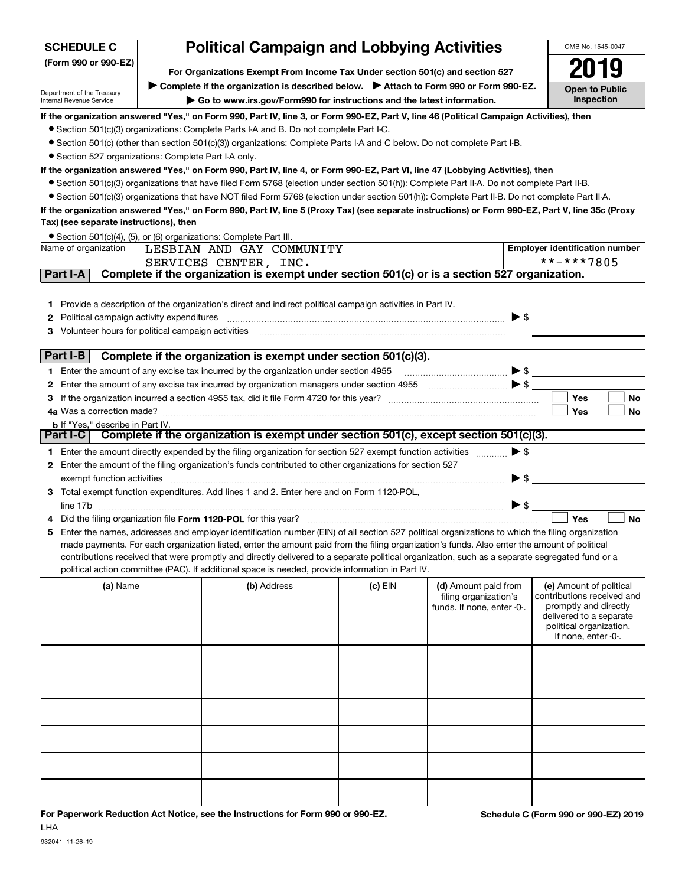**SCHEDULE C**
**(Form 990 or 990-EZ)**

Department of the Treasury
Internal Revenue Service

# Political Campaign and Lobbying Activities

**For Organizations Exempt From Income Tax Under section 501(c) and section 527**

▶ **Complete if the organization is described below.** ▶ **Attach to Form 990 or Form 990-EZ.**

▶ **Go to www.irs.gov/Form990 for instructions and the latest information.**

OMB No. 1545-0047

**2019**

**Open to Public Inspection**

**If the organization answered "Yes," on Form 990, Part IV, line 3, or Form 990-EZ, Part V, line 46 (Political Campaign Activities), then**

- Section 501(c)(3) organizations: Complete Parts I-A and B. Do not complete Part I-C.
- Section 501(c) (other than section 501(c)(3)) organizations: Complete Parts I-A and C below. Do not complete Part I-B.
- Section 527 organizations: Complete Part I-A only.

**If the organization answered "Yes," on Form 990, Part IV, line 4, or Form 990-EZ, Part VI, line 47 (Lobbying Activities), then**

- Section 501(c)(3) organizations that have filed Form 5768 (election under section 501(h)): Complete Part II-A. Do not complete Part II-B.
- Section 501(c)(3) organizations that have NOT filed Form 5768 (election under section 501(h)): Complete Part II-B. Do not complete Part II-A.

**If the organization answered "Yes," on Form 990, Part IV, line 5 (Proxy Tax) (see separate instructions) or Form 990-EZ, Part V, line 35c (Proxy Tax) (see separate instructions), then**

- Section 501(c)(4), (5), or (6) organizations: Complete Part III.

Name of organization: LESBIAN AND GAY COMMUNITY SERVICES CENTER, INC.

**Employer identification number:** **-***7805

## Part I-A Complete if the organization is exempt under section 501(c) or is a section 527 organization.

1. Provide a description of the organization's direct and indirect political campaign activities in Part IV.
2. Political campaign activity expenditures ▶ $
3. Volunteer hours for political campaign activities

## Part I-B Complete if the organization is exempt under section 501(c)(3).

1. Enter the amount of any excise tax incurred by the organization under section 4955 ▶ $
2. Enter the amount of any excise tax incurred by organization managers under section 4955 ▶ $
3. If the organization incurred a section 4955 tax, did it file Form 4720 for this year? ☐ Yes ☐ No

4a. Was a correction made? ☐ Yes ☐ No

b. If "Yes," describe in Part IV.

## Part I-C Complete if the organization is exempt under section 501(c), except section 501(c)(3).

1. Enter the amount directly expended by the filing organization for section 527 exempt function activities ▶ $
2. Enter the amount of the filing organization's funds contributed to other organizations for section 527 exempt function activities ▶ $
3. Total exempt function expenditures. Add lines 1 and 2. Enter here and on Form 1120-POL, line 17b ▶ $
4. Did the filing organization file **Form 1120-POL** for this year? ☐ Yes ☐ No
5. Enter the names, addresses and employer identification number (EIN) of all section 527 political organizations to which the filing organization made payments. For each organization listed, enter the amount paid from the filing organization's funds. Also enter the amount of political contributions received that were promptly and directly delivered to a separate political organization, such as a separate segregated fund or a political action committee (PAC). If additional space is needed, provide information in Part IV.

| (a) Name | (b) Address | (c) EIN | (d) Amount paid from filing organization's funds. If none, enter -0-. | (e) Amount of political contributions received and promptly and directly delivered to a separate political organization. If none, enter -0-. |
|---|---|---|---|---|
| | | | | |
| | | | | |
| | | | | |
| | | | | |
| | | | | |
| | | | | |

**For Paperwork Reduction Act Notice, see the Instructions for Form 990 or 990-EZ.**

LHA

932041 11-26-19

**Schedule C (Form 990 or 990-EZ) 2019**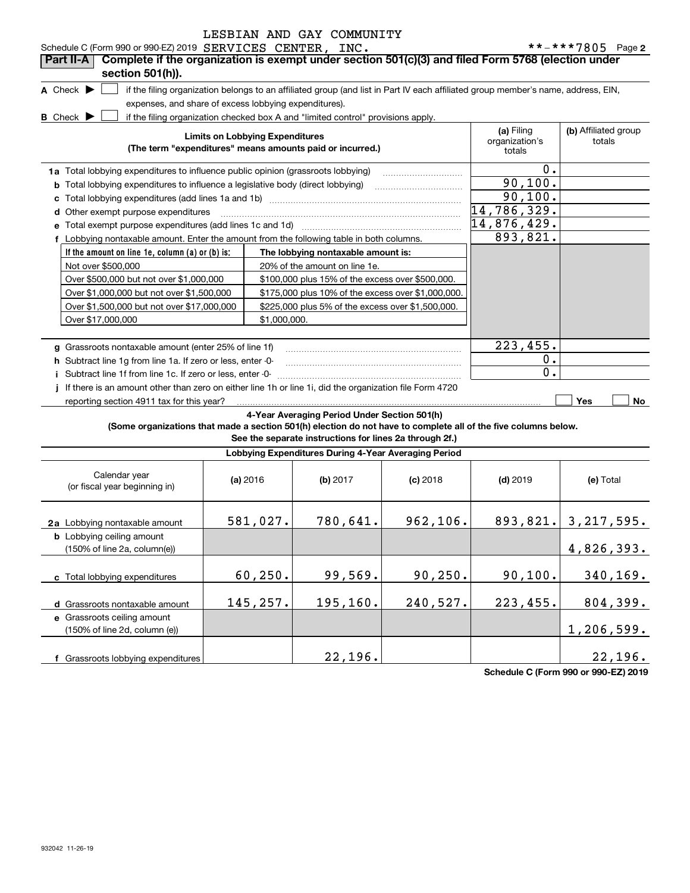Schedule C (Form 990 or 990-EZ) 2019 LESBIAN AND GAY COMMUNITY SERVICES CENTER, INC. **-***7805

## Part II-A Complete if the organization is exempt under section 501(c)(3) and filed Form 5768 (election under section 501(h)).

**A** Check ▶ ☐ if the filing organization belongs to an affiliated group (and list in Part IV each affiliated group member's name, address, EIN, expenses, and share of excess lobbying expenditures).

**B** Check ▶ ☐ if the filing organization checked box A and "limited control" provisions apply.

| Limits on Lobbying Expenditures (The term "expenditures" means amounts paid or incurred.) | (a) Filing organization's totals | (b) Affiliated group totals |
|---|---|---|
| **1a** Total lobbying expenditures to influence public opinion (grassroots lobbying) | 0. | |
| **b** Total lobbying expenditures to influence a legislative body (direct lobbying) | 90,100. | |
| **c** Total lobbying expenditures (add lines 1a and 1b) | 90,100. | |
| **d** Other exempt purpose expenditures | 14,786,329. | |
| **e** Total exempt purpose expenditures (add lines 1c and 1d) | 14,876,429. | |
| **f** Lobbying nontaxable amount. Enter the amount from the following table in both columns. | 893,821. | |

| If the amount on line 1e, column (a) or (b) is: | The lobbying nontaxable amount is: |
|---|---|
| Not over $500,000 | 20% of the amount on line 1e. |
| Over $500,000 but not over $1,000,000 | $100,000 plus 15% of the excess over $500,000. |
| Over $1,000,000 but not over $1,500,000 | $175,000 plus 10% of the excess over $1,000,000. |
| Over $1,500,000 but not over $17,000,000 | $225,000 plus 5% of the excess over $1,500,000. |
| Over $17,000,000 | $1,000,000. |

| | (a) Filing organization's totals | (b) Affiliated group totals |
|---|---|---|
| **g** Grassroots nontaxable amount (enter 25% of line 1f) | 223,455. | |
| **h** Subtract line 1g from line 1a. If zero or less, enter -0- | 0. | |
| **i** Subtract line 1f from line 1c. If zero or less, enter -0- | 0. | |
| **j** If there is an amount other than zero on either line 1h or line 1i, did the organization file Form 4720 reporting section 4911 tax for this year? | ☐ Yes | ☐ No |

### 4-Year Averaging Period Under Section 501(h)

**(Some organizations that made a section 501(h) election do not have to complete all of the five columns below. See the separate instructions for lines 2a through 2f.)**

**Lobbying Expenditures During 4-Year Averaging Period**

| Calendar year (or fiscal year beginning in) | (a) 2016 | (b) 2017 | (c) 2018 | (d) 2019 | (e) Total |
|---|---|---|---|---|---|
| **2a** Lobbying nontaxable amount | 581,027. | 780,641. | 962,106. | 893,821. | 3,217,595. |
| **b** Lobbying ceiling amount (150% of line 2a, column(e)) | | | | | 4,826,393. |
| **c** Total lobbying expenditures | 60,250. | 99,569. | 90,250. | 90,100. | 340,169. |
| **d** Grassroots nontaxable amount | 145,257. | 195,160. | 240,527. | 223,455. | 804,399. |
| **e** Grassroots ceiling amount (150% of line 2d, column (e)) | | | | | 1,206,599. |
| **f** Grassroots lobbying expenditures | | 22,196. | | | 22,196. |

Schedule C (Form 990 or 990-EZ) 2019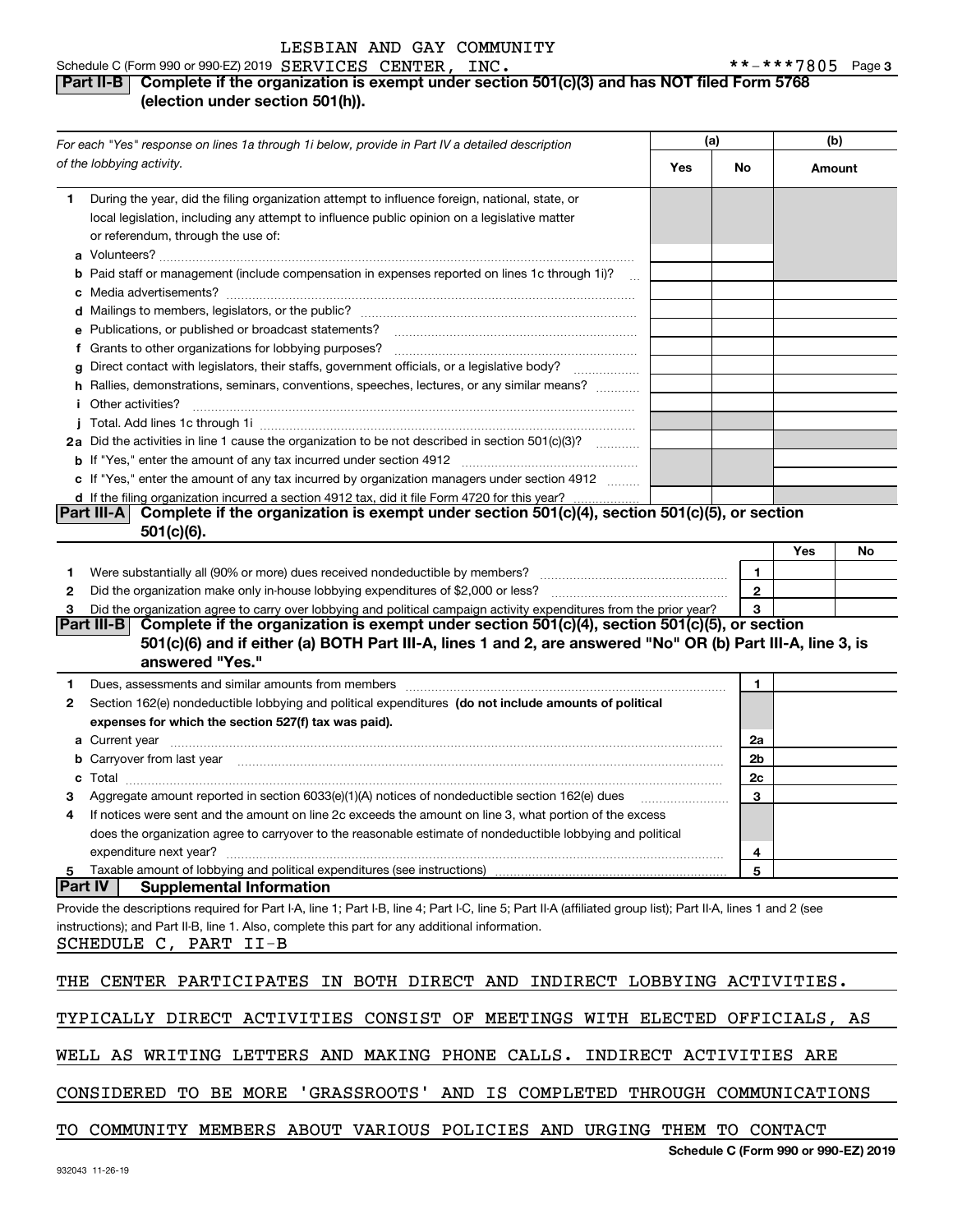Schedule C (Form 990 or 990-EZ) 2019 LESBIAN AND GAY COMMUNITY SERVICES CENTER, INC. **-***7805 Page 3

## Part II-B Complete if the organization is exempt under section 501(c)(3) and has NOT filed Form 5768 (election under section 501(h)).

| *For each "Yes" response on lines 1a through 1i below, provide in Part IV a detailed description of the lobbying activity.* | (a) Yes | (a) No | (b) Amount |
|---|---|---|---|
| **1** During the year, did the filing organization attempt to influence foreign, national, state, or local legislation, including any attempt to influence public opinion on a legislative matter or referendum, through the use of: | | | |
| **a** Volunteers? | | | |
| **b** Paid staff or management (include compensation in expenses reported on lines 1c through 1i)? | | | |
| **c** Media advertisements? | | | |
| **d** Mailings to members, legislators, or the public? | | | |
| **e** Publications, or published or broadcast statements? | | | |
| **f** Grants to other organizations for lobbying purposes? | | | |
| **g** Direct contact with legislators, their staffs, government officials, or a legislative body? | | | |
| **h** Rallies, demonstrations, seminars, conventions, speeches, lectures, or any similar means? | | | |
| **i** Other activities? | | | |
| **j** Total. Add lines 1c through 1i | | | |
| **2a** Did the activities in line 1 cause the organization to be not described in section 501(c)(3)? | | | |
| **b** If "Yes," enter the amount of any tax incurred under section 4912 | | | |
| **c** If "Yes," enter the amount of any tax incurred by organization managers under section 4912 | | | |
| **d** If the filing organization incurred a section 4912 tax, did it file Form 4720 for this year? | | | |

## Part III-A Complete if the organization is exempt under section 501(c)(4), section 501(c)(5), or section 501(c)(6).

| | | Yes | No |
|---|---|---|---|
| **1** Were substantially all (90% or more) dues received nondeductible by members? | 1 | | |
| **2** Did the organization make only in-house lobbying expenditures of $2,000 or less? | 2 | | |
| **3** Did the organization agree to carry over lobbying and political campaign activity expenditures from the prior year? | 3 | | |

## Part III-B Complete if the organization is exempt under section 501(c)(4), section 501(c)(5), or section 501(c)(6) and if either (a) BOTH Part III-A, lines 1 and 2, are answered "No" OR (b) Part III-A, line 3, is answered "Yes."

| | | |
|---|---|---|
| **1** Dues, assessments and similar amounts from members | 1 | |
| **2** Section 162(e) nondeductible lobbying and political expenditures **(do not include amounts of political expenses for which the section 527(f) tax was paid).** | | |
| **a** Current year | 2a | |
| **b** Carryover from last year | 2b | |
| **c** Total | 2c | |
| **3** Aggregate amount reported in section 6033(e)(1)(A) notices of nondeductible section 162(e) dues | 3 | |
| **4** If notices were sent and the amount on line 2c exceeds the amount on line 3, what portion of the excess does the organization agree to carryover to the reasonable estimate of nondeductible lobbying and political expenditure next year? | 4 | |
| **5** Taxable amount of lobbying and political expenditures (see instructions) | 5 | |

## Part IV Supplemental Information

Provide the descriptions required for Part I-A, line 1; Part I-B, line 4; Part I-C, line 5; Part II-A (affiliated group list); Part II-A, lines 1 and 2 (see instructions); and Part II-B, line 1. Also, complete this part for any additional information.

SCHEDULE C, PART II-B

THE CENTER PARTICIPATES IN BOTH DIRECT AND INDIRECT LOBBYING ACTIVITIES. TYPICALLY DIRECT ACTIVITIES CONSIST OF MEETINGS WITH ELECTED OFFICIALS, AS WELL AS WRITING LETTERS AND MAKING PHONE CALLS. INDIRECT ACTIVITIES ARE CONSIDERED TO BE MORE 'GRASSROOTS' AND IS COMPLETED THROUGH COMMUNICATIONS TO COMMUNITY MEMBERS ABOUT VARIOUS POLICIES AND URGING THEM TO CONTACT

932043 11-26-19 Schedule C (Form 990 or 990-EZ) 2019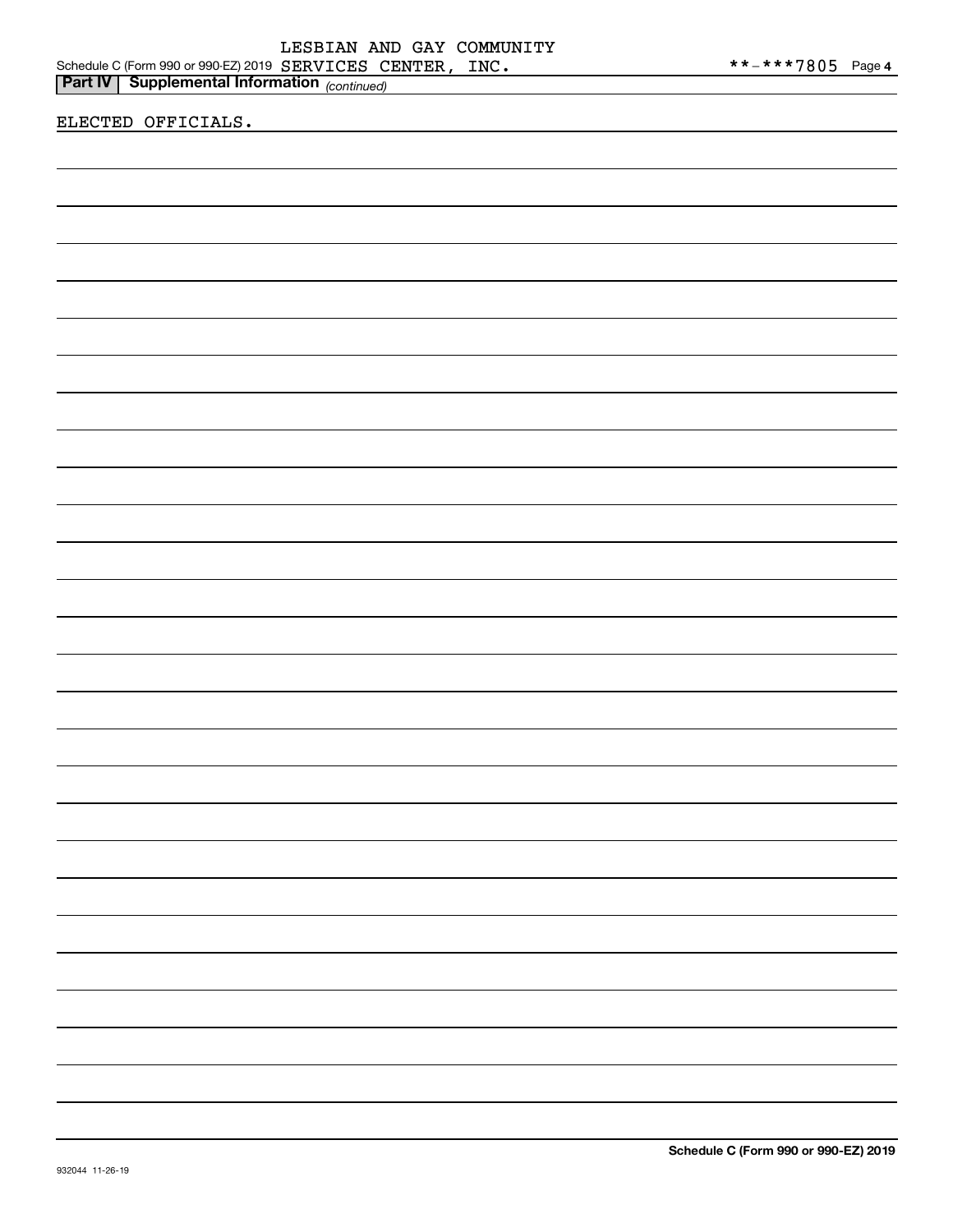**Part IV | Supplemental Information** *(continued)*

ELECTED OFFICIALS.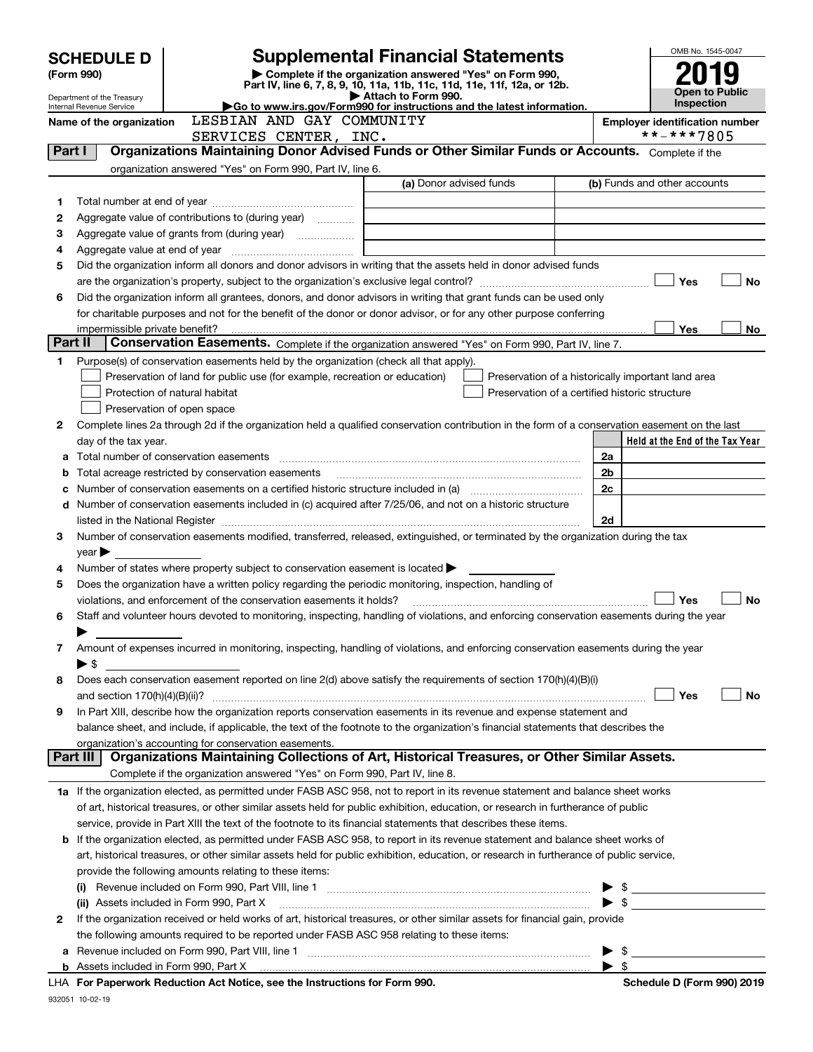# SCHEDULE D (Form 990)

Department of the Treasury
Internal Revenue Service

## Supplemental Financial Statements

▶ Complete if the organization answered "Yes" on Form 990, Part IV, line 6, 7, 8, 9, 10, 11a, 11b, 11c, 11d, 11e, 11f, 12a, or 12b.
▶ Attach to Form 990.
▶Go to www.irs.gov/Form990 for instructions and the latest information.

OMB No. 1545-0047

**2019**

**Open to Public Inspection**

Name of the organization: LESBIAN AND GAY COMMUNITY SERVICES CENTER, INC.

Employer identification number: **-***7805

## Part I Organizations Maintaining Donor Advised Funds or Other Similar Funds or Accounts.

Complete if the organization answered "Yes" on Form 990, Part IV, line 6.

| | | (a) Donor advised funds | (b) Funds and other accounts |
|---|---|---|---|
| 1 | Total number at end of year | | |
| 2 | Aggregate value of contributions to (during year) | | |
| 3 | Aggregate value of grants from (during year) | | |
| 4 | Aggregate value at end of year | | |

5 Did the organization inform all donors and donor advisors in writing that the assets held in donor advised funds are the organization's property, subject to the organization's exclusive legal control? ☐ Yes ☐ No

6 Did the organization inform all grantees, donors, and donor advisors in writing that grant funds can be used only for charitable purposes and not for the benefit of the donor or donor advisor, or for any other purpose conferring impermissible private benefit? ☐ Yes ☐ No

## Part II Conservation Easements.

Complete if the organization answered "Yes" on Form 990, Part IV, line 7.

1 Purpose(s) of conservation easements held by the organization (check all that apply).

- ☐ Preservation of land for public use (for example, recreation or education)
- ☐ Protection of natural habitat
- ☐ Preservation of open space
- ☐ Preservation of a historically important land area
- ☐ Preservation of a certified historic structure

2 Complete lines 2a through 2d if the organization held a qualified conservation contribution in the form of a conservation easement on the last day of the tax year.

| | | | Held at the End of the Tax Year |
|---|---|---|---|
| a | Total number of conservation easements | 2a | |
| b | Total acreage restricted by conservation easements | 2b | |
| c | Number of conservation easements on a certified historic structure included in (a) | 2c | |
| d | Number of conservation easements included in (c) acquired after 7/25/06, and not on a historic structure listed in the National Register | 2d | |

3 Number of conservation easements modified, transferred, released, extinguished, or terminated by the organization during the tax year ▶

4 Number of states where property subject to conservation easement is located ▶

5 Does the organization have a written policy regarding the periodic monitoring, inspection, handling of violations, and enforcement of the conservation easements it holds? ☐ Yes ☐ No

6 Staff and volunteer hours devoted to monitoring, inspecting, handling of violations, and enforcing conservation easements during the year ▶

7 Amount of expenses incurred in monitoring, inspecting, handling of violations, and enforcing conservation easements during the year ▶ $

8 Does each conservation easement reported on line 2(d) above satisfy the requirements of section 170(h)(4)(B)(i) and section 170(h)(4)(B)(ii)? ☐ Yes ☐ No

9 In Part XIII, describe how the organization reports conservation easements in its revenue and expense statement and balance sheet, and include, if applicable, the text of the footnote to the organization's financial statements that describes the organization's accounting for conservation easements.

## Part III Organizations Maintaining Collections of Art, Historical Treasures, or Other Similar Assets.

Complete if the organization answered "Yes" on Form 990, Part IV, line 8.

1a If the organization elected, as permitted under FASB ASC 958, not to report in its revenue statement and balance sheet works of art, historical treasures, or other similar assets held for public exhibition, education, or research in furtherance of public service, provide in Part XIII the text of the footnote to its financial statements that describes these items.

b If the organization elected, as permitted under FASB ASC 958, to report in its revenue statement and balance sheet works of art, historical treasures, or other similar assets held for public exhibition, education, or research in furtherance of public service, provide the following amounts relating to these items:

(i) Revenue included on Form 990, Part VIII, line 1 ▶ $

(ii) Assets included in Form 990, Part X ▶ $

2 If the organization received or held works of art, historical treasures, or other similar assets for financial gain, provide the following amounts required to be reported under FASB ASC 958 relating to these items:

a Revenue included on Form 990, Part VIII, line 1 ▶ $

b Assets included in Form 990, Part X ▶ $

LHA For Paperwork Reduction Act Notice, see the Instructions for Form 990. Schedule D (Form 990) 2019

932051 10-02-19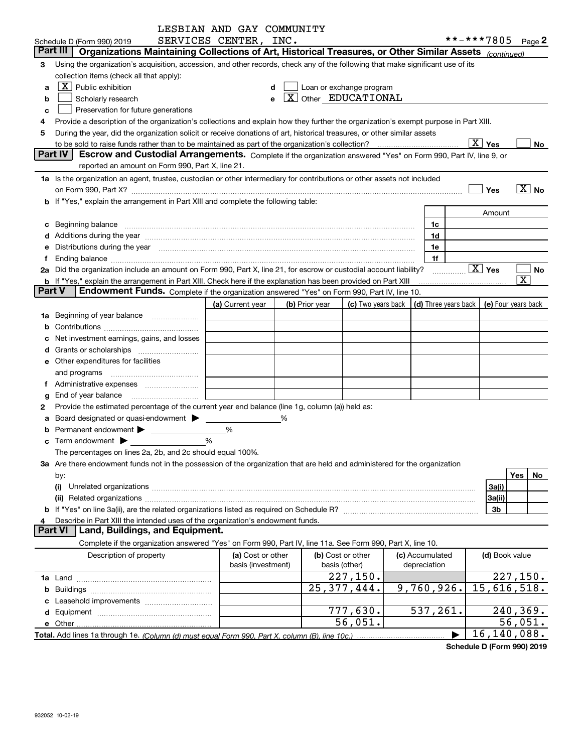LESBIAN AND GAY COMMUNITY SERVICES CENTER, INC. **-***7805

Schedule D (Form 990) 2019

## Part III Organizations Maintaining Collections of Art, Historical Treasures, or Other Similar Assets *(continued)*

3 Using the organization's acquisition, accession, and other records, check any of the following that make significant use of its collection items (check all that apply):

- a [X] Public exhibition
- b [ ] Scholarly research
- c [ ] Preservation for future generations
- d [ ] Loan or exchange program
- e [X] Other EDUCATIONAL

4 Provide a description of the organization's collections and explain how they further the organization's exempt purpose in Part XIII.

5 During the year, did the organization solicit or receive donations of art, historical treasures, or other similar assets to be sold to raise funds rather than to be maintained as part of the organization's collection? [X] Yes [ ] No

## Part IV Escrow and Custodial Arrangements.

Complete if the organization answered "Yes" on Form 990, Part IV, line 9, or reported an amount on Form 990, Part X, line 21.

1a Is the organization an agent, trustee, custodian or other intermediary for contributions or other assets not included on Form 990, Part X? [ ] Yes [X] No

b If "Yes," explain the arrangement in Part XIII and complete the following table:

| | | Amount |
|---|---|---|
| c Beginning balance | 1c | |
| d Additions during the year | 1d | |
| e Distributions during the year | 1e | |
| f Ending balance | 1f | |

2a Did the organization include an amount on Form 990, Part X, line 21, for escrow or custodial account liability? [X] Yes [ ] No

b If "Yes," explain the arrangement in Part XIII. Check here if the explanation has been provided on Part XIII [X]

## Part V Endowment Funds.

Complete if the organization answered "Yes" on Form 990, Part IV, line 10.

| | (a) Current year | (b) Prior year | (c) Two years back | (d) Three years back | (e) Four years back |
|---|---|---|---|---|---|
| 1a Beginning of year balance | | | | | |
| b Contributions | | | | | |
| c Net investment earnings, gains, and losses | | | | | |
| d Grants or scholarships | | | | | |
| e Other expenditures for facilities and programs | | | | | |
| f Administrative expenses | | | | | |
| g End of year balance | | | | | |

2 Provide the estimated percentage of the current year end balance (line 1g, column (a)) held as:

- a Board designated or quasi-endowment ▶ _____ %
- b Permanent endowment ▶ _____ %
- c Term endowment ▶ _____ %

The percentages on lines 2a, 2b, and 2c should equal 100%.

3a Are there endowment funds not in the possession of the organization that are held and administered for the organization by:

| | | Yes | No |
|---|---|---|---|
| (i) Unrelated organizations | 3a(i) | | |
| (ii) Related organizations | 3a(ii) | | |
| b If "Yes" on line 3a(ii), are the related organizations listed as required on Schedule R? | 3b | | |

4 Describe in Part XIII the intended uses of the organization's endowment funds.

## Part VI Land, Buildings, and Equipment.

Complete if the organization answered "Yes" on Form 990, Part IV, line 11a. See Form 990, Part X, line 10.

| Description of property | (a) Cost or other basis (investment) | (b) Cost or other basis (other) | (c) Accumulated depreciation | (d) Book value |
|---|---|---|---|---|
| 1a Land | | 227,150. | | 227,150. |
| b Buildings | | 25,377,444. | 9,760,926. | 15,616,518. |
| c Leasehold improvements | | | | |
| d Equipment | | 777,630. | 537,261. | 240,369. |
| e Other | | 56,051. | | 56,051. |
| Total. Add lines 1a through 1e. *(Column (d) must equal Form 990, Part X, column (B), line 10c.)* | | | ▶ | 16,140,088. |

Schedule D (Form 990) 2019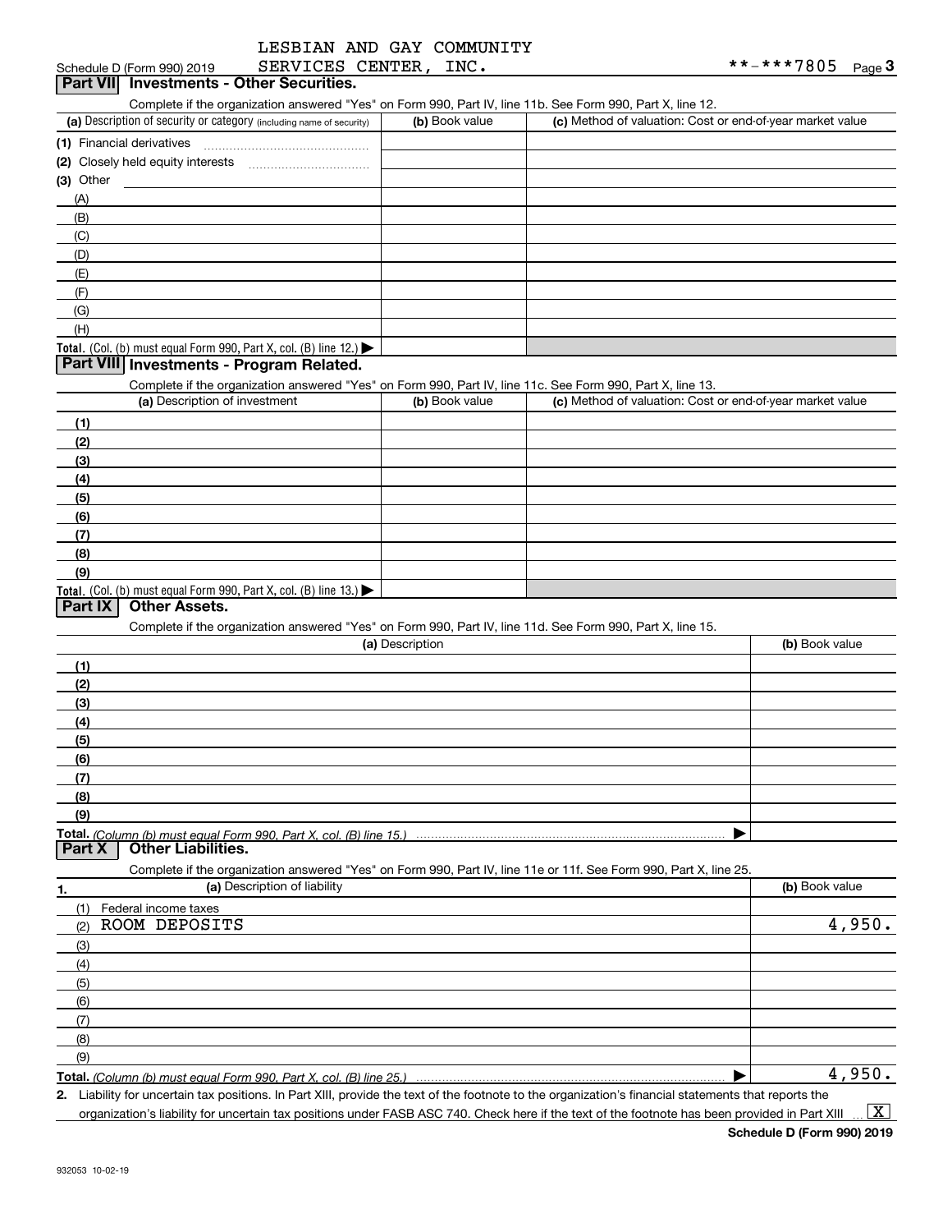LESBIAN AND GAY COMMUNITY SERVICES CENTER, INC.

Schedule D (Form 990) 2019 **-***7805 Page 3

## Part VII Investments - Other Securities.

Complete if the organization answered "Yes" on Form 990, Part IV, line 11b. See Form 990, Part X, line 12.

| (a) Description of security or category (including name of security) | (b) Book value | (c) Method of valuation: Cost or end-of-year market value |
|---|---|---|
| (1) Financial derivatives | | |
| (2) Closely held equity interests | | |
| (3) Other | | |
| (A) | | |
| (B) | | |
| (C) | | |
| (D) | | |
| (E) | | |
| (F) | | |
| (G) | | |
| (H) | | |
| **Total.** (Col. (b) must equal Form 990, Part X, col. (B) line 12.) | | |

## Part VIII Investments - Program Related.

Complete if the organization answered "Yes" on Form 990, Part IV, line 11c. See Form 990, Part X, line 13.

| (a) Description of investment | (b) Book value | (c) Method of valuation: Cost or end-of-year market value |
|---|---|---|
| (1) | | |
| (2) | | |
| (3) | | |
| (4) | | |
| (5) | | |
| (6) | | |
| (7) | | |
| (8) | | |
| (9) | | |
| **Total.** (Col. (b) must equal Form 990, Part X, col. (B) line 13.) | | |

## Part IX Other Assets.

Complete if the organization answered "Yes" on Form 990, Part IV, line 11d. See Form 990, Part X, line 15.

| (a) Description | (b) Book value |
|---|---|
| (1) | |
| (2) | |
| (3) | |
| (4) | |
| (5) | |
| (6) | |
| (7) | |
| (8) | |
| (9) | |
| **Total.** *(Column (b) must equal Form 990, Part X, col. (B) line 15.)* | |

## Part X Other Liabilities.

Complete if the organization answered "Yes" on Form 990, Part IV, line 11e or 11f. See Form 990, Part X, line 25.

| 1. (a) Description of liability | (b) Book value |
|---|---|
| (1) Federal income taxes | |
| (2) ROOM DEPOSITS | 4,950. |
| (3) | |
| (4) | |
| (5) | |
| (6) | |
| (7) | |
| (8) | |
| (9) | |
| **Total.** *(Column (b) must equal Form 990, Part X, col. (B) line 25.)* | 4,950. |

2. Liability for uncertain tax positions. In Part XIII, provide the text of the footnote to the organization's financial statements that reports the organization's liability for uncertain tax positions under FASB ASC 740. Check here if the text of the footnote has been provided in Part XIII ... [X]

Schedule D (Form 990) 2019

932053 10-02-19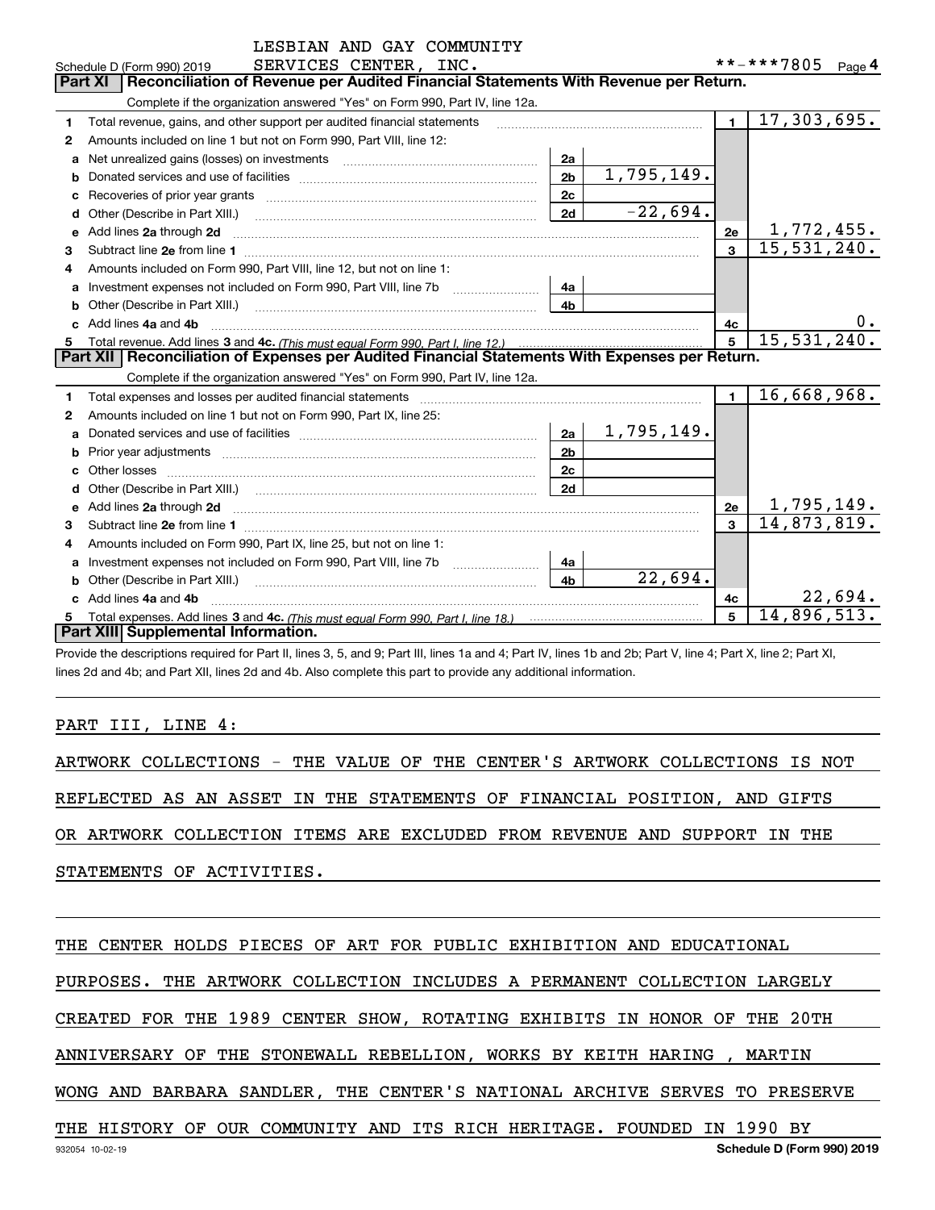LESBIAN AND GAY COMMUNITY SERVICES CENTER, INC.

Schedule D (Form 990) 2019 — **-***7805 Page 4

## Part XI Reconciliation of Revenue per Audited Financial Statements With Revenue per Return.

Complete if the organization answered "Yes" on Form 990, Part IV, line 12a.

| | | | | | |
|---|---|---|---|---|---|
| 1 | Total revenue, gains, and other support per audited financial statements | | | 1 | 17,303,695. |
| 2 | Amounts included on line 1 but not on Form 990, Part VIII, line 12: | | | | |
| a | Net unrealized gains (losses) on investments | 2a | | | |
| b | Donated services and use of facilities | 2b | 1,795,149. | | |
| c | Recoveries of prior year grants | 2c | | | |
| d | Other (Describe in Part XIII.) | 2d | -22,694. | | |
| e | Add lines 2a through 2d | | | 2e | 1,772,455. |
| 3 | Subtract line 2e from line 1 | | | 3 | 15,531,240. |
| 4 | Amounts included on Form 990, Part VIII, line 12, but not on line 1: | | | | |
| a | Investment expenses not included on Form 990, Part VIII, line 7b | 4a | | | |
| b | Other (Describe in Part XIII.) | 4b | | | |
| c | Add lines 4a and 4b | | | 4c | 0. |
| 5 | Total revenue. Add lines 3 and 4c. *(This must equal Form 990, Part I, line 12.)* | | | 5 | 15,531,240. |

## Part XII Reconciliation of Expenses per Audited Financial Statements With Expenses per Return.

Complete if the organization answered "Yes" on Form 990, Part IV, line 12a.

| | | | | | |
|---|---|---|---|---|---|
| 1 | Total expenses and losses per audited financial statements | | | 1 | 16,668,968. |
| 2 | Amounts included on line 1 but not on Form 990, Part IX, line 25: | | | | |
| a | Donated services and use of facilities | 2a | 1,795,149. | | |
| b | Prior year adjustments | 2b | | | |
| c | Other losses | 2c | | | |
| d | Other (Describe in Part XIII.) | 2d | | | |
| e | Add lines 2a through 2d | | | 2e | 1,795,149. |
| 3 | Subtract line 2e from line 1 | | | 3 | 14,873,819. |
| 4 | Amounts included on Form 990, Part IX, line 25, but not on line 1: | | | | |
| a | Investment expenses not included on Form 990, Part VIII, line 7b | 4a | | | |
| b | Other (Describe in Part XIII.) | 4b | 22,694. | | |
| c | Add lines 4a and 4b | | | 4c | 22,694. |
| 5 | Total expenses. Add lines 3 and 4c. *(This must equal Form 990, Part I, line 18.)* | | | 5 | 14,896,513. |

## Part XIII Supplemental Information.

Provide the descriptions required for Part II, lines 3, 5, and 9; Part III, lines 1a and 4; Part IV, lines 1b and 2b; Part V, line 4; Part X, line 2; Part XI, lines 2d and 4b; and Part XII, lines 2d and 4b. Also complete this part to provide any additional information.

PART III, LINE 4:

ARTWORK COLLECTIONS - THE VALUE OF THE CENTER'S ARTWORK COLLECTIONS IS NOT REFLECTED AS AN ASSET IN THE STATEMENTS OF FINANCIAL POSITION, AND GIFTS OR ARTWORK COLLECTION ITEMS ARE EXCLUDED FROM REVENUE AND SUPPORT IN THE STATEMENTS OF ACTIVITIES.

THE CENTER HOLDS PIECES OF ART FOR PUBLIC EXHIBITION AND EDUCATIONAL PURPOSES. THE ARTWORK COLLECTION INCLUDES A PERMANENT COLLECTION LARGELY CREATED FOR THE 1989 CENTER SHOW, ROTATING EXHIBITS IN HONOR OF THE 20TH ANNIVERSARY OF THE STONEWALL REBELLION, WORKS BY KEITH HARING , MARTIN WONG AND BARBARA SANDLER, THE CENTER'S NATIONAL ARCHIVE SERVES TO PRESERVE THE HISTORY OF OUR COMMUNITY AND ITS RICH HERITAGE. FOUNDED IN 1990 BY

932054 10-02-19 Schedule D (Form 990) 2019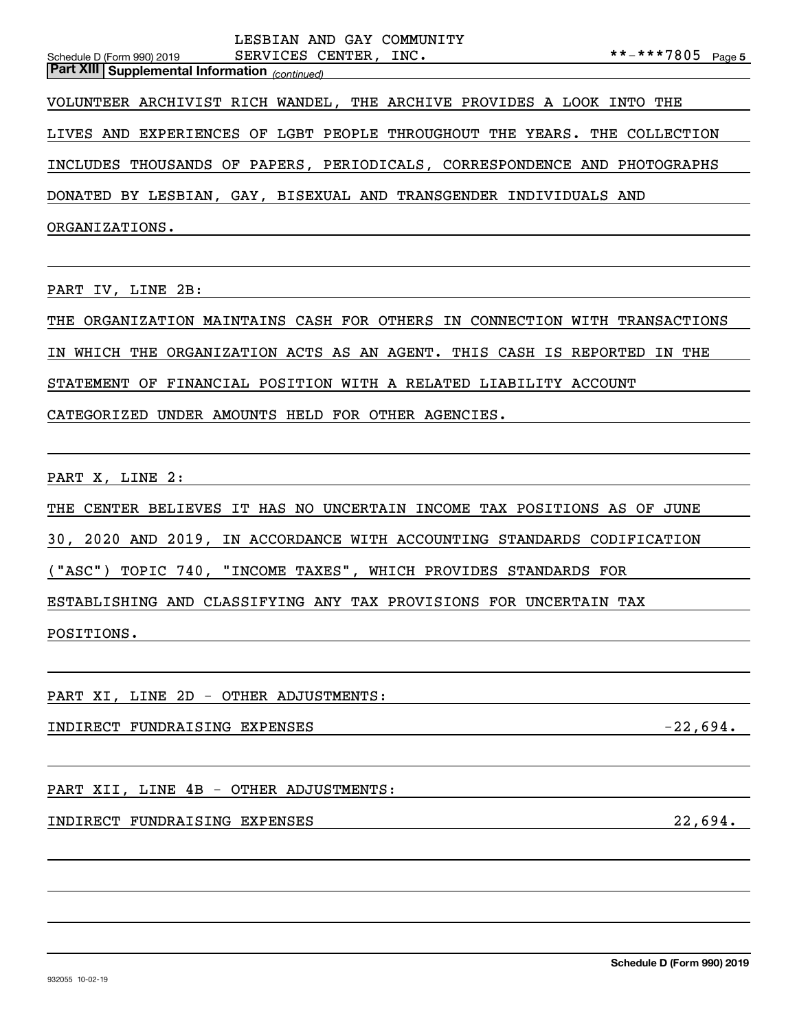**Part XIII | Supplemental Information** *(continued)*

VOLUNTEER ARCHIVIST RICH WANDEL, THE ARCHIVE PROVIDES A LOOK INTO THE LIVES AND EXPERIENCES OF LGBT PEOPLE THROUGHOUT THE YEARS. THE COLLECTION INCLUDES THOUSANDS OF PAPERS, PERIODICALS, CORRESPONDENCE AND PHOTOGRAPHS DONATED BY LESBIAN, GAY, BISEXUAL AND TRANSGENDER INDIVIDUALS AND ORGANIZATIONS.

PART IV, LINE 2B:

THE ORGANIZATION MAINTAINS CASH FOR OTHERS IN CONNECTION WITH TRANSACTIONS IN WHICH THE ORGANIZATION ACTS AS AN AGENT. THIS CASH IS REPORTED IN THE STATEMENT OF FINANCIAL POSITION WITH A RELATED LIABILITY ACCOUNT CATEGORIZED UNDER AMOUNTS HELD FOR OTHER AGENCIES.

PART X, LINE 2:

THE CENTER BELIEVES IT HAS NO UNCERTAIN INCOME TAX POSITIONS AS OF JUNE 30, 2020 AND 2019, IN ACCORDANCE WITH ACCOUNTING STANDARDS CODIFICATION ("ASC") TOPIC 740, "INCOME TAXES", WHICH PROVIDES STANDARDS FOR ESTABLISHING AND CLASSIFYING ANY TAX PROVISIONS FOR UNCERTAIN TAX POSITIONS.

PART XI, LINE 2D - OTHER ADJUSTMENTS:

| | |
|---|---|
| INDIRECT FUNDRAISING EXPENSES | -22,694. |

PART XII, LINE 4B - OTHER ADJUSTMENTS:

| | |
|---|---|
| INDIRECT FUNDRAISING EXPENSES | 22,694. |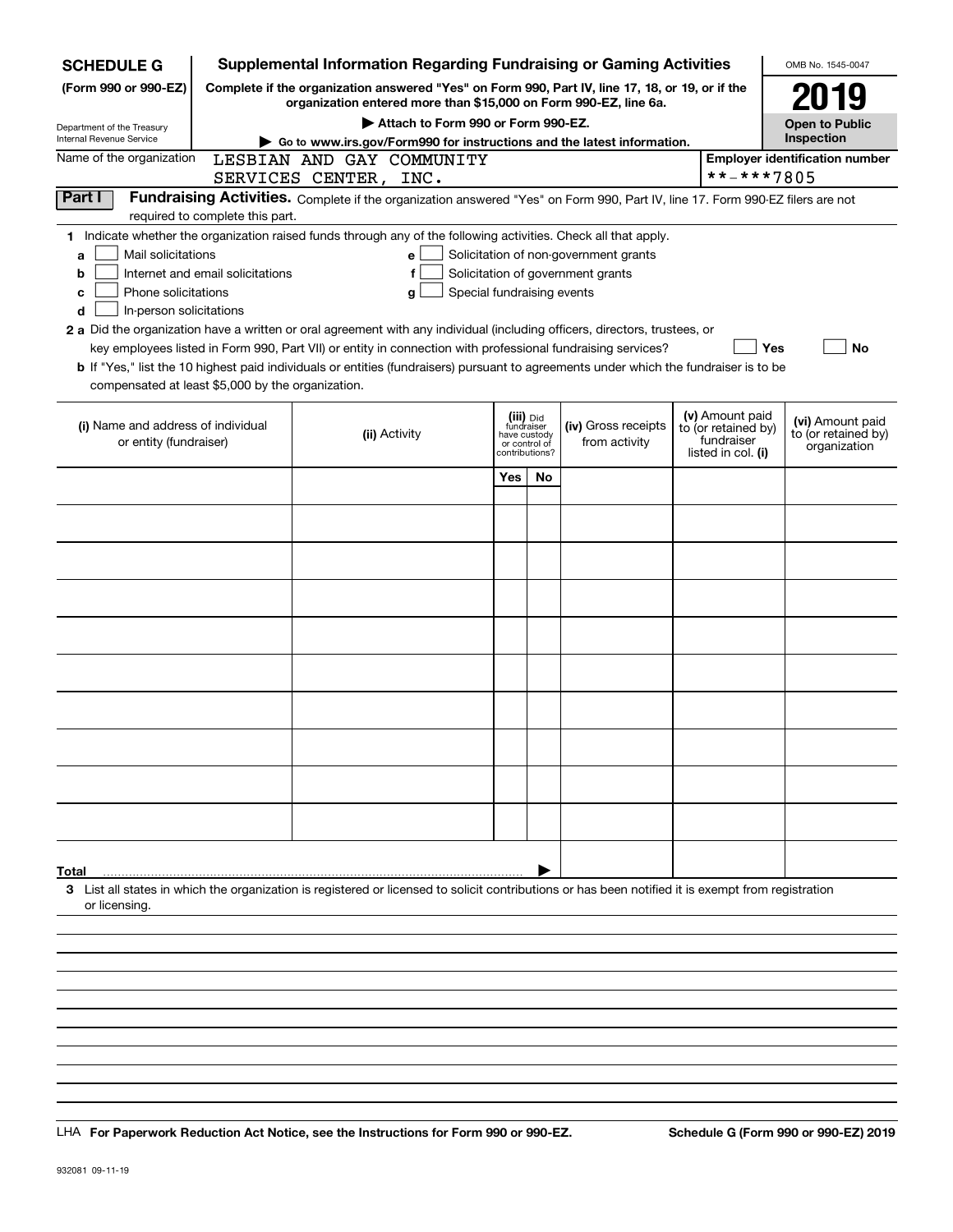**SCHEDULE G** (Form 990 or 990-EZ)

Department of the Treasury
Internal Revenue Service

# Supplemental Information Regarding Fundraising or Gaming Activities

**Complete if the organization answered "Yes" on Form 990, Part IV, line 17, 18, or 19, or if the organization entered more than $15,000 on Form 990-EZ, line 6a.**

▶ Attach to Form 990 or Form 990-EZ.

▶ Go to www.irs.gov/Form990 for instructions and the latest information.

OMB No. 1545-0047

**2019**

**Open to Public Inspection**

Name of the organization: LESBIAN AND GAY COMMUNITY SERVICES CENTER, INC.

**Employer identification number** **-***7805

## Part I Fundraising Activities.

Complete if the organization answered "Yes" on Form 990, Part IV, line 17. Form 990-EZ filers are not required to complete this part.

**1** Indicate whether the organization raised funds through any of the following activities. Check all that apply.

- **a** ☐ Mail solicitations
- **b** ☐ Internet and email solicitations
- **c** ☐ Phone solicitations
- **d** ☐ In-person solicitations
- **e** ☐ Solicitation of non-government grants
- **f** ☐ Solicitation of government grants
- **g** ☐ Special fundraising events

**2 a** Did the organization have a written or oral agreement with any individual (including officers, directors, trustees, or key employees listed in Form 990, Part VII) or entity in connection with professional fundraising services? ☐ Yes ☐ No

**b** If "Yes," list the 10 highest paid individuals or entities (fundraisers) pursuant to agreements under which the fundraiser is to be compensated at least $5,000 by the organization.

| (i) Name and address of individual or entity (fundraiser) | (ii) Activity | (iii) Did fundraiser have custody or control of contributions? Yes | No | (iv) Gross receipts from activity | (v) Amount paid to (or retained by) fundraiser listed in col. (i) | (vi) Amount paid to (or retained by) organization |
|---|---|---|---|---|---|---|
| | | | | | | |
| | | | | | | |
| | | | | | | |
| | | | | | | |
| | | | | | | |
| | | | | | | |
| | | | | | | |
| | | | | | | |
| | | | | | | |
| | | | | | | |
| **Total** ▶ | | | | | | |

**3** List all states in which the organization is registered or licensed to solicit contributions or has been notified it is exempt from registration or licensing.

LHA **For Paperwork Reduction Act Notice, see the Instructions for Form 990 or 990-EZ.** **Schedule G (Form 990 or 990-EZ) 2019**

932081 09-11-19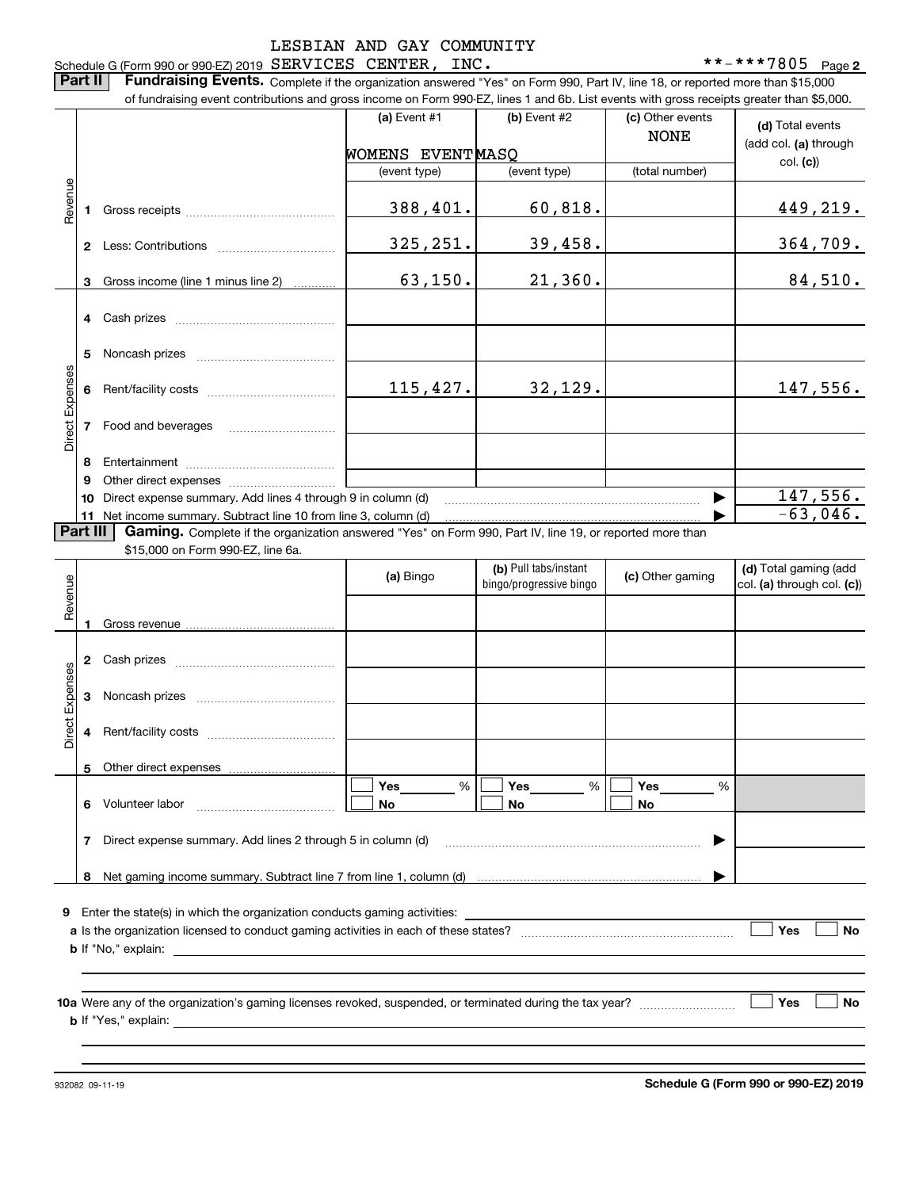Schedule G (Form 990 or 990-EZ) 2019 LESBIAN AND GAY COMMUNITY SERVICES CENTER, INC. **-***7805 Page 2

**Part II** **Fundraising Events.** Complete if the organization answered "Yes" on Form 990, Part IV, line 18, or reported more than $15,000 of fundraising event contributions and gross income on Form 990-EZ, lines 1 and 6b. List events with gross receipts greater than $5,000.

| | | (a) Event #1 | (b) Event #2 | (c) Other events | (d) Total events (add col. (a) through col. (c)) |
|---|---|---|---|---|---|
| | | WOMENS EVENT | MASQ | NONE | |
| | | (event type) | (event type) | (total number) | |
| Revenue | 1 Gross receipts | 388,401. | 60,818. | | 449,219. |
| | 2 Less: Contributions | 325,251. | 39,458. | | 364,709. |
| | 3 Gross income (line 1 minus line 2) | 63,150. | 21,360. | | 84,510. |
| Direct Expenses | 4 Cash prizes | | | | |
| | 5 Noncash prizes | | | | |
| | 6 Rent/facility costs | 115,427. | 32,129. | | 147,556. |
| | 7 Food and beverages | | | | |
| | 8 Entertainment | | | | |
| | 9 Other direct expenses | | | | |
| | 10 Direct expense summary. Add lines 4 through 9 in column (d) | | | | 147,556. |
| | 11 Net income summary. Subtract line 10 from line 3, column (d) | | | | -63,046. |

**Part III** **Gaming.** Complete if the organization answered "Yes" on Form 990, Part IV, line 19, or reported more than $15,000 on Form 990-EZ, line 6a.

| | | (a) Bingo | (b) Pull tabs/instant bingo/progressive bingo | (c) Other gaming | (d) Total gaming (add col. (a) through col. (c)) |
|---|---|---|---|---|---|
| Revenue | 1 Gross revenue | | | | |
| Direct Expenses | 2 Cash prizes | | | | |
| | 3 Noncash prizes | | | | |
| | 4 Rent/facility costs | | | | |
| | 5 Other direct expenses | | | | |
| | 6 Volunteer labor | Yes ___ % No | Yes ___ % No | Yes ___ % No | |
| | 7 Direct expense summary. Add lines 2 through 5 in column (d) | | | | |
| | 8 Net gaming income summary. Subtract line 7 from line 1, column (d) | | | | |

9 Enter the state(s) in which the organization conducts gaming activities:

a Is the organization licensed to conduct gaming activities in each of these states? ☐ Yes ☐ No

b If "No," explain:

10a Were any of the organization's gaming licenses revoked, suspended, or terminated during the tax year? ☐ Yes ☐ No

b If "Yes," explain:

932082 09-11-19 **Schedule G (Form 990 or 990-EZ) 2019**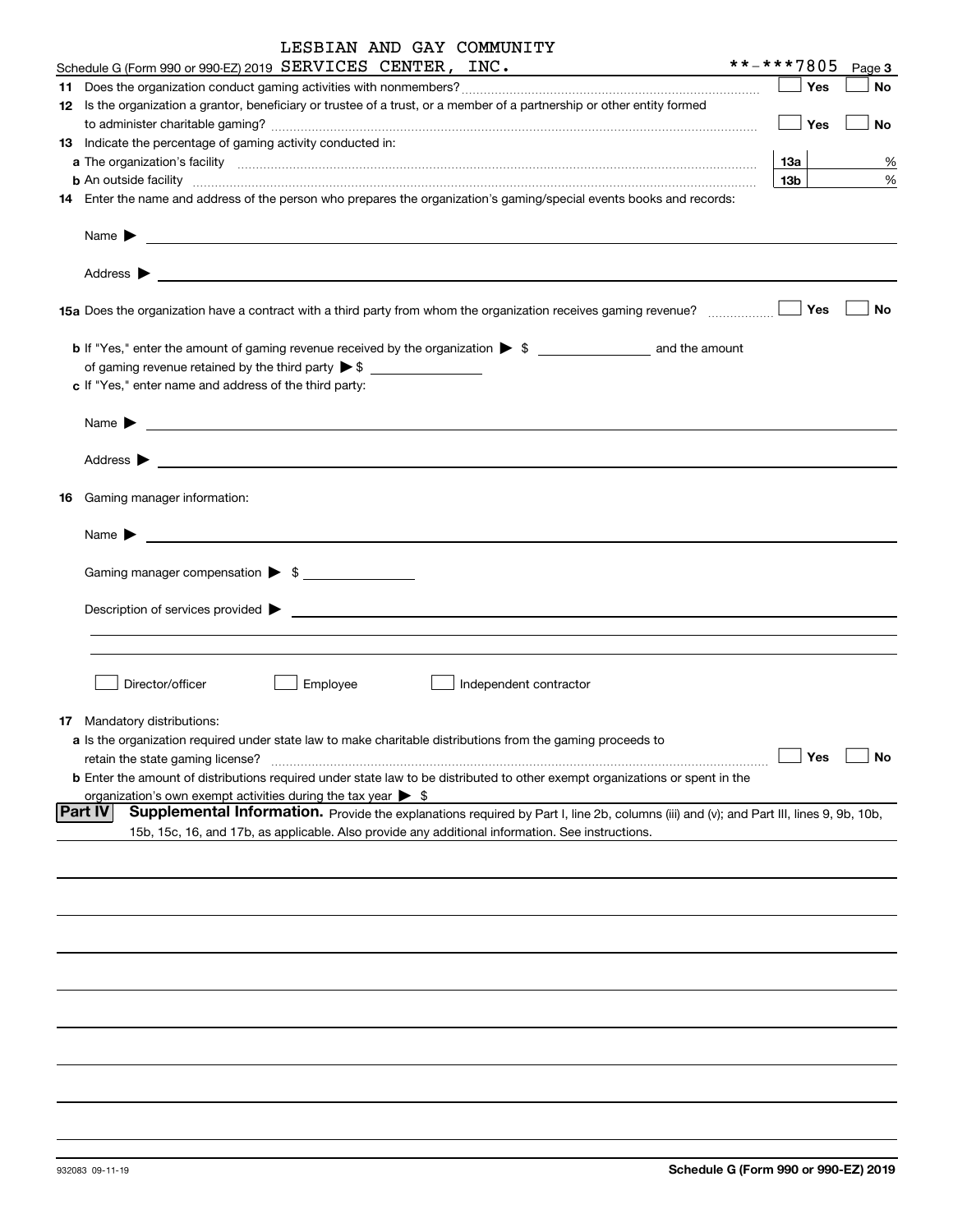Schedule G (Form 990 or 990-EZ) 2019 LESBIAN AND GAY COMMUNITY SERVICES CENTER, INC. **-***7805 Page **3**

**11** Does the organization conduct gaming activities with nonmembers? ☐ Yes ☐ No

**12** Is the organization a grantor, beneficiary or trustee of a trust, or a member of a partnership or other entity formed to administer charitable gaming? ☐ Yes ☐ No

**13** Indicate the percentage of gaming activity conducted in:

**a** The organization's facility **13a** %

**b** An outside facility **13b** %

**14** Enter the name and address of the person who prepares the organization's gaming/special events books and records:

Name ▶

Address ▶

**15a** Does the organization have a contract with a third party from whom the organization receives gaming revenue? ☐ Yes ☐ No

**b** If "Yes," enter the amount of gaming revenue received by the organization ▶ $ ______ and the amount of gaming revenue retained by the third party ▶ $ ______

**c** If "Yes," enter name and address of the third party:

Name ▶

Address ▶

**16** Gaming manager information:

Name ▶

Gaming manager compensation ▶ $ ______

Description of services provided ▶

☐ Director/officer ☐ Employee ☐ Independent contractor

**17** Mandatory distributions:

**a** Is the organization required under state law to make charitable distributions from the gaming proceeds to retain the state gaming license? ☐ Yes ☐ No

**b** Enter the amount of distributions required under state law to be distributed to other exempt organizations or spent in the organization's own exempt activities during the tax year ▶ $

**Part IV** **Supplemental Information.** Provide the explanations required by Part I, line 2b, columns (iii) and (v); and Part III, lines 9, 9b, 10b, 15b, 15c, 16, and 17b, as applicable. Also provide any additional information. See instructions.

932083 09-11-19 **Schedule G (Form 990 or 990-EZ) 2019**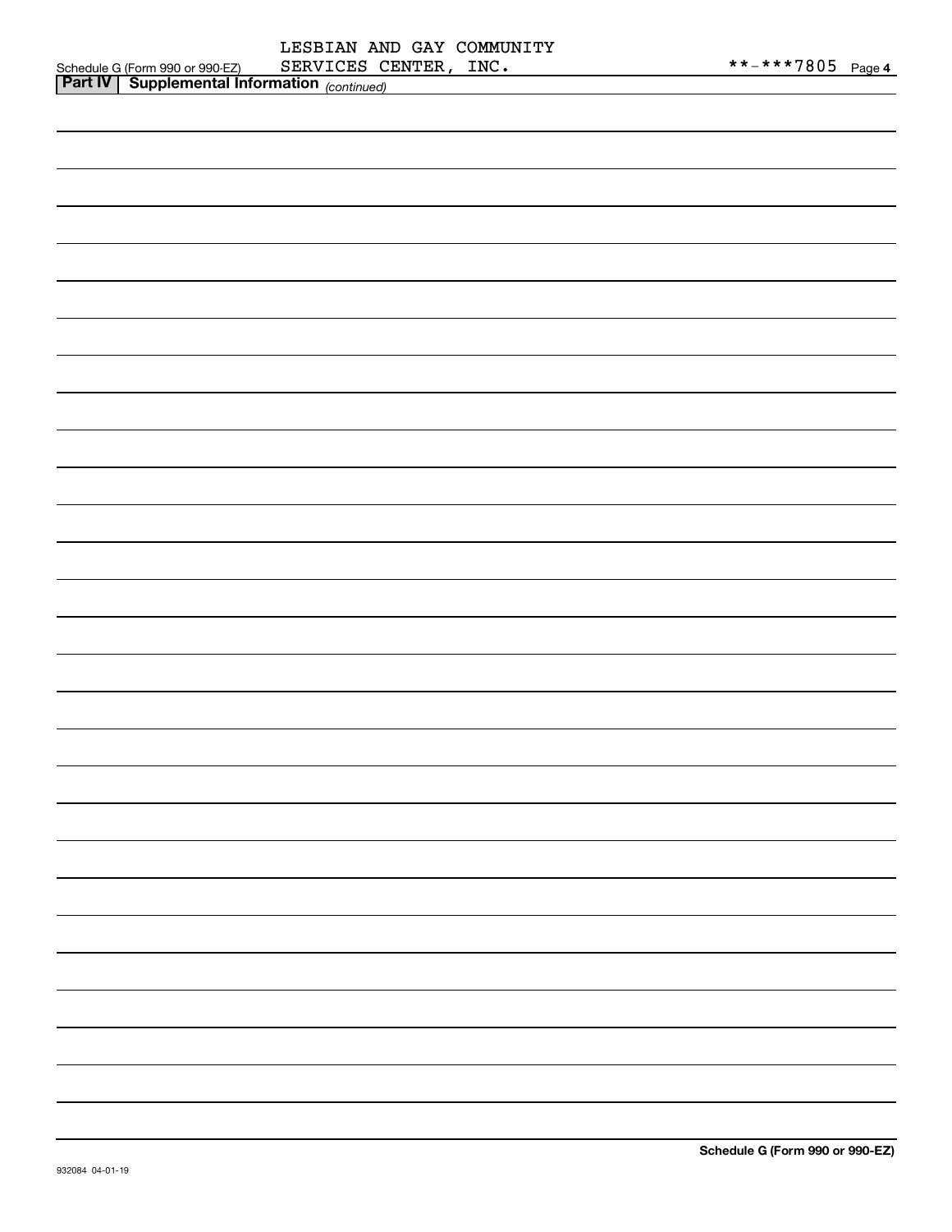Schedule G (Form 990 or 990-EZ) LESBIAN AND GAY COMMUNITY SERVICES CENTER, INC. **-***7805 Page 4

**Part IV | Supplemental Information** *(continued)*

**Schedule G (Form 990 or 990-EZ)**

932084 04-01-19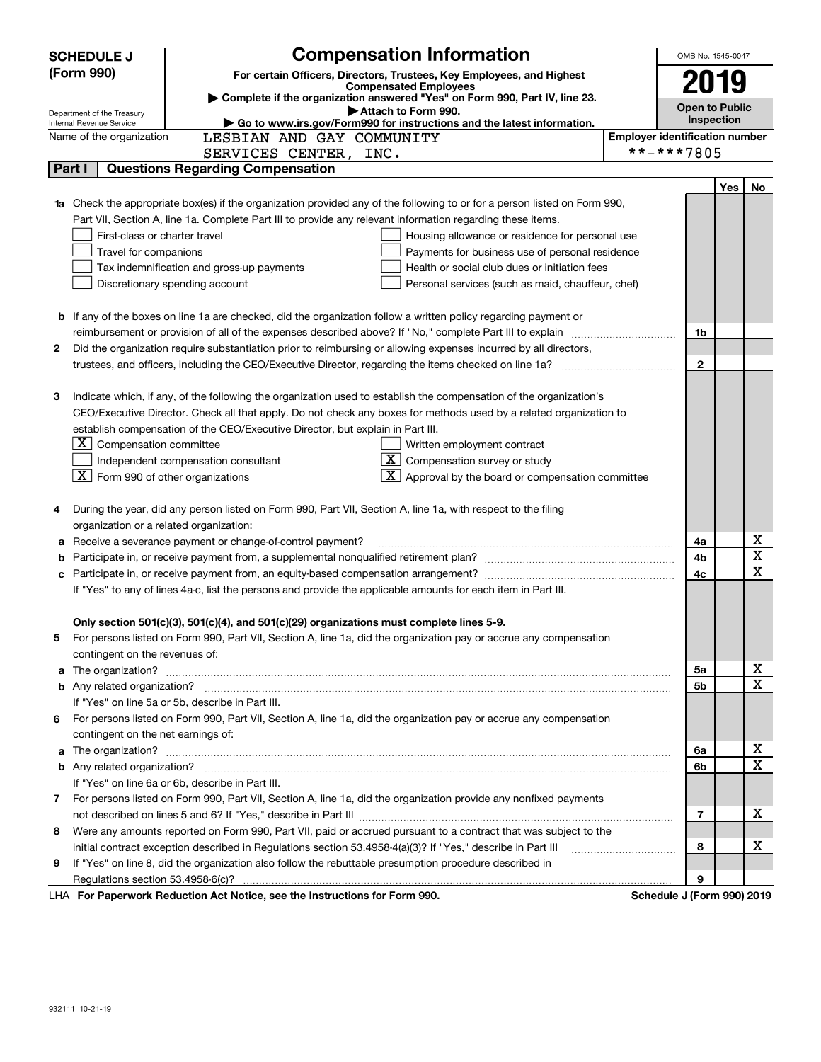**SCHEDULE J (Form 990)**

Department of the Treasury
Internal Revenue Service

# Compensation Information

**For certain Officers, Directors, Trustees, Key Employees, and Highest Compensated Employees**

▶ **Complete if the organization answered "Yes" on Form 990, Part IV, line 23.**

▶ **Attach to Form 990.**

▶ **Go to www.irs.gov/Form990 for instructions and the latest information.**

OMB No. 1545-0047

**2019**

**Open to Public Inspection**

Name of the organization: LESBIAN AND GAY COMMUNITY SERVICES CENTER, INC.

Employer identification number: **-***7805

## Part I — Questions Regarding Compensation

| | | | Yes | No |
|---|---|---|---|---|
| **1a** | Check the appropriate box(es) if the organization provided any of the following to or for a person listed on Form 990, Part VII, Section A, line 1a. Complete Part III to provide any relevant information regarding these items.<br>☐ First-class or charter travel ☐ Housing allowance or residence for personal use<br>☐ Travel for companions ☐ Payments for business use of personal residence<br>☐ Tax indemnification and gross-up payments ☐ Health or social club dues or initiation fees<br>☐ Discretionary spending account ☐ Personal services (such as maid, chauffeur, chef) | | | |
| **b** | If any of the boxes on line 1a are checked, did the organization follow a written policy regarding payment or reimbursement or provision of all of the expenses described above? If "No," complete Part III to explain | 1b | | |
| **2** | Did the organization require substantiation prior to reimbursing or allowing expenses incurred by all directors, trustees, and officers, including the CEO/Executive Director, regarding the items checked on line 1a? | 2 | | |
| **3** | Indicate which, if any, of the following the organization used to establish the compensation of the organization's CEO/Executive Director. Check all that apply. Do not check any boxes for methods used by a related organization to establish compensation of the CEO/Executive Director, but explain in Part III.<br>☒ Compensation committee ☐ Written employment contract<br>☐ Independent compensation consultant ☒ Compensation survey or study<br>☒ Form 990 of other organizations ☒ Approval by the board or compensation committee | | | |
| **4** | During the year, did any person listed on Form 990, Part VII, Section A, line 1a, with respect to the filing organization or a related organization: | | | |
| **a** | Receive a severance payment or change-of-control payment? | 4a | | X |
| **b** | Participate in, or receive payment from, a supplemental nonqualified retirement plan? | 4b | | X |
| **c** | Participate in, or receive payment from, an equity-based compensation arrangement? | 4c | | X |
| | If "Yes" to any of lines 4a-c, list the persons and provide the applicable amounts for each item in Part III. | | | |
| | **Only section 501(c)(3), 501(c)(4), and 501(c)(29) organizations must complete lines 5-9.** | | | |
| **5** | For persons listed on Form 990, Part VII, Section A, line 1a, did the organization pay or accrue any compensation contingent on the revenues of: | | | |
| **a** | The organization? | 5a | | X |
| **b** | Any related organization? | 5b | | X |
| | If "Yes" on line 5a or 5b, describe in Part III. | | | |
| **6** | For persons listed on Form 990, Part VII, Section A, line 1a, did the organization pay or accrue any compensation contingent on the net earnings of: | | | |
| **a** | The organization? | 6a | | X |
| **b** | Any related organization? | 6b | | X |
| | If "Yes" on line 6a or 6b, describe in Part III. | | | |
| **7** | For persons listed on Form 990, Part VII, Section A, line 1a, did the organization provide any nonfixed payments not described on lines 5 and 6? If "Yes," describe in Part III | 7 | | X |
| **8** | Were any amounts reported on Form 990, Part VII, paid or accrued pursuant to a contract that was subject to the initial contract exception described in Regulations section 53.4958-4(a)(3)? If "Yes," describe in Part III | 8 | | X |
| **9** | If "Yes" on line 8, did the organization also follow the rebuttable presumption procedure described in Regulations section 53.4958-6(c)? | 9 | | |

LHA **For Paperwork Reduction Act Notice, see the Instructions for Form 990.** **Schedule J (Form 990) 2019**

932111 10-21-19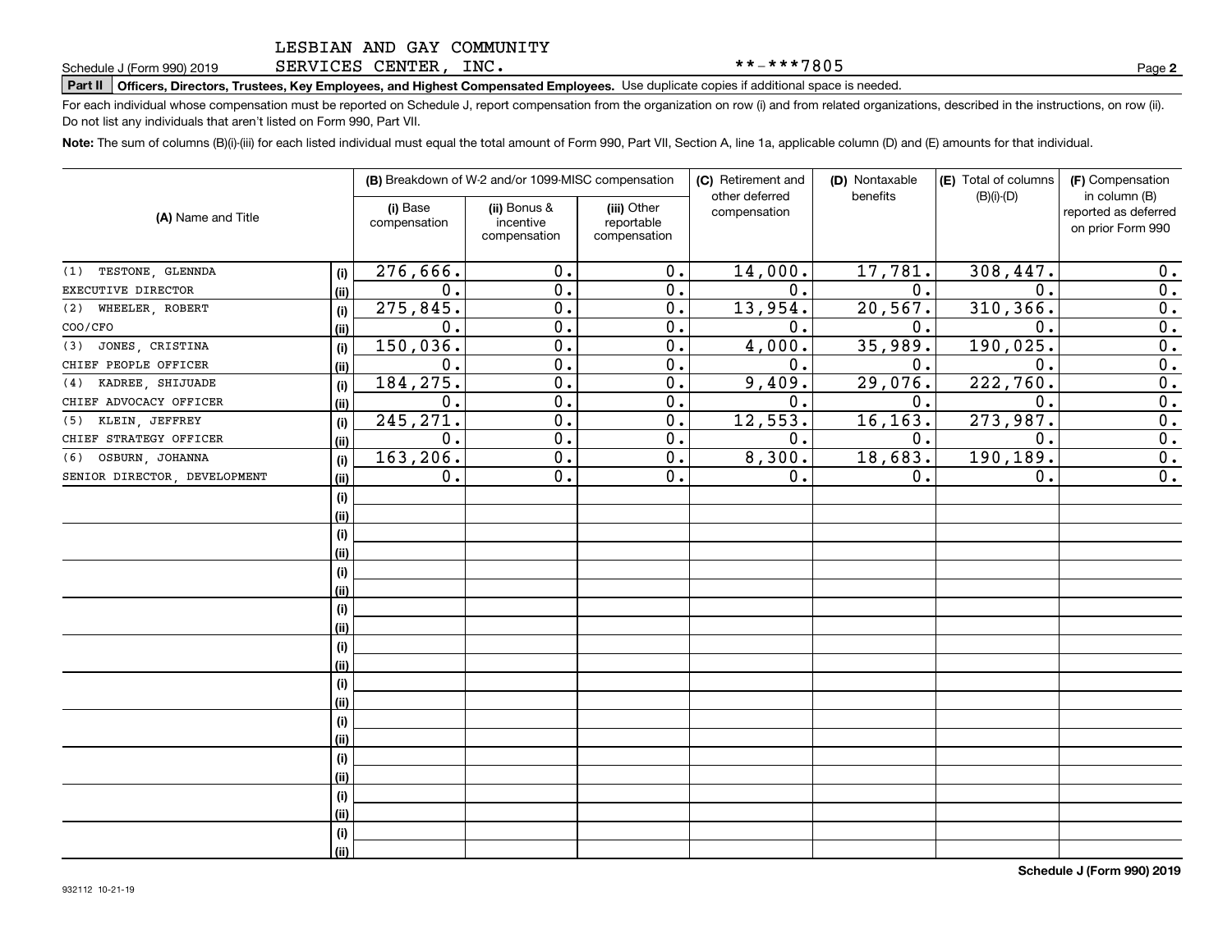LESBIAN AND GAY COMMUNITY SERVICES CENTER, INC. **-***7805

Schedule J (Form 990) 2019

**Part II** **Officers, Directors, Trustees, Key Employees, and Highest Compensated Employees.** Use duplicate copies if additional space is needed.

For each individual whose compensation must be reported on Schedule J, report compensation from the organization on row (i) and from related organizations, described in the instructions, on row (ii). Do not list any individuals that aren't listed on Form 990, Part VII.

**Note:** The sum of columns (B)(i)-(iii) for each listed individual must equal the total amount of Form 990, Part VII, Section A, line 1a, applicable column (D) and (E) amounts for that individual.

| (A) Name and Title | | (B) Breakdown of W-2 and/or 1099-MISC compensation | | | (C) Retirement and other deferred compensation | (D) Nontaxable benefits | (E) Total of columns (B)(i)-(D) | (F) Compensation in column (B) reported as deferred on prior Form 990 |
|---|---|---|---|---|---|---|---|---|
| | | (i) Base compensation | (ii) Bonus & incentive compensation | (iii) Other reportable compensation | | | | |
| (1) TESTONE, GLENNDA | (i) | 276,666. | 0. | 0. | 14,000. | 17,781. | 308,447. | 0. |
| EXECUTIVE DIRECTOR | (ii) | 0. | 0. | 0. | 0. | 0. | 0. | 0. |
| (2) WHEELER, ROBERT | (i) | 275,845. | 0. | 0. | 13,954. | 20,567. | 310,366. | 0. |
| COO/CFO | (ii) | 0. | 0. | 0. | 0. | 0. | 0. | 0. |
| (3) JONES, CRISTINA | (i) | 150,036. | 0. | 0. | 4,000. | 35,989. | 190,025. | 0. |
| CHIEF PEOPLE OFFICER | (ii) | 0. | 0. | 0. | 0. | 0. | 0. | 0. |
| (4) KADREE, SHIJUADE | (i) | 184,275. | 0. | 0. | 9,409. | 29,076. | 222,760. | 0. |
| CHIEF ADVOCACY OFFICER | (ii) | 0. | 0. | 0. | 0. | 0. | 0. | 0. |
| (5) KLEIN, JEFFREY | (i) | 245,271. | 0. | 0. | 12,553. | 16,163. | 273,987. | 0. |
| CHIEF STRATEGY OFFICER | (ii) | 0. | 0. | 0. | 0. | 0. | 0. | 0. |
| (6) OSBURN, JOHANNA | (i) | 163,206. | 0. | 0. | 8,300. | 18,683. | 190,189. | 0. |
| SENIOR DIRECTOR, DEVELOPMENT | (ii) | 0. | 0. | 0. | 0. | 0. | 0. | 0. |

Schedule J (Form 990) 2019

932112 10-21-19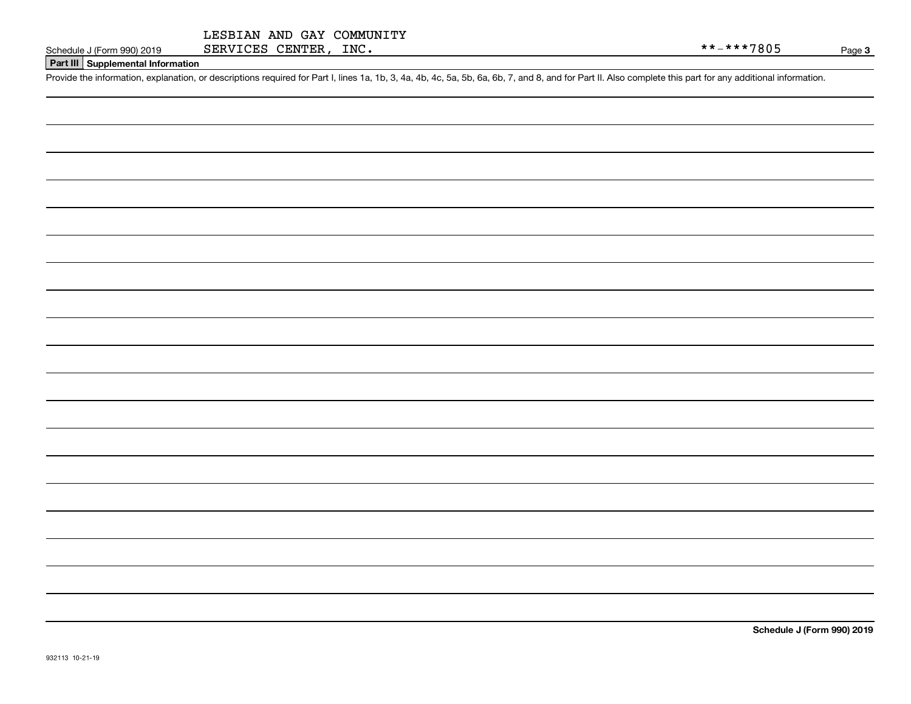LESBIAN AND GAY COMMUNITY SERVICES CENTER, INC.

**-***7805

**Part III** **Supplemental Information**

Provide the information, explanation, or descriptions required for Part I, lines 1a, 1b, 3, 4a, 4b, 4c, 5a, 5b, 6a, 6b, 7, and 8, and for Part II. Also complete this part for any additional information.

932113 10-21-19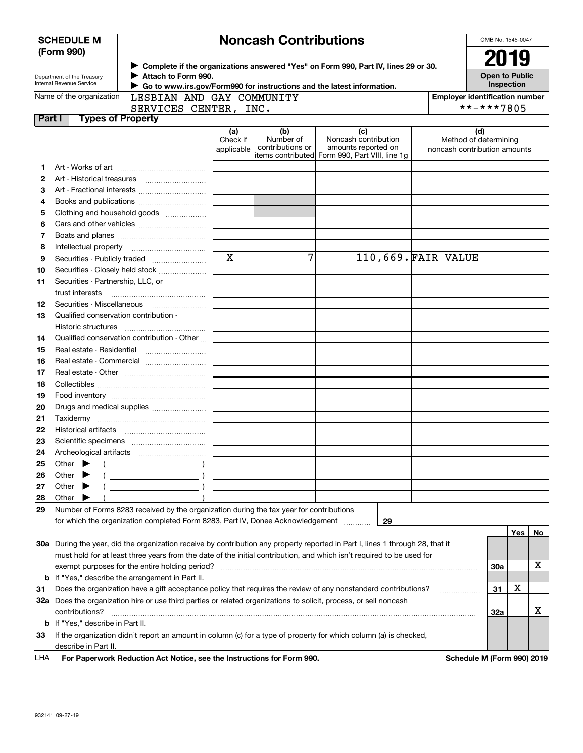**SCHEDULE M (Form 990)**

Department of the Treasury
Internal Revenue Service

# Noncash Contributions

▶ Complete if the organizations answered "Yes" on Form 990, Part IV, lines 29 or 30.
▶ Attach to Form 990.
▶ Go to www.irs.gov/Form990 for instructions and the latest information.

OMB No. 1545-0047

**2019**

**Open to Public Inspection**

Name of the organization: LESBIAN AND GAY COMMUNITY SERVICES CENTER, INC.

Employer identification number: **-***7805

## Part I Types of Property

| | | (a) Check if applicable | (b) Number of contributions or items contributed | (c) Noncash contribution amounts reported on Form 990, Part VIII, line 1g | (d) Method of determining noncash contribution amounts |
|---|---|---|---|---|---|
| 1 | Art - Works of art | | | | |
| 2 | Art - Historical treasures | | | | |
| 3 | Art - Fractional interests | | | | |
| 4 | Books and publications | | | | |
| 5 | Clothing and household goods | | | | |
| 6 | Cars and other vehicles | | | | |
| 7 | Boats and planes | | | | |
| 8 | Intellectual property | | | | |
| 9 | Securities - Publicly traded | X | 7 | 110,669. | FAIR VALUE |
| 10 | Securities - Closely held stock | | | | |
| 11 | Securities - Partnership, LLC, or trust interests | | | | |
| 12 | Securities - Miscellaneous | | | | |
| 13 | Qualified conservation contribution - Historic structures | | | | |
| 14 | Qualified conservation contribution - Other | | | | |
| 15 | Real estate - Residential | | | | |
| 16 | Real estate - Commercial | | | | |
| 17 | Real estate - Other | | | | |
| 18 | Collectibles | | | | |
| 19 | Food inventory | | | | |
| 20 | Drugs and medical supplies | | | | |
| 21 | Taxidermy | | | | |
| 22 | Historical artifacts | | | | |
| 23 | Scientific specimens | | | | |
| 24 | Archeological artifacts | | | | |
| 25 | Other ▶ ( ) | | | | |
| 26 | Other ▶ ( ) | | | | |
| 27 | Other ▶ ( ) | | | | |
| 28 | Other ▶ ( ) | | | | |

29 Number of Forms 8283 received by the organization during the tax year for contributions for which the organization completed Form 8283, Part IV, Donee Acknowledgement ..... 29

| | | | Yes | No |
|---|---|---|---|---|
| 30a | During the year, did the organization receive by contribution any property reported in Part I, lines 1 through 28, that it must hold for at least three years from the date of the initial contribution, and which isn't required to be used for exempt purposes for the entire holding period? | 30a | | X |
| b | If "Yes," describe the arrangement in Part II. | | | |
| 31 | Does the organization have a gift acceptance policy that requires the review of any nonstandard contributions? | 31 | X | |
| 32a | Does the organization hire or use third parties or related organizations to solicit, process, or sell noncash contributions? | 32a | | X |
| b | If "Yes," describe in Part II. | | | |
| 33 | If the organization didn't report an amount in column (c) for a type of property for which column (a) is checked, describe in Part II. | | | |

LHA **For Paperwork Reduction Act Notice, see the Instructions for Form 990.** **Schedule M (Form 990) 2019**

932141 09-27-19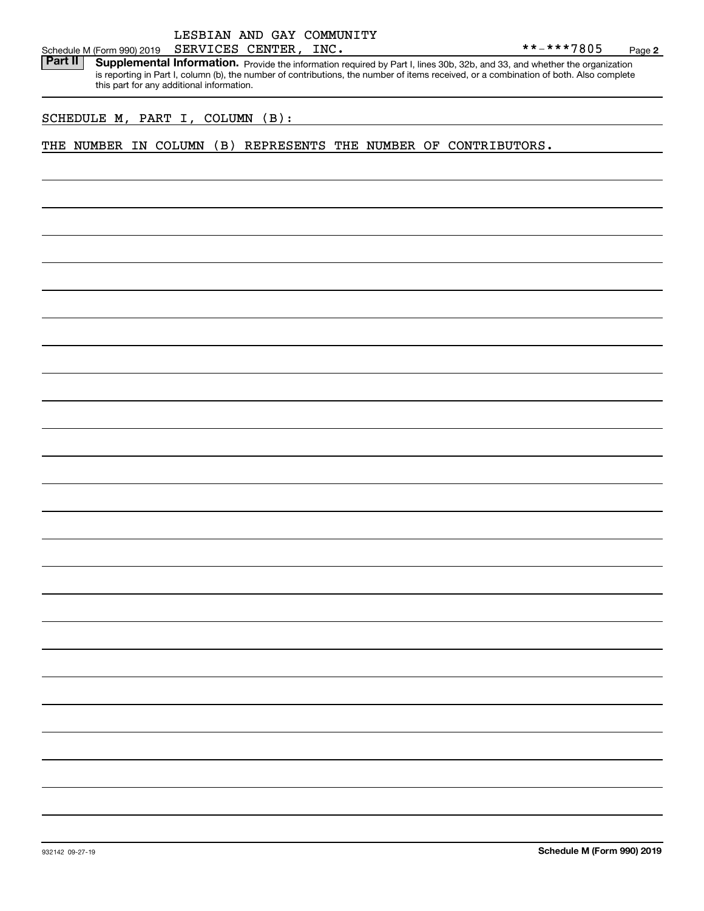Schedule M (Form 990) 2019 LESBIAN AND GAY COMMUNITY SERVICES CENTER, INC. **-***7805 Page **2**

**Part II** **Supplemental Information.** Provide the information required by Part I, lines 30b, 32b, and 33, and whether the organization is reporting in Part I, column (b), the number of contributions, the number of items received, or a combination of both. Also complete this part for any additional information.

SCHEDULE M, PART I, COLUMN (B):

THE NUMBER IN COLUMN (B) REPRESENTS THE NUMBER OF CONTRIBUTORS.

932142 09-27-19 **Schedule M (Form 990) 2019**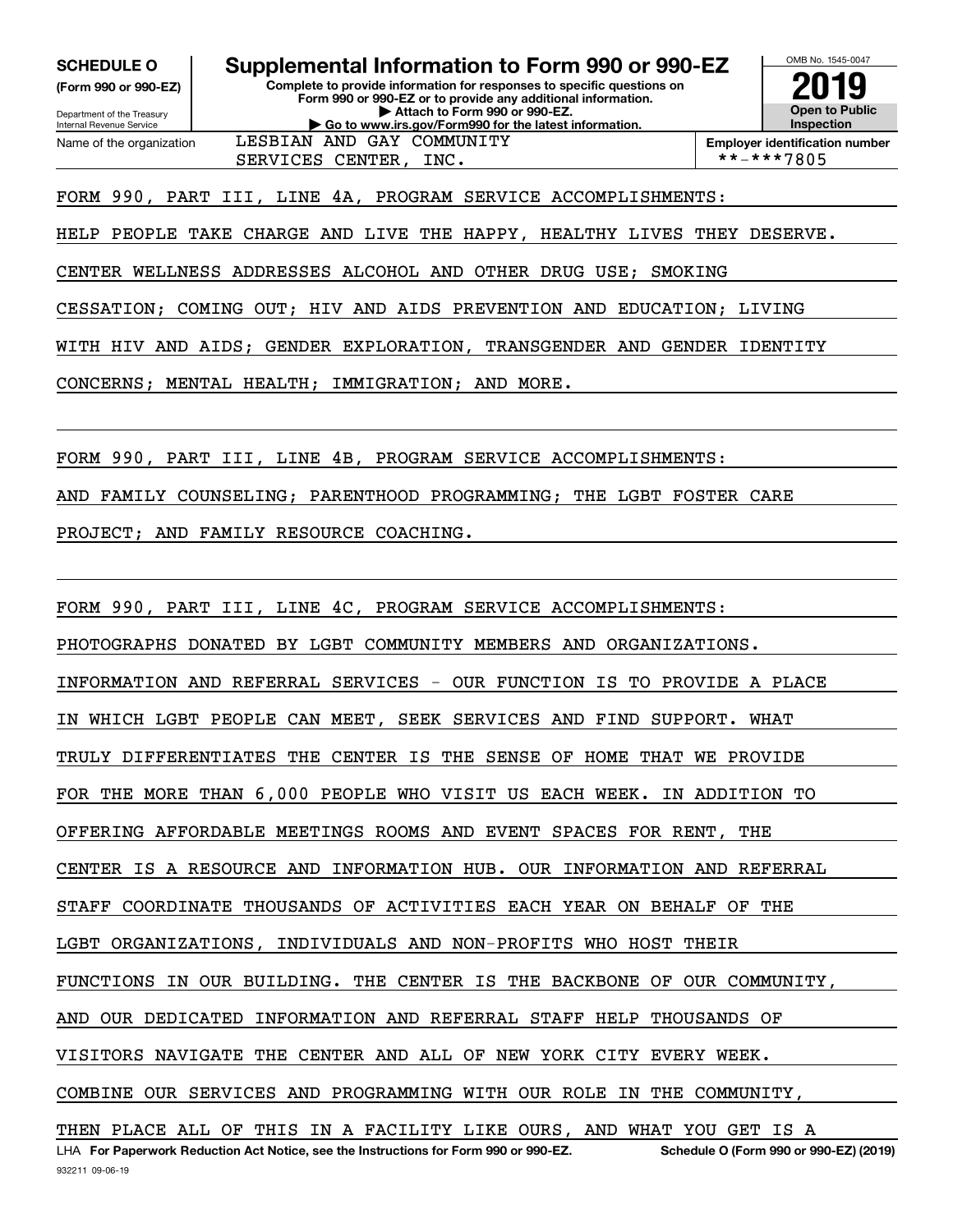**SCHEDULE O**
**(Form 990 or 990-EZ)**

Department of the Treasury
Internal Revenue Service

# Supplemental Information to Form 990 or 990-EZ

**Complete to provide information for responses to specific questions on Form 990 or 990-EZ or to provide any additional information.**
**▶ Attach to Form 990 or 990-EZ.**
**▶ Go to www.irs.gov/Form990 for the latest information.**

OMB No. 1545-0047
**2019**
**Open to Public Inspection**

Name of the organization: LESBIAN AND GAY COMMUNITY SERVICES CENTER, INC.

**Employer identification number**: **-***7805

FORM 990, PART III, LINE 4A, PROGRAM SERVICE ACCOMPLISHMENTS:

HELP PEOPLE TAKE CHARGE AND LIVE THE HAPPY, HEALTHY LIVES THEY DESERVE. CENTER WELLNESS ADDRESSES ALCOHOL AND OTHER DRUG USE; SMOKING CESSATION; COMING OUT; HIV AND AIDS PREVENTION AND EDUCATION; LIVING WITH HIV AND AIDS; GENDER EXPLORATION, TRANSGENDER AND GENDER IDENTITY CONCERNS; MENTAL HEALTH; IMMIGRATION; AND MORE.

FORM 990, PART III, LINE 4B, PROGRAM SERVICE ACCOMPLISHMENTS:

AND FAMILY COUNSELING; PARENTHOOD PROGRAMMING; THE LGBT FOSTER CARE PROJECT; AND FAMILY RESOURCE COACHING.

FORM 990, PART III, LINE 4C, PROGRAM SERVICE ACCOMPLISHMENTS:

PHOTOGRAPHS DONATED BY LGBT COMMUNITY MEMBERS AND ORGANIZATIONS. INFORMATION AND REFERRAL SERVICES - OUR FUNCTION IS TO PROVIDE A PLACE IN WHICH LGBT PEOPLE CAN MEET, SEEK SERVICES AND FIND SUPPORT. WHAT TRULY DIFFERENTIATES THE CENTER IS THE SENSE OF HOME THAT WE PROVIDE FOR THE MORE THAN 6,000 PEOPLE WHO VISIT US EACH WEEK. IN ADDITION TO OFFERING AFFORDABLE MEETINGS ROOMS AND EVENT SPACES FOR RENT, THE CENTER IS A RESOURCE AND INFORMATION HUB. OUR INFORMATION AND REFERRAL STAFF COORDINATE THOUSANDS OF ACTIVITIES EACH YEAR ON BEHALF OF THE LGBT ORGANIZATIONS, INDIVIDUALS AND NON-PROFITS WHO HOST THEIR FUNCTIONS IN OUR BUILDING. THE CENTER IS THE BACKBONE OF OUR COMMUNITY, AND OUR DEDICATED INFORMATION AND REFERRAL STAFF HELP THOUSANDS OF VISITORS NAVIGATE THE CENTER AND ALL OF NEW YORK CITY EVERY WEEK. COMBINE OUR SERVICES AND PROGRAMMING WITH OUR ROLE IN THE COMMUNITY, THEN PLACE ALL OF THIS IN A FACILITY LIKE OURS, AND WHAT YOU GET IS A

LHA **For Paperwork Reduction Act Notice, see the Instructions for Form 990 or 990-EZ.** **Schedule O (Form 990 or 990-EZ) (2019)**

932211 09-06-19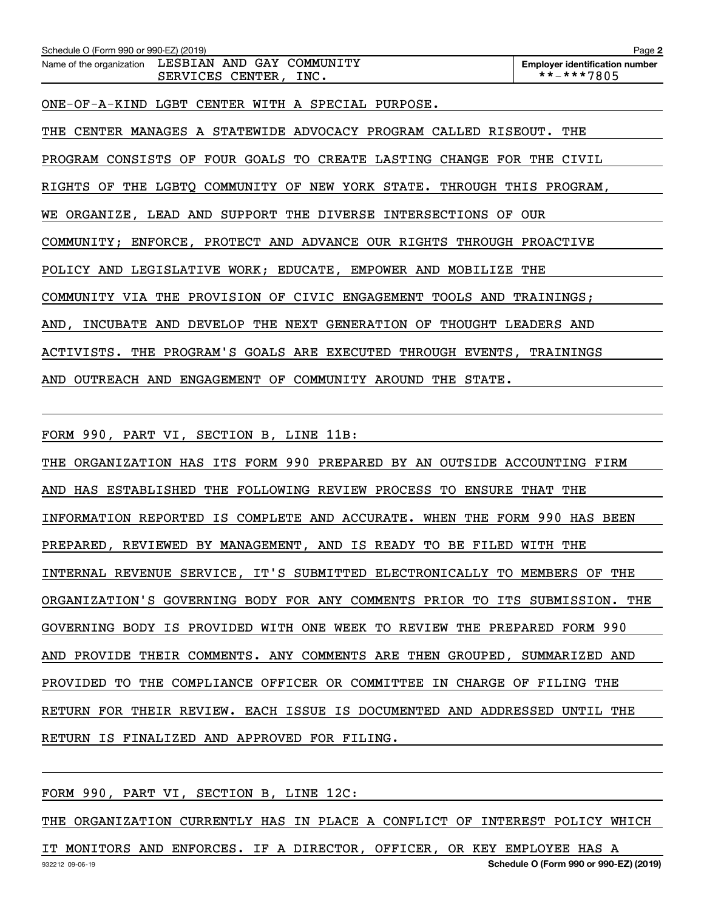Name of the organization LESBIAN AND GAY COMMUNITY SERVICES CENTER, INC.

Employer identification number **-***7805

ONE-OF-A-KIND LGBT CENTER WITH A SPECIAL PURPOSE.

THE CENTER MANAGES A STATEWIDE ADVOCACY PROGRAM CALLED RISEOUT. THE PROGRAM CONSISTS OF FOUR GOALS TO CREATE LASTING CHANGE FOR THE CIVIL RIGHTS OF THE LGBTQ COMMUNITY OF NEW YORK STATE. THROUGH THIS PROGRAM, WE ORGANIZE, LEAD AND SUPPORT THE DIVERSE INTERSECTIONS OF OUR COMMUNITY; ENFORCE, PROTECT AND ADVANCE OUR RIGHTS THROUGH PROACTIVE POLICY AND LEGISLATIVE WORK; EDUCATE, EMPOWER AND MOBILIZE THE COMMUNITY VIA THE PROVISION OF CIVIC ENGAGEMENT TOOLS AND TRAININGS; AND, INCUBATE AND DEVELOP THE NEXT GENERATION OF THOUGHT LEADERS AND ACTIVISTS. THE PROGRAM'S GOALS ARE EXECUTED THROUGH EVENTS, TRAININGS AND OUTREACH AND ENGAGEMENT OF COMMUNITY AROUND THE STATE.

FORM 990, PART VI, SECTION B, LINE 11B:

THE ORGANIZATION HAS ITS FORM 990 PREPARED BY AN OUTSIDE ACCOUNTING FIRM AND HAS ESTABLISHED THE FOLLOWING REVIEW PROCESS TO ENSURE THAT THE INFORMATION REPORTED IS COMPLETE AND ACCURATE. WHEN THE FORM 990 HAS BEEN PREPARED, REVIEWED BY MANAGEMENT, AND IS READY TO BE FILED WITH THE INTERNAL REVENUE SERVICE, IT'S SUBMITTED ELECTRONICALLY TO MEMBERS OF THE ORGANIZATION'S GOVERNING BODY FOR ANY COMMENTS PRIOR TO ITS SUBMISSION. THE GOVERNING BODY IS PROVIDED WITH ONE WEEK TO REVIEW THE PREPARED FORM 990 AND PROVIDE THEIR COMMENTS. ANY COMMENTS ARE THEN GROUPED, SUMMARIZED AND PROVIDED TO THE COMPLIANCE OFFICER OR COMMITTEE IN CHARGE OF FILING THE RETURN FOR THEIR REVIEW. EACH ISSUE IS DOCUMENTED AND ADDRESSED UNTIL THE RETURN IS FINALIZED AND APPROVED FOR FILING.

FORM 990, PART VI, SECTION B, LINE 12C:

THE ORGANIZATION CURRENTLY HAS IN PLACE A CONFLICT OF INTEREST POLICY WHICH IT MONITORS AND ENFORCES. IF A DIRECTOR, OFFICER, OR KEY EMPLOYEE HAS A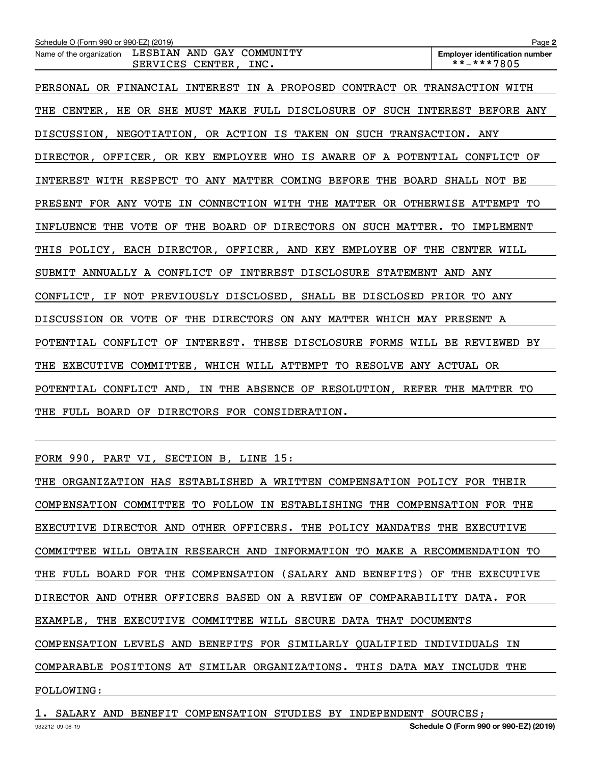PERSONAL OR FINANCIAL INTEREST IN A PROPOSED CONTRACT OR TRANSACTION WITH THE CENTER, HE OR SHE MUST MAKE FULL DISCLOSURE OF SUCH INTEREST BEFORE ANY DISCUSSION, NEGOTIATION, OR ACTION IS TAKEN ON SUCH TRANSACTION. ANY DIRECTOR, OFFICER, OR KEY EMPLOYEE WHO IS AWARE OF A POTENTIAL CONFLICT OF INTEREST WITH RESPECT TO ANY MATTER COMING BEFORE THE BOARD SHALL NOT BE PRESENT FOR ANY VOTE IN CONNECTION WITH THE MATTER OR OTHERWISE ATTEMPT TO INFLUENCE THE VOTE OF THE BOARD OF DIRECTORS ON SUCH MATTER. TO IMPLEMENT THIS POLICY, EACH DIRECTOR, OFFICER, AND KEY EMPLOYEE OF THE CENTER WILL SUBMIT ANNUALLY A CONFLICT OF INTEREST DISCLOSURE STATEMENT AND ANY CONFLICT, IF NOT PREVIOUSLY DISCLOSED, SHALL BE DISCLOSED PRIOR TO ANY DISCUSSION OR VOTE OF THE DIRECTORS ON ANY MATTER WHICH MAY PRESENT A POTENTIAL CONFLICT OF INTEREST. THESE DISCLOSURE FORMS WILL BE REVIEWED BY THE EXECUTIVE COMMITTEE, WHICH WILL ATTEMPT TO RESOLVE ANY ACTUAL OR POTENTIAL CONFLICT AND, IN THE ABSENCE OF RESOLUTION, REFER THE MATTER TO THE FULL BOARD OF DIRECTORS FOR CONSIDERATION.

FORM 990, PART VI, SECTION B, LINE 15:

THE ORGANIZATION HAS ESTABLISHED A WRITTEN COMPENSATION POLICY FOR THEIR COMPENSATION COMMITTEE TO FOLLOW IN ESTABLISHING THE COMPENSATION FOR THE EXECUTIVE DIRECTOR AND OTHER OFFICERS. THE POLICY MANDATES THE EXECUTIVE COMMITTEE WILL OBTAIN RESEARCH AND INFORMATION TO MAKE A RECOMMENDATION TO THE FULL BOARD FOR THE COMPENSATION (SALARY AND BENEFITS) OF THE EXECUTIVE DIRECTOR AND OTHER OFFICERS BASED ON A REVIEW OF COMPARABILITY DATA. FOR EXAMPLE, THE EXECUTIVE COMMITTEE WILL SECURE DATA THAT DOCUMENTS COMPENSATION LEVELS AND BENEFITS FOR SIMILARLY QUALIFIED INDIVIDUALS IN COMPARABLE POSITIONS AT SIMILAR ORGANIZATIONS. THIS DATA MAY INCLUDE THE FOLLOWING:

1. SALARY AND BENEFIT COMPENSATION STUDIES BY INDEPENDENT SOURCES;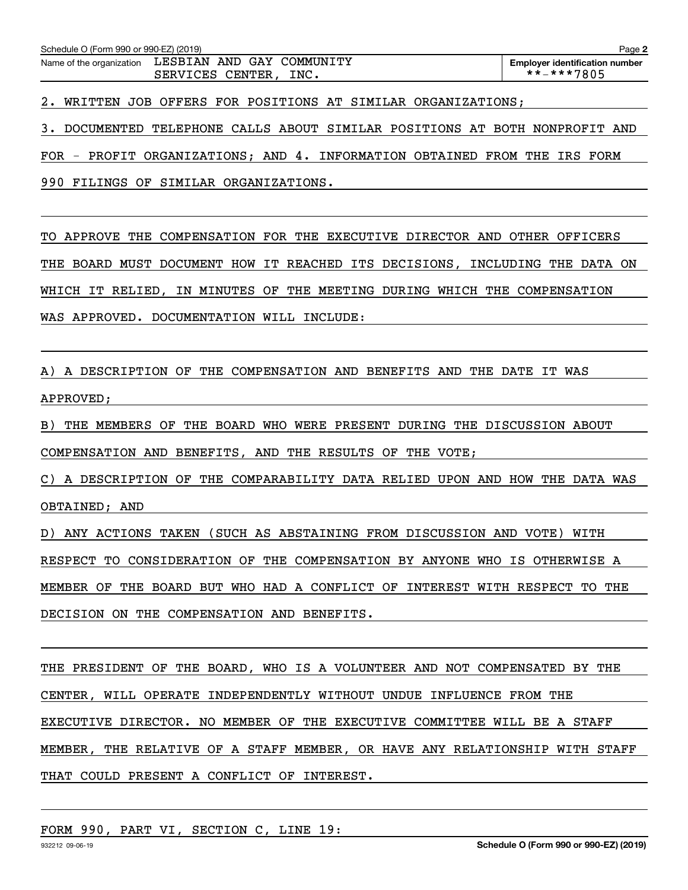Schedule O (Form 990 or 990-EZ) (2019)

Name of the organization: LESBIAN AND GAY COMMUNITY SERVICES CENTER, INC.

Employer identification number: **-***7805

2. WRITTEN JOB OFFERS FOR POSITIONS AT SIMILAR ORGANIZATIONS;

3. DOCUMENTED TELEPHONE CALLS ABOUT SIMILAR POSITIONS AT BOTH NONPROFIT AND FOR - PROFIT ORGANIZATIONS; AND 4. INFORMATION OBTAINED FROM THE IRS FORM 990 FILINGS OF SIMILAR ORGANIZATIONS.

TO APPROVE THE COMPENSATION FOR THE EXECUTIVE DIRECTOR AND OTHER OFFICERS THE BOARD MUST DOCUMENT HOW IT REACHED ITS DECISIONS, INCLUDING THE DATA ON WHICH IT RELIED, IN MINUTES OF THE MEETING DURING WHICH THE COMPENSATION WAS APPROVED. DOCUMENTATION WILL INCLUDE:

A) A DESCRIPTION OF THE COMPENSATION AND BENEFITS AND THE DATE IT WAS APPROVED;

B) THE MEMBERS OF THE BOARD WHO WERE PRESENT DURING THE DISCUSSION ABOUT COMPENSATION AND BENEFITS, AND THE RESULTS OF THE VOTE;

C) A DESCRIPTION OF THE COMPARABILITY DATA RELIED UPON AND HOW THE DATA WAS OBTAINED; AND

D) ANY ACTIONS TAKEN (SUCH AS ABSTAINING FROM DISCUSSION AND VOTE) WITH RESPECT TO CONSIDERATION OF THE COMPENSATION BY ANYONE WHO IS OTHERWISE A MEMBER OF THE BOARD BUT WHO HAD A CONFLICT OF INTEREST WITH RESPECT TO THE DECISION ON THE COMPENSATION AND BENEFITS.

THE PRESIDENT OF THE BOARD, WHO IS A VOLUNTEER AND NOT COMPENSATED BY THE CENTER, WILL OPERATE INDEPENDENTLY WITHOUT UNDUE INFLUENCE FROM THE EXECUTIVE DIRECTOR. NO MEMBER OF THE EXECUTIVE COMMITTEE WILL BE A STAFF MEMBER, THE RELATIVE OF A STAFF MEMBER, OR HAVE ANY RELATIONSHIP WITH STAFF THAT COULD PRESENT A CONFLICT OF INTEREST.

FORM 990, PART VI, SECTION C, LINE 19: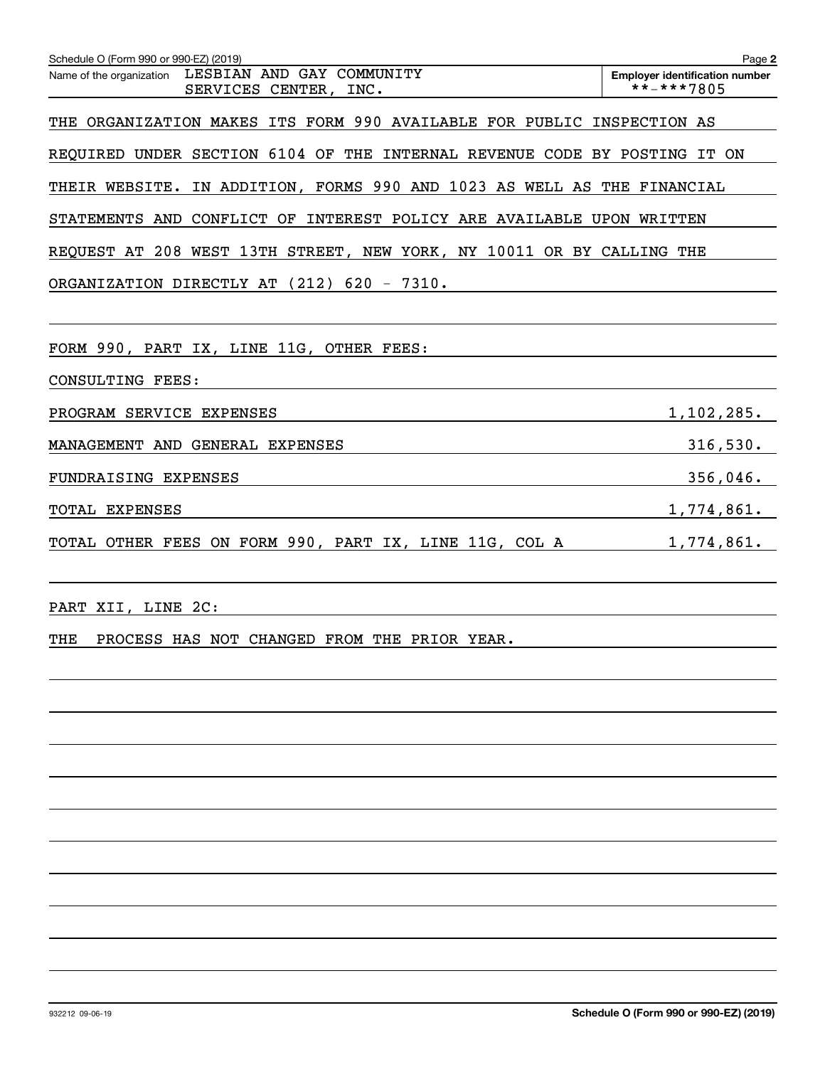Schedule O (Form 990 or 990-EZ) (2019)

Name of the organization LESBIAN AND GAY COMMUNITY SERVICES CENTER, INC.

Employer identification number **-***7805

THE ORGANIZATION MAKES ITS FORM 990 AVAILABLE FOR PUBLIC INSPECTION AS REQUIRED UNDER SECTION 6104 OF THE INTERNAL REVENUE CODE BY POSTING IT ON THEIR WEBSITE. IN ADDITION, FORMS 990 AND 1023 AS WELL AS THE FINANCIAL STATEMENTS AND CONFLICT OF INTEREST POLICY ARE AVAILABLE UPON WRITTEN REQUEST AT 208 WEST 13TH STREET, NEW YORK, NY 10011 OR BY CALLING THE ORGANIZATION DIRECTLY AT (212) 620 - 7310.

FORM 990, PART IX, LINE 11G, OTHER FEES:

CONSULTING FEES:

| | |
|---|---|
| PROGRAM SERVICE EXPENSES | 1,102,285. |
| MANAGEMENT AND GENERAL EXPENSES | 316,530. |
| FUNDRAISING EXPENSES | 356,046. |
| TOTAL EXPENSES | 1,774,861. |
| TOTAL OTHER FEES ON FORM 990, PART IX, LINE 11G, COL A | 1,774,861. |

PART XII, LINE 2C:

THE PROCESS HAS NOT CHANGED FROM THE PRIOR YEAR.

932212 09-06-19

Schedule O (Form 990 or 990-EZ) (2019)